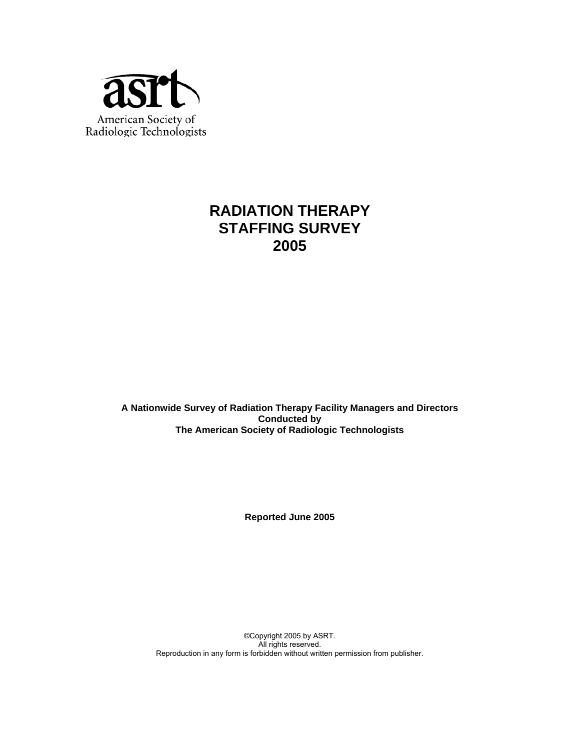asrt

American Society of
Radiologic Technologists

# RADIATION THERAPY STAFFING SURVEY 2005

**A Nationwide Survey of Radiation Therapy Facility Managers and Directors**
**Conducted by**
**The American Society of Radiologic Technologists**

**Reported June 2005**

©Copyright 2005 by ASRT.
All rights reserved.
Reproduction in any form is forbidden without written permission from publisher.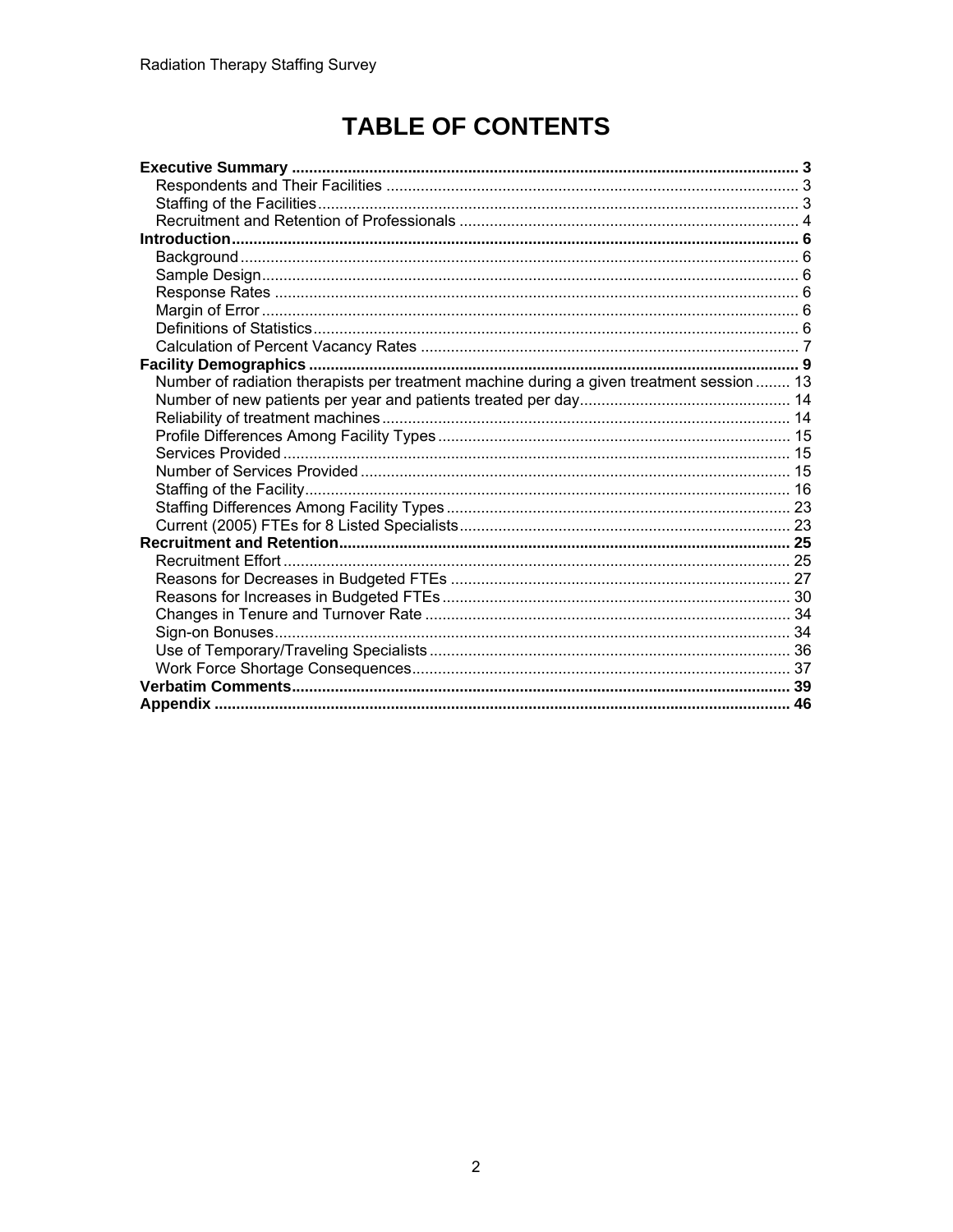# TABLE OF CONTENTS

**Executive Summary ..................................................................................................................... 3**
- Respondents and Their Facilities ............................................................................................... 3
- Staffing of the Facilities ............................................................................................................... 3
- Recruitment and Retention of Professionals .............................................................................. 4

**Introduction .................................................................................................................................. 6**
- Background ................................................................................................................................ 6
- Sample Design ........................................................................................................................... 6
- Response Rates ......................................................................................................................... 6
- Margin of Error ........................................................................................................................... 6
- Definitions of Statistics ............................................................................................................... 6
- Calculation of Percent Vacancy Rates ....................................................................................... 7

**Facility Demographics ................................................................................................................. 9**
- Number of radiation therapists per treatment machine during a given treatment session ........ 13
- Number of new patients per year and patients treated per day ................................................ 14
- Reliability of treatment machines .............................................................................................. 14
- Profile Differences Among Facility Types ................................................................................. 15
- Services Provided ..................................................................................................................... 15
- Number of Services Provided ................................................................................................... 15
- Staffing of the Facility ................................................................................................................ 16
- Staffing Differences Among Facility Types ............................................................................... 23
- Current (2005) FTEs for 8 Listed Specialists ............................................................................ 23

**Recruitment and Retention ........................................................................................................ 25**
- Recruitment Effort ..................................................................................................................... 25
- Reasons for Decreases in Budgeted FTEs ............................................................................... 27
- Reasons for Increases in Budgeted FTEs ................................................................................. 30
- Changes in Tenure and Turnover Rate ..................................................................................... 34
- Sign-on Bonuses ....................................................................................................................... 34
- Use of Temporary/Traveling Specialists .................................................................................... 36
- Work Force Shortage Consequences ....................................................................................... 37

**Verbatim Comments ................................................................................................................... 39**

**Appendix ..................................................................................................................................... 46**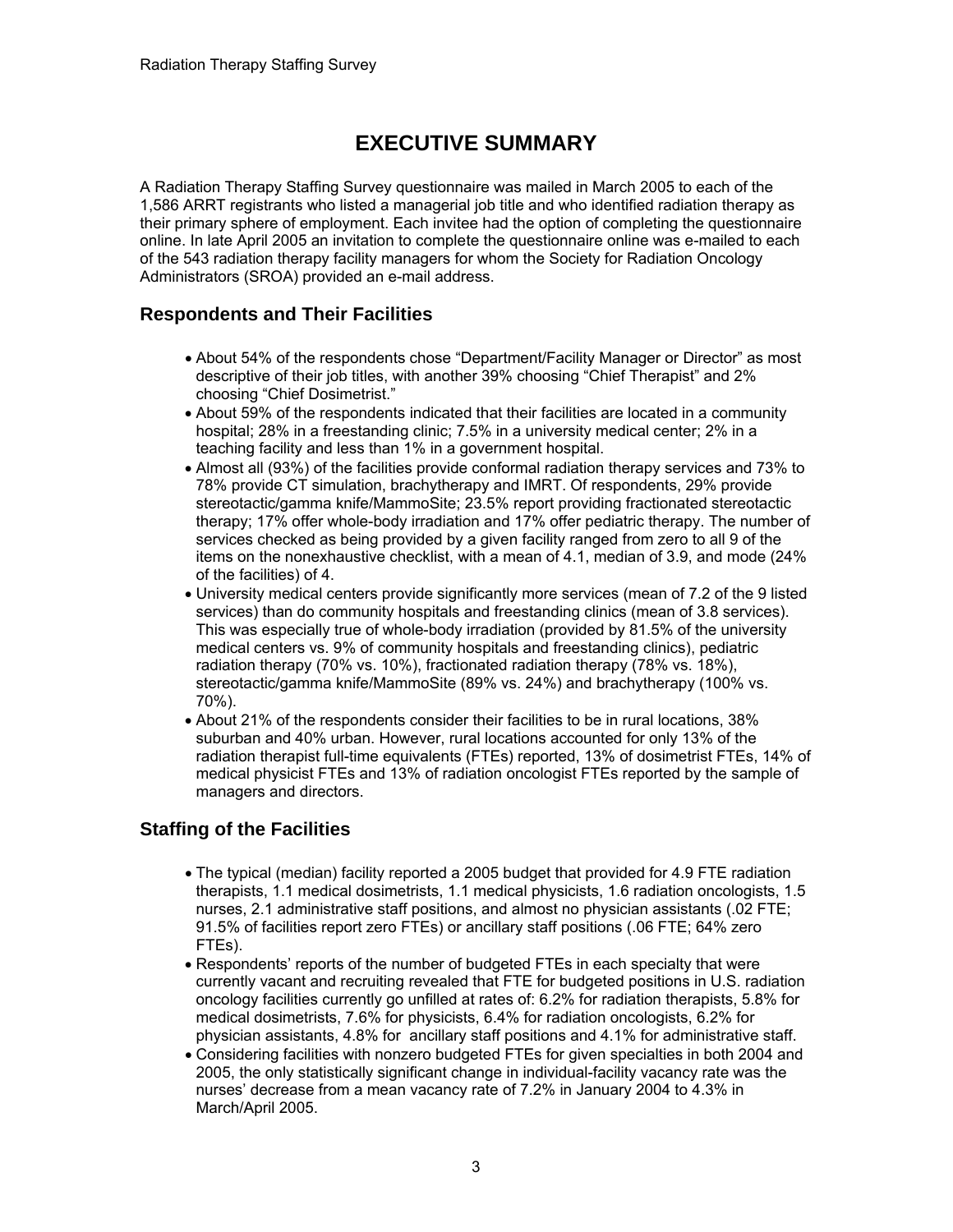# EXECUTIVE SUMMARY

A Radiation Therapy Staffing Survey questionnaire was mailed in March 2005 to each of the 1,586 ARRT registrants who listed a managerial job title and who identified radiation therapy as their primary sphere of employment. Each invitee had the option of completing the questionnaire online. In late April 2005 an invitation to complete the questionnaire online was e-mailed to each of the 543 radiation therapy facility managers for whom the Society for Radiation Oncology Administrators (SROA) provided an e-mail address.

## Respondents and Their Facilities

- About 54% of the respondents chose "Department/Facility Manager or Director" as most descriptive of their job titles, with another 39% choosing "Chief Therapist" and 2% choosing "Chief Dosimetrist."
- About 59% of the respondents indicated that their facilities are located in a community hospital; 28% in a freestanding clinic; 7.5% in a university medical center; 2% in a teaching facility and less than 1% in a government hospital.
- Almost all (93%) of the facilities provide conformal radiation therapy services and 73% to 78% provide CT simulation, brachytherapy and IMRT. Of respondents, 29% provide stereotactic/gamma knife/MammoSite; 23.5% report providing fractionated stereotactic therapy; 17% offer whole-body irradiation and 17% offer pediatric therapy. The number of services checked as being provided by a given facility ranged from zero to all 9 of the items on the nonexhaustive checklist, with a mean of 4.1, median of 3.9, and mode (24% of the facilities) of 4.
- University medical centers provide significantly more services (mean of 7.2 of the 9 listed services) than do community hospitals and freestanding clinics (mean of 3.8 services). This was especially true of whole-body irradiation (provided by 81.5% of the university medical centers vs. 9% of community hospitals and freestanding clinics), pediatric radiation therapy (70% vs. 10%), fractionated radiation therapy (78% vs. 18%), stereotactic/gamma knife/MammoSite (89% vs. 24%) and brachytherapy (100% vs. 70%).
- About 21% of the respondents consider their facilities to be in rural locations, 38% suburban and 40% urban. However, rural locations accounted for only 13% of the radiation therapist full-time equivalents (FTEs) reported, 13% of dosimetrist FTEs, 14% of medical physicist FTEs and 13% of radiation oncologist FTEs reported by the sample of managers and directors.

## Staffing of the Facilities

- The typical (median) facility reported a 2005 budget that provided for 4.9 FTE radiation therapists, 1.1 medical dosimetrists, 1.1 medical physicists, 1.6 radiation oncologists, 1.5 nurses, 2.1 administrative staff positions, and almost no physician assistants (.02 FTE; 91.5% of facilities report zero FTEs) or ancillary staff positions (.06 FTE; 64% zero FTEs).
- Respondents' reports of the number of budgeted FTEs in each specialty that were currently vacant and recruiting revealed that FTE for budgeted positions in U.S. radiation oncology facilities currently go unfilled at rates of: 6.2% for radiation therapists, 5.8% for medical dosimetrists, 7.6% for physicists, 6.4% for radiation oncologists, 6.2% for physician assistants, 4.8% for ancillary staff positions and 4.1% for administrative staff.
- Considering facilities with nonzero budgeted FTEs for given specialties in both 2004 and 2005, the only statistically significant change in individual-facility vacancy rate was the nurses' decrease from a mean vacancy rate of 7.2% in January 2004 to 4.3% in March/April 2005.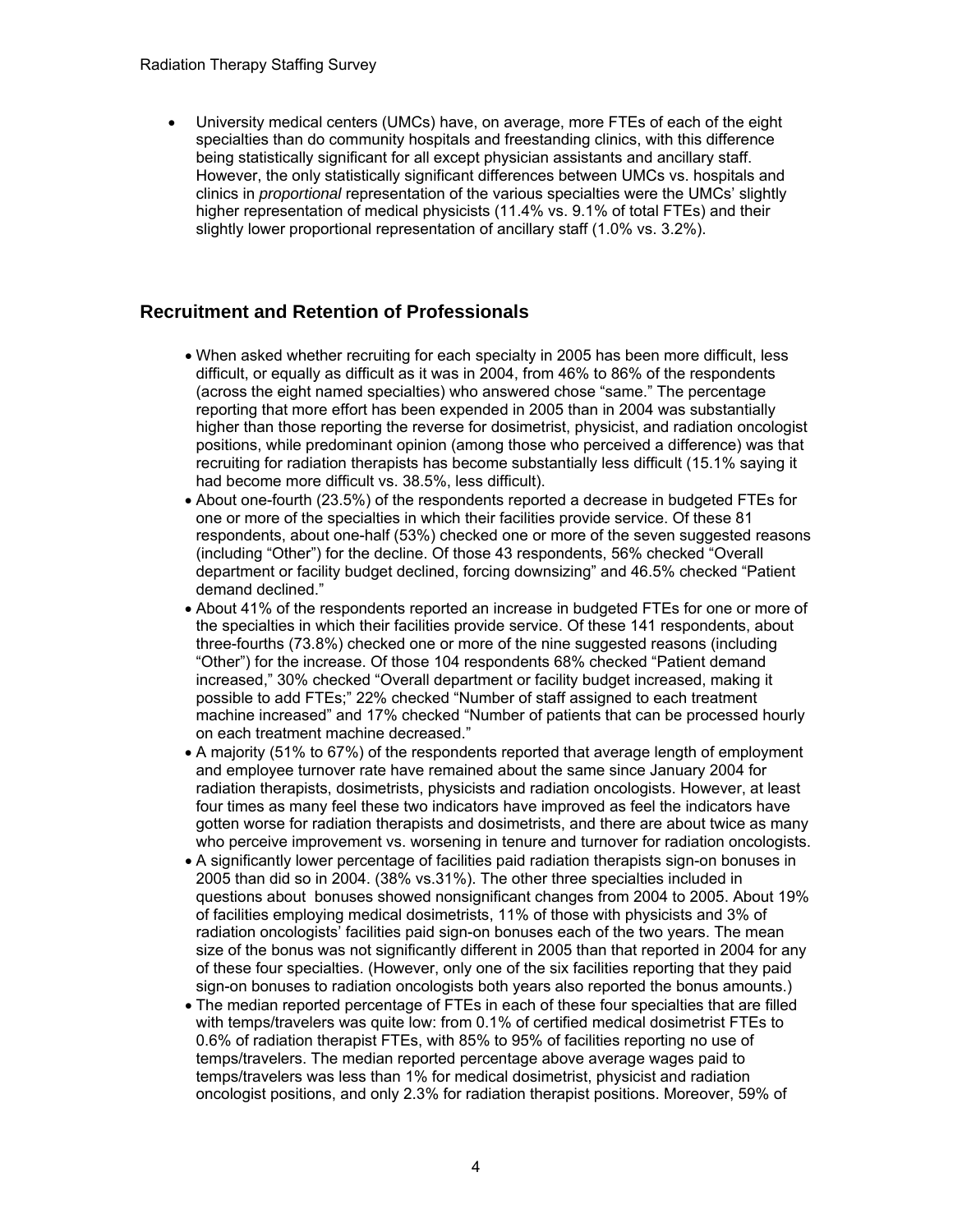- University medical centers (UMCs) have, on average, more FTEs of each of the eight specialties than do community hospitals and freestanding clinics, with this difference being statistically significant for all except physician assistants and ancillary staff. However, the only statistically significant differences between UMCs vs. hospitals and clinics in *proportional* representation of the various specialties were the UMCs' slightly higher representation of medical physicists (11.4% vs. 9.1% of total FTEs) and their slightly lower proportional representation of ancillary staff (1.0% vs. 3.2%).

## Recruitment and Retention of Professionals

- When asked whether recruiting for each specialty in 2005 has been more difficult, less difficult, or equally as difficult as it was in 2004, from 46% to 86% of the respondents (across the eight named specialties) who answered chose "same." The percentage reporting that more effort has been expended in 2005 than in 2004 was substantially higher than those reporting the reverse for dosimetrist, physicist, and radiation oncologist positions, while predominant opinion (among those who perceived a difference) was that recruiting for radiation therapists has become substantially less difficult (15.1% saying it had become more difficult vs. 38.5%, less difficult).
- About one-fourth (23.5%) of the respondents reported a decrease in budgeted FTEs for one or more of the specialties in which their facilities provide service. Of these 81 respondents, about one-half (53%) checked one or more of the seven suggested reasons (including "Other") for the decline. Of those 43 respondents, 56% checked "Overall department or facility budget declined, forcing downsizing" and 46.5% checked "Patient demand declined."
- About 41% of the respondents reported an increase in budgeted FTEs for one or more of the specialties in which their facilities provide service. Of these 141 respondents, about three-fourths (73.8%) checked one or more of the nine suggested reasons (including "Other") for the increase. Of those 104 respondents 68% checked "Patient demand increased," 30% checked "Overall department or facility budget increased, making it possible to add FTEs;" 22% checked "Number of staff assigned to each treatment machine increased" and 17% checked "Number of patients that can be processed hourly on each treatment machine decreased."
- A majority (51% to 67%) of the respondents reported that average length of employment and employee turnover rate have remained about the same since January 2004 for radiation therapists, dosimetrists, physicists and radiation oncologists. However, at least four times as many feel these two indicators have improved as feel the indicators have gotten worse for radiation therapists and dosimetrists, and there are about twice as many who perceive improvement vs. worsening in tenure and turnover for radiation oncologists.
- A significantly lower percentage of facilities paid radiation therapists sign-on bonuses in 2005 than did so in 2004. (38% vs.31%). The other three specialties included in questions about bonuses showed nonsignificant changes from 2004 to 2005. About 19% of facilities employing medical dosimetrists, 11% of those with physicists and 3% of radiation oncologists' facilities paid sign-on bonuses each of the two years. The mean size of the bonus was not significantly different in 2005 than that reported in 2004 for any of these four specialties. (However, only one of the six facilities reporting that they paid sign-on bonuses to radiation oncologists both years also reported the bonus amounts.)
- The median reported percentage of FTEs in each of these four specialties that are filled with temps/travelers was quite low: from 0.1% of certified medical dosimetrist FTEs to 0.6% of radiation therapist FTEs, with 85% to 95% of facilities reporting no use of temps/travelers. The median reported percentage above average wages paid to temps/travelers was less than 1% for medical dosimetrist, physicist and radiation oncologist positions, and only 2.3% for radiation therapist positions. Moreover, 59% of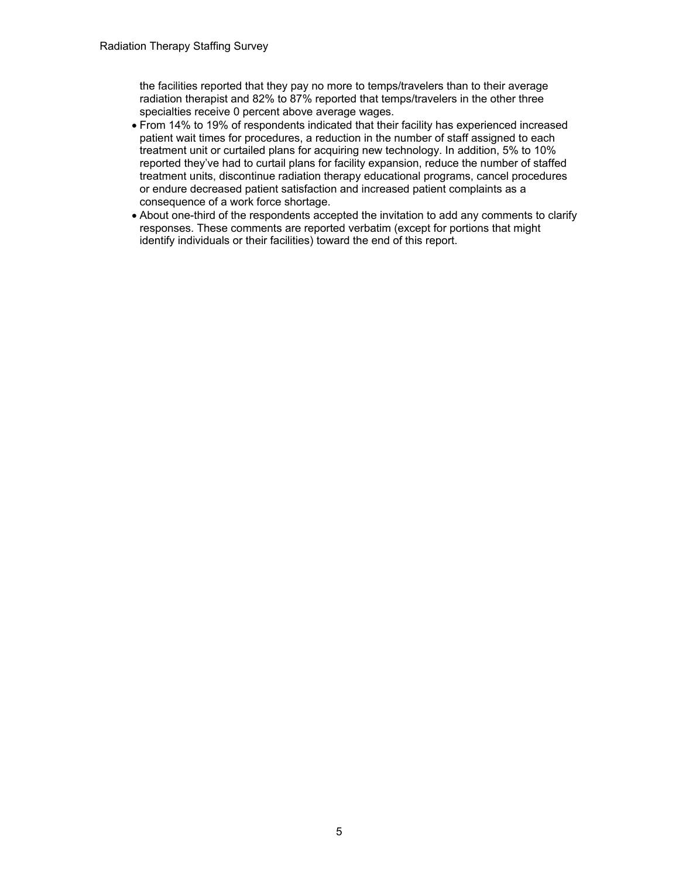the facilities reported that they pay no more to temps/travelers than to their average radiation therapist and 82% to 87% reported that temps/travelers in the other three specialties receive 0 percent above average wages.

- From 14% to 19% of respondents indicated that their facility has experienced increased patient wait times for procedures, a reduction in the number of staff assigned to each treatment unit or curtailed plans for acquiring new technology. In addition, 5% to 10% reported they've had to curtail plans for facility expansion, reduce the number of staffed treatment units, discontinue radiation therapy educational programs, cancel procedures or endure decreased patient satisfaction and increased patient complaints as a consequence of a work force shortage.
- About one-third of the respondents accepted the invitation to add any comments to clarify responses. These comments are reported verbatim (except for portions that might identify individuals or their facilities) toward the end of this report.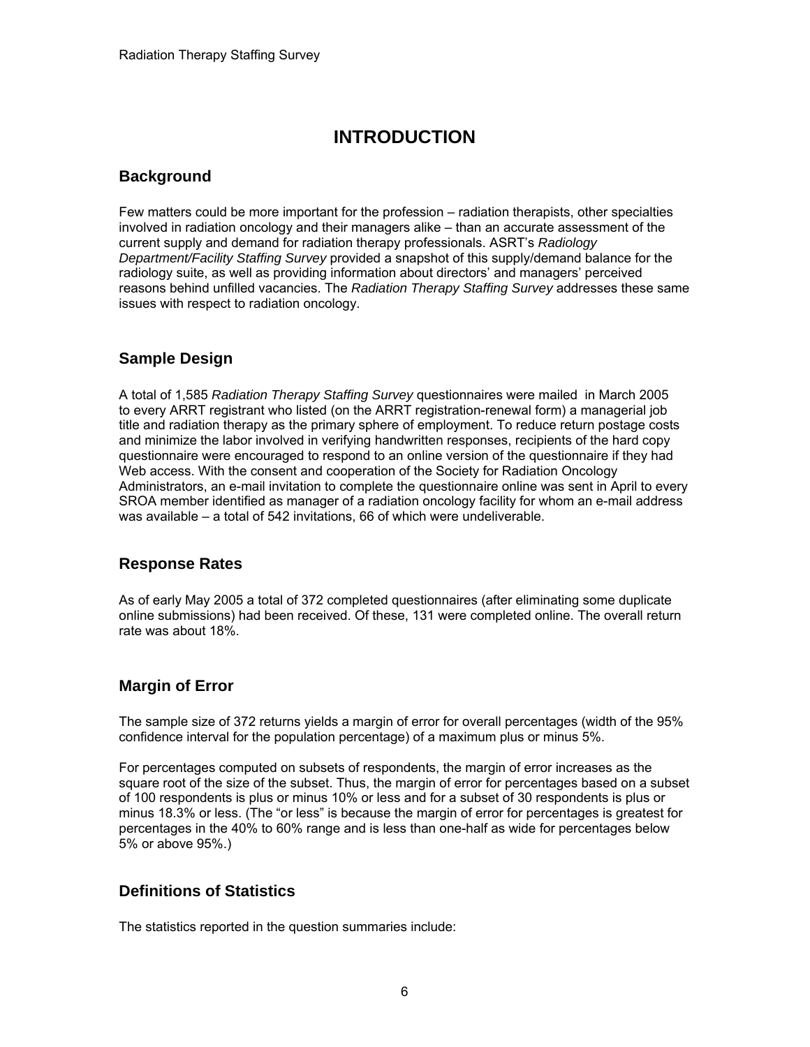# INTRODUCTION

## Background

Few matters could be more important for the profession – radiation therapists, other specialties involved in radiation oncology and their managers alike – than an accurate assessment of the current supply and demand for radiation therapy professionals. ASRT's *Radiology Department/Facility Staffing Survey* provided a snapshot of this supply/demand balance for the radiology suite, as well as providing information about directors' and managers' perceived reasons behind unfilled vacancies. The *Radiation Therapy Staffing Survey* addresses these same issues with respect to radiation oncology.

## Sample Design

A total of 1,585 *Radiation Therapy Staffing Survey* questionnaires were mailed in March 2005 to every ARRT registrant who listed (on the ARRT registration-renewal form) a managerial job title and radiation therapy as the primary sphere of employment. To reduce return postage costs and minimize the labor involved in verifying handwritten responses, recipients of the hard copy questionnaire were encouraged to respond to an online version of the questionnaire if they had Web access. With the consent and cooperation of the Society for Radiation Oncology Administrators, an e-mail invitation to complete the questionnaire online was sent in April to every SROA member identified as manager of a radiation oncology facility for whom an e-mail address was available – a total of 542 invitations, 66 of which were undeliverable.

## Response Rates

As of early May 2005 a total of 372 completed questionnaires (after eliminating some duplicate online submissions) had been received. Of these, 131 were completed online. The overall return rate was about 18%.

## Margin of Error

The sample size of 372 returns yields a margin of error for overall percentages (width of the 95% confidence interval for the population percentage) of a maximum plus or minus 5%.

For percentages computed on subsets of respondents, the margin of error increases as the square root of the size of the subset. Thus, the margin of error for percentages based on a subset of 100 respondents is plus or minus 10% or less and for a subset of 30 respondents is plus or minus 18.3% or less. (The "or less" is because the margin of error for percentages is greatest for percentages in the 40% to 60% range and is less than one-half as wide for percentages below 5% or above 95%.)

## Definitions of Statistics

The statistics reported in the question summaries include: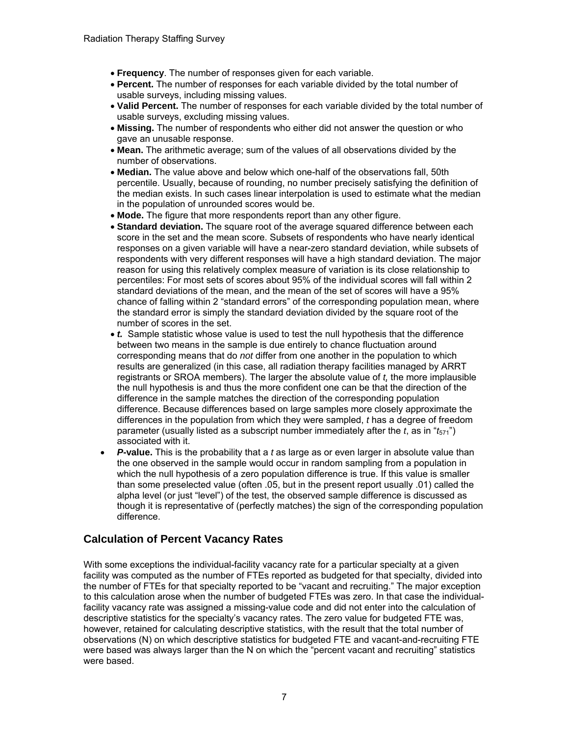- **Frequency**. The number of responses given for each variable.
- **Percent.** The number of responses for each variable divided by the total number of usable surveys, including missing values.
- **Valid Percent.** The number of responses for each variable divided by the total number of usable surveys, excluding missing values.
- **Missing.** The number of respondents who either did not answer the question or who gave an unusable response.
- **Mean.** The arithmetic average; sum of the values of all observations divided by the number of observations.
- **Median.** The value above and below which one-half of the observations fall, 50th percentile. Usually, because of rounding, no number precisely satisfying the definition of the median exists. In such cases linear interpolation is used to estimate what the median in the population of unrounded scores would be.
- **Mode.** The figure that more respondents report than any other figure.
- **Standard deviation.** The square root of the average squared difference between each score in the set and the mean score. Subsets of respondents who have nearly identical responses on a given variable will have a near-zero standard deviation, while subsets of respondents with very different responses will have a high standard deviation. The major reason for using this relatively complex measure of variation is its close relationship to percentiles: For most sets of scores about 95% of the individual scores will fall within 2 standard deviations of the mean, and the mean of the set of scores will have a 95% chance of falling within 2 "standard errors" of the corresponding population mean, where the standard error is simply the standard deviation divided by the square root of the number of scores in the set.
- ***t*.** Sample statistic whose value is used to test the null hypothesis that the difference between two means in the sample is due entirely to chance fluctuation around corresponding means that do *not* differ from one another in the population to which results are generalized (in this case, all radiation therapy facilities managed by ARRT registrants or SROA members). The larger the absolute value of *t*, the more implausible the null hypothesis is and thus the more confident one can be that the direction of the difference in the sample matches the direction of the corresponding population difference. Because differences based on large samples more closely approximate the differences in the population from which they were sampled, *t* has a degree of freedom parameter (usually listed as a subscript number immediately after the *t*, as in "$t_{571}$") associated with it.
- ***P*-value.** This is the probability that a *t* as large as or even larger in absolute value than the one observed in the sample would occur in random sampling from a population in which the null hypothesis of a zero population difference is true. If this value is smaller than some preselected value (often .05, but in the present report usually .01) called the alpha level (or just "level") of the test, the observed sample difference is discussed as though it is representative of (perfectly matches) the sign of the corresponding population difference.

## Calculation of Percent Vacancy Rates

With some exceptions the individual-facility vacancy rate for a particular specialty at a given facility was computed as the number of FTEs reported as budgeted for that specialty, divided into the number of FTEs for that specialty reported to be "vacant and recruiting." The major exception to this calculation arose when the number of budgeted FTEs was zero. In that case the individual-facility vacancy rate was assigned a missing-value code and did not enter into the calculation of descriptive statistics for the specialty's vacancy rates. The zero value for budgeted FTE was, however, retained for calculating descriptive statistics, with the result that the total number of observations (N) on which descriptive statistics for budgeted FTE and vacant-and-recruiting FTE were based was always larger than the N on which the "percent vacant and recruiting" statistics were based.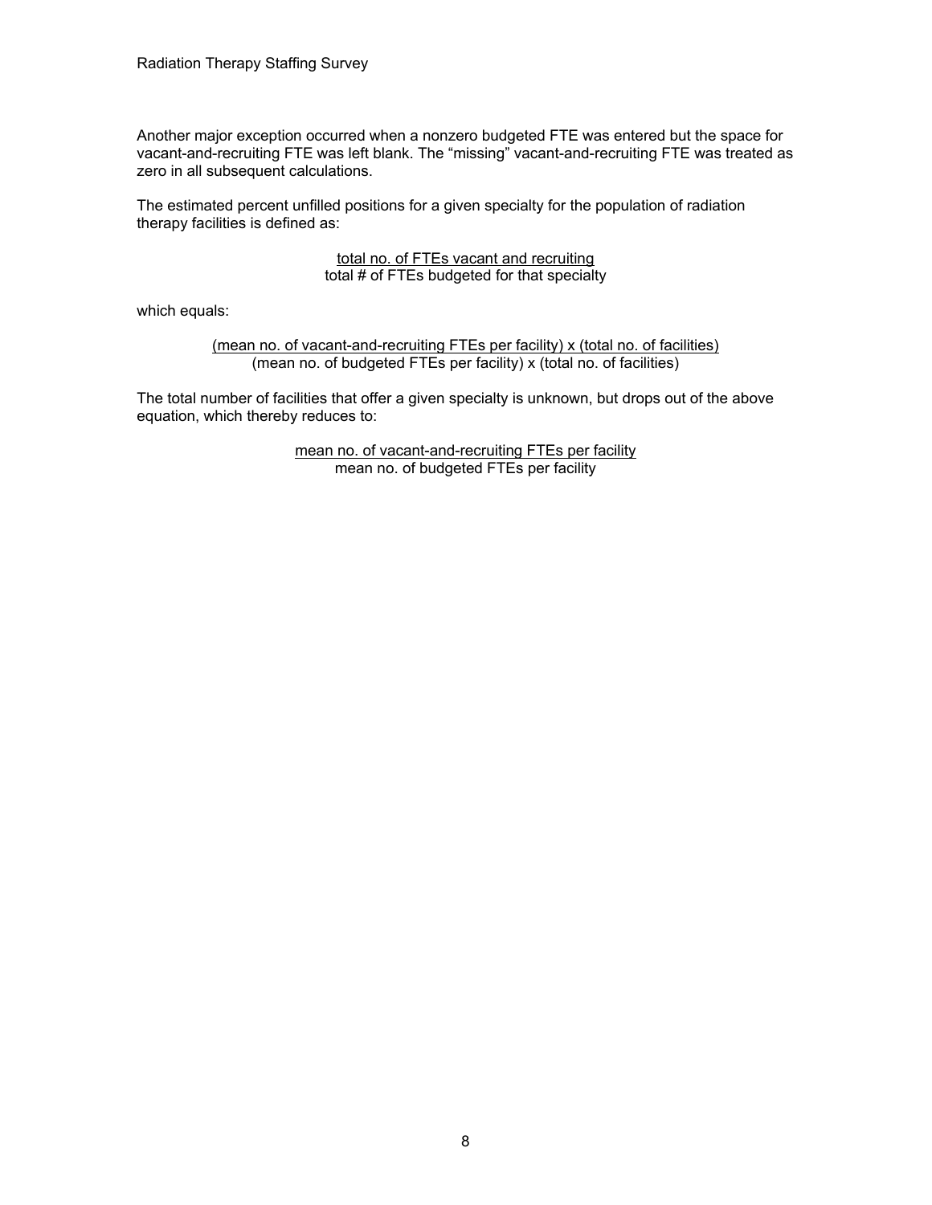Another major exception occurred when a nonzero budgeted FTE was entered but the space for vacant-and-recruiting FTE was left blank. The "missing" vacant-and-recruiting FTE was treated as zero in all subsequent calculations.

The estimated percent unfilled positions for a given specialty for the population of radiation therapy facilities is defined as:

$$\frac{\text{total no. of FTEs vacant and recruiting}}{\text{total \# of FTEs budgeted for that specialty}}$$

which equals:

$$\frac{\text{(mean no. of vacant-and-recruiting FTEs per facility) x (total no. of facilities)}}{\text{(mean no. of budgeted FTEs per facility) x (total no. of facilities)}}$$

The total number of facilities that offer a given specialty is unknown, but drops out of the above equation, which thereby reduces to:

$$\frac{\text{mean no. of vacant-and-recruiting FTEs per facility}}{\text{mean no. of budgeted FTEs per facility}}$$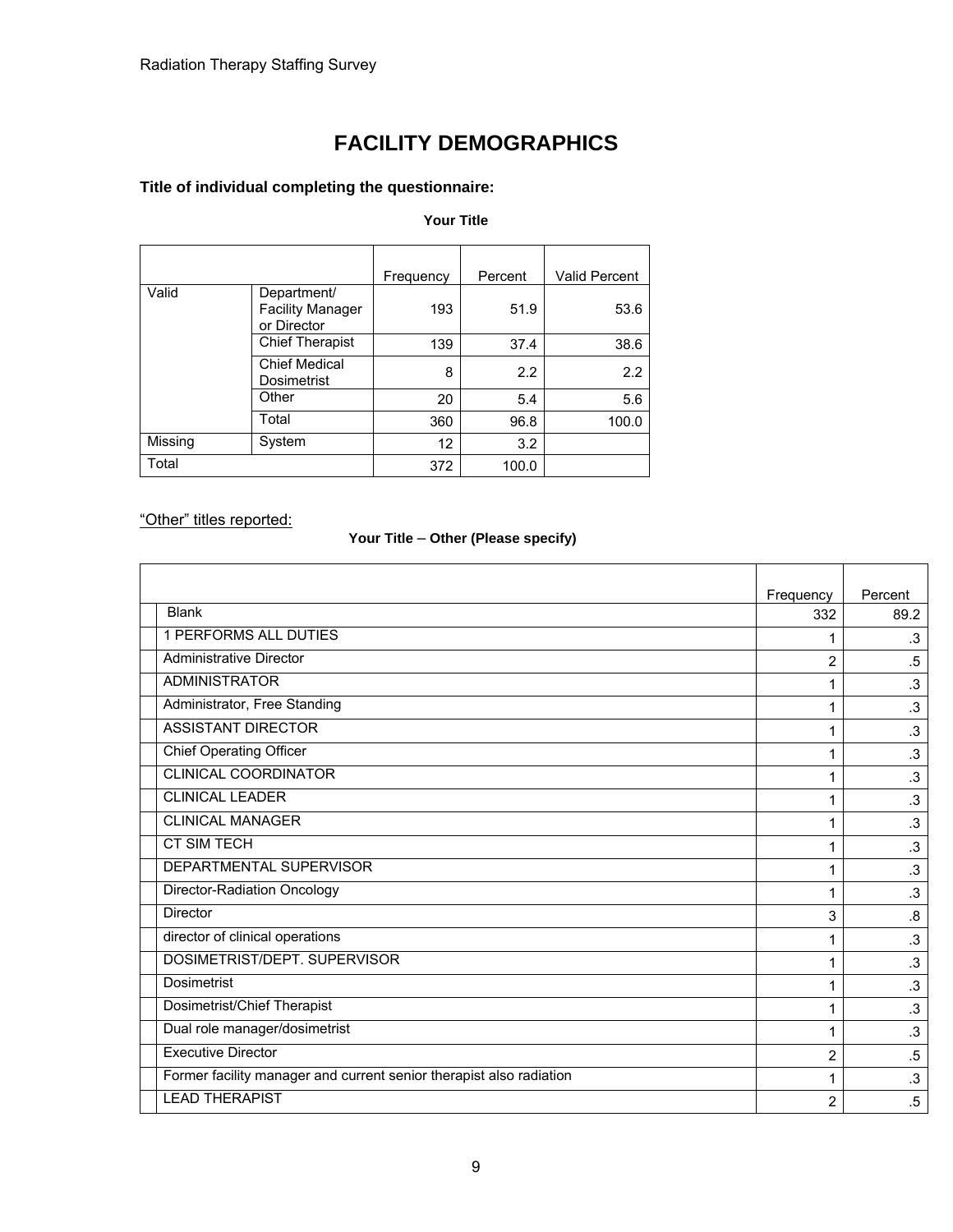# FACILITY DEMOGRAPHICS

**Title of individual completing the questionnaire:**

**Your Title**

| | | Frequency | Percent | Valid Percent |
|---|---|---|---|---|
| Valid | Department/ Facility Manager or Director | 193 | 51.9 | 53.6 |
| | Chief Therapist | 139 | 37.4 | 38.6 |
| | Chief Medical Dosimetrist | 8 | 2.2 | 2.2 |
| | Other | 20 | 5.4 | 5.6 |
| | Total | 360 | 96.8 | 100.0 |
| Missing | System | 12 | 3.2 | |
| Total | | 372 | 100.0 | |

<u>“Other” titles reported:</u>

**Your Title – Other (Please specify)**

| | Frequency | Percent |
|---|---|---|
| Blank | 332 | 89.2 |
| 1 PERFORMS ALL DUTIES | 1 | .3 |
| Administrative Director | 2 | .5 |
| ADMINISTRATOR | 1 | .3 |
| Administrator, Free Standing | 1 | .3 |
| ASSISTANT DIRECTOR | 1 | .3 |
| Chief Operating Officer | 1 | .3 |
| CLINICAL COORDINATOR | 1 | .3 |
| CLINICAL LEADER | 1 | .3 |
| CLINICAL MANAGER | 1 | .3 |
| CT SIM TECH | 1 | .3 |
| DEPARTMENTAL SUPERVISOR | 1 | .3 |
| Director-Radiation Oncology | 1 | .3 |
| Director | 3 | .8 |
| director of clinical operations | 1 | .3 |
| DOSIMETRIST/DEPT. SUPERVISOR | 1 | .3 |
| Dosimetrist | 1 | .3 |
| Dosimetrist/Chief Therapist | 1 | .3 |
| Dual role manager/dosimetrist | 1 | .3 |
| Executive Director | 2 | .5 |
| Former facility manager and current senior therapist also radiation | 1 | .3 |
| LEAD THERAPIST | 2 | .5 |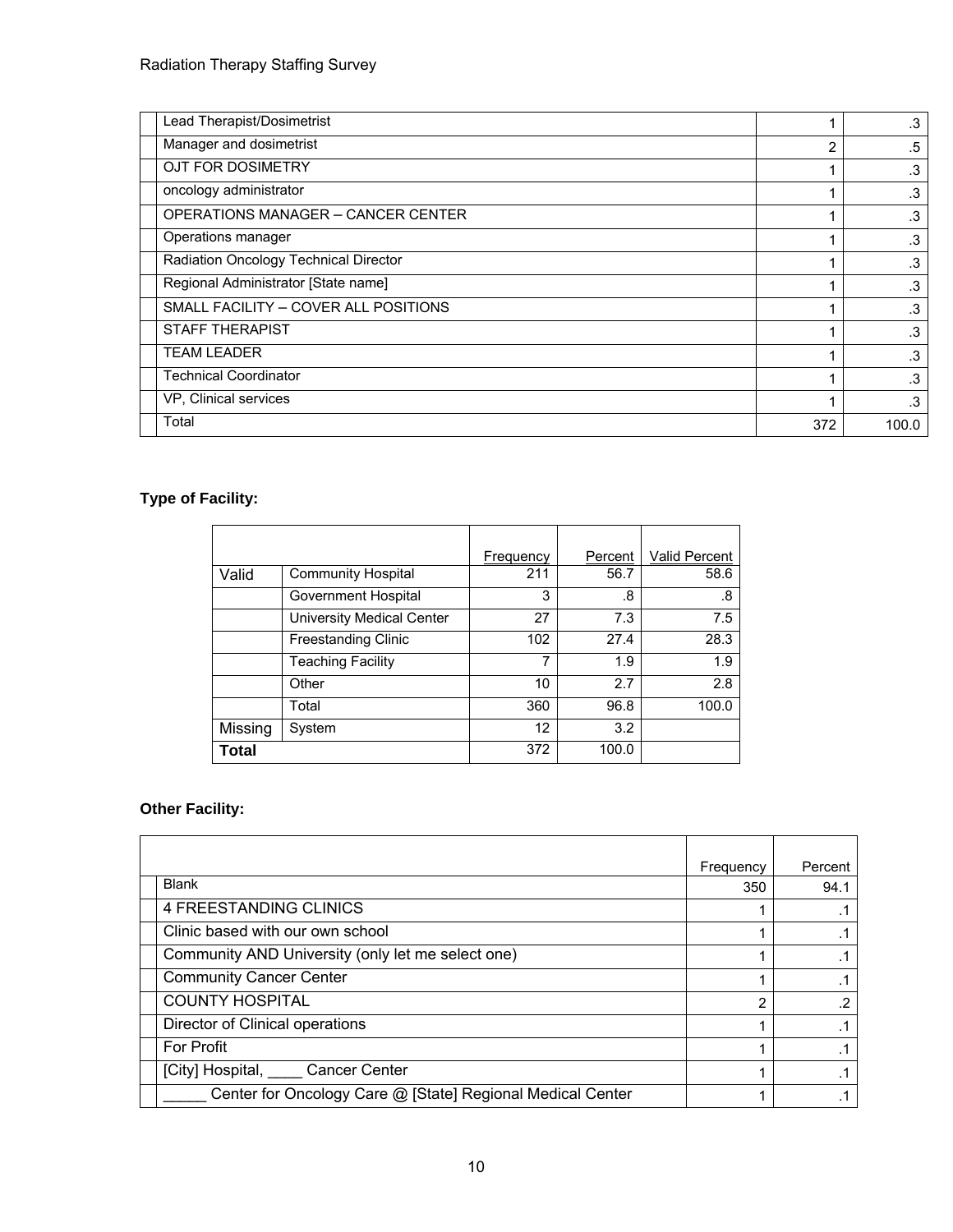| | | Frequency | Percent |
|---|---|---|---|
| | Lead Therapist/Dosimetrist | 1 | .3 |
| | Manager and dosimetrist | 2 | .5 |
| | OJT FOR DOSIMETRY | 1 | .3 |
| | oncology administrator | 1 | .3 |
| | OPERATIONS MANAGER – CANCER CENTER | 1 | .3 |
| | Operations manager | 1 | .3 |
| | Radiation Oncology Technical Director | 1 | .3 |
| | Regional Administrator [State name] | 1 | .3 |
| | SMALL FACILITY – COVER ALL POSITIONS | 1 | .3 |
| | STAFF THERAPIST | 1 | .3 |
| | TEAM LEADER | 1 | .3 |
| | Technical Coordinator | 1 | .3 |
| | VP, Clinical services | 1 | .3 |
| | Total | 372 | 100.0 |

**Type of Facility:**

| | | Frequency | Percent | Valid Percent |
|---|---|---|---|---|
| Valid | Community Hospital | 211 | 56.7 | 58.6 |
| | Government Hospital | 3 | .8 | .8 |
| | University Medical Center | 27 | 7.3 | 7.5 |
| | Freestanding Clinic | 102 | 27.4 | 28.3 |
| | Teaching Facility | 7 | 1.9 | 1.9 |
| | Other | 10 | 2.7 | 2.8 |
| | Total | 360 | 96.8 | 100.0 |
| Missing | System | 12 | 3.2 | |
| **Total** | | 372 | 100.0 | |

**Other Facility:**

| | | Frequency | Percent |
|---|---|---|---|
| | Blank | 350 | 94.1 |
| | 4 FREESTANDING CLINICS | 1 | .1 |
| | Clinic based with our own school | 1 | .1 |
| | Community AND University (only let me select one) | 1 | .1 |
| | Community Cancer Center | 1 | .1 |
| | COUNTY HOSPITAL | 2 | .2 |
| | Director of Clinical operations | 1 | .1 |
| | For Profit | 1 | .1 |
| | [City] Hospital, ____ Cancer Center | 1 | .1 |
| | _____ Center for Oncology Care @ [State] Regional Medical Center | 1 | .1 |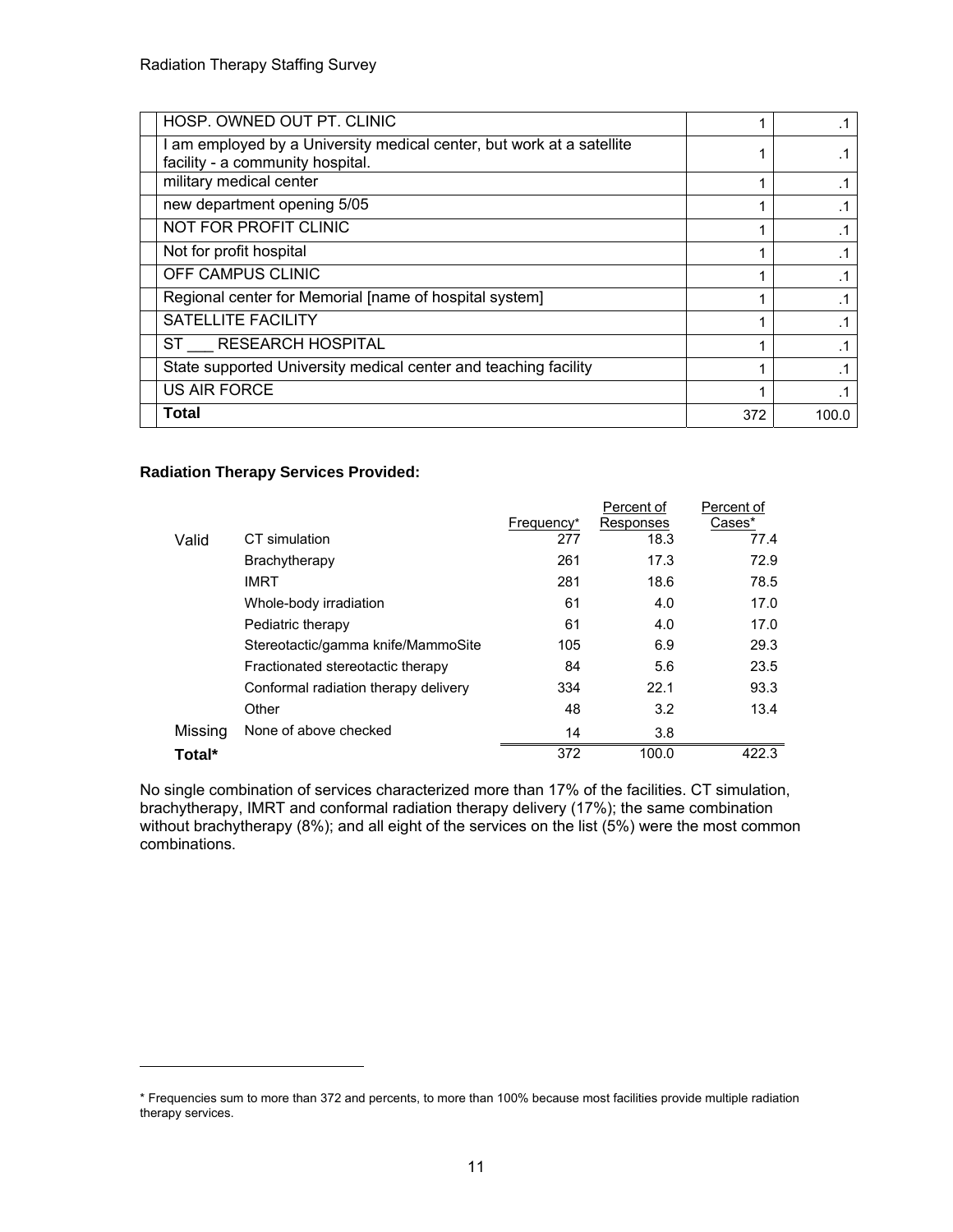| | | | |
|---|---|---|---|
| | HOSP. OWNED OUT PT. CLINIC | 1 | .1 |
| | I am employed by a University medical center, but work at a satellite facility - a community hospital. | 1 | .1 |
| | military medical center | 1 | .1 |
| | new department opening 5/05 | 1 | .1 |
| | NOT FOR PROFIT CLINIC | 1 | .1 |
| | Not for profit hospital | 1 | .1 |
| | OFF CAMPUS CLINIC | 1 | .1 |
| | Regional center for Memorial [name of hospital system] | 1 | .1 |
| | SATELLITE FACILITY | 1 | .1 |
| | ST ___ RESEARCH HOSPITAL | 1 | .1 |
| | State supported University medical center and teaching facility | 1 | .1 |
| | US AIR FORCE | 1 | .1 |
| | **Total** | 372 | 100.0 |

**Radiation Therapy Services Provided:**

| | | Frequency* | Percent of Responses | Percent of Cases* |
|---|---|---|---|---|
| Valid | CT simulation | 277 | 18.3 | 77.4 |
| | Brachytherapy | 261 | 17.3 | 72.9 |
| | IMRT | 281 | 18.6 | 78.5 |
| | Whole-body irradiation | 61 | 4.0 | 17.0 |
| | Pediatric therapy | 61 | 4.0 | 17.0 |
| | Stereotactic/gamma knife/MammoSite | 105 | 6.9 | 29.3 |
| | Fractionated stereotactic therapy | 84 | 5.6 | 23.5 |
| | Conformal radiation therapy delivery | 334 | 22.1 | 93.3 |
| | Other | 48 | 3.2 | 13.4 |
| Missing | None of above checked | 14 | 3.8 | |
| **Total*** | | 372 | 100.0 | 422.3 |

No single combination of services characterized more than 17% of the facilities. CT simulation, brachytherapy, IMRT and conformal radiation therapy delivery (17%); the same combination without brachytherapy (8%); and all eight of the services on the list (5%) were the most common combinations.

* Frequencies sum to more than 372 and percents, to more than 100% because most facilities provide multiple radiation therapy services.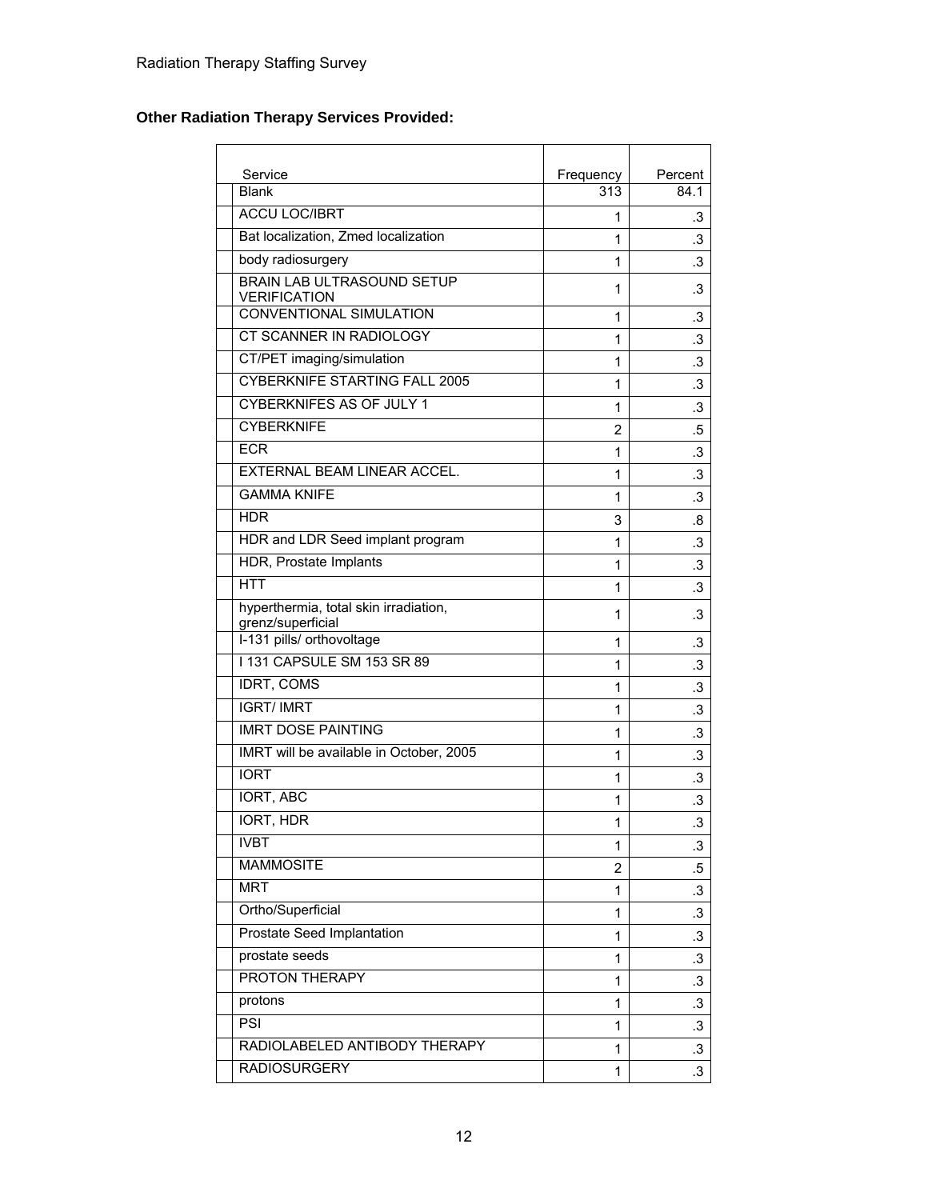**Other Radiation Therapy Services Provided:**

| Service | Frequency | Percent |
|---|---|---|
| Blank | 313 | 84.1 |
| ACCU LOC/IBRT | 1 | .3 |
| Bat localization, Zmed localization | 1 | .3 |
| body radiosurgery | 1 | .3 |
| BRAIN LAB ULTRASOUND SETUP VERIFICATION | 1 | .3 |
| CONVENTIONAL SIMULATION | 1 | .3 |
| CT SCANNER IN RADIOLOGY | 1 | .3 |
| CT/PET imaging/simulation | 1 | .3 |
| CYBERKNIFE STARTING FALL 2005 | 1 | .3 |
| CYBERKNIFES AS OF JULY 1 | 1 | .3 |
| CYBERKNIFE | 2 | .5 |
| ECR | 1 | .3 |
| EXTERNAL BEAM LINEAR ACCEL. | 1 | .3 |
| GAMMA KNIFE | 1 | .3 |
| HDR | 3 | .8 |
| HDR and LDR Seed implant program | 1 | .3 |
| HDR, Prostate Implants | 1 | .3 |
| HTT | 1 | .3 |
| hyperthermia, total skin irradiation, grenz/superficial | 1 | .3 |
| I-131 pills/ orthovoltage | 1 | .3 |
| I 131 CAPSULE SM 153 SR 89 | 1 | .3 |
| IDRT, COMS | 1 | .3 |
| IGRT/ IMRT | 1 | .3 |
| IMRT DOSE PAINTING | 1 | .3 |
| IMRT will be available in October, 2005 | 1 | .3 |
| IORT | 1 | .3 |
| IORT, ABC | 1 | .3 |
| IORT, HDR | 1 | .3 |
| IVBT | 1 | .3 |
| MAMMOSITE | 2 | .5 |
| MRT | 1 | .3 |
| Ortho/Superficial | 1 | .3 |
| Prostate Seed Implantation | 1 | .3 |
| prostate seeds | 1 | .3 |
| PROTON THERAPY | 1 | .3 |
| protons | 1 | .3 |
| PSI | 1 | .3 |
| RADIOLABELED ANTIBODY THERAPY | 1 | .3 |
| RADIOSURGERY | 1 | .3 |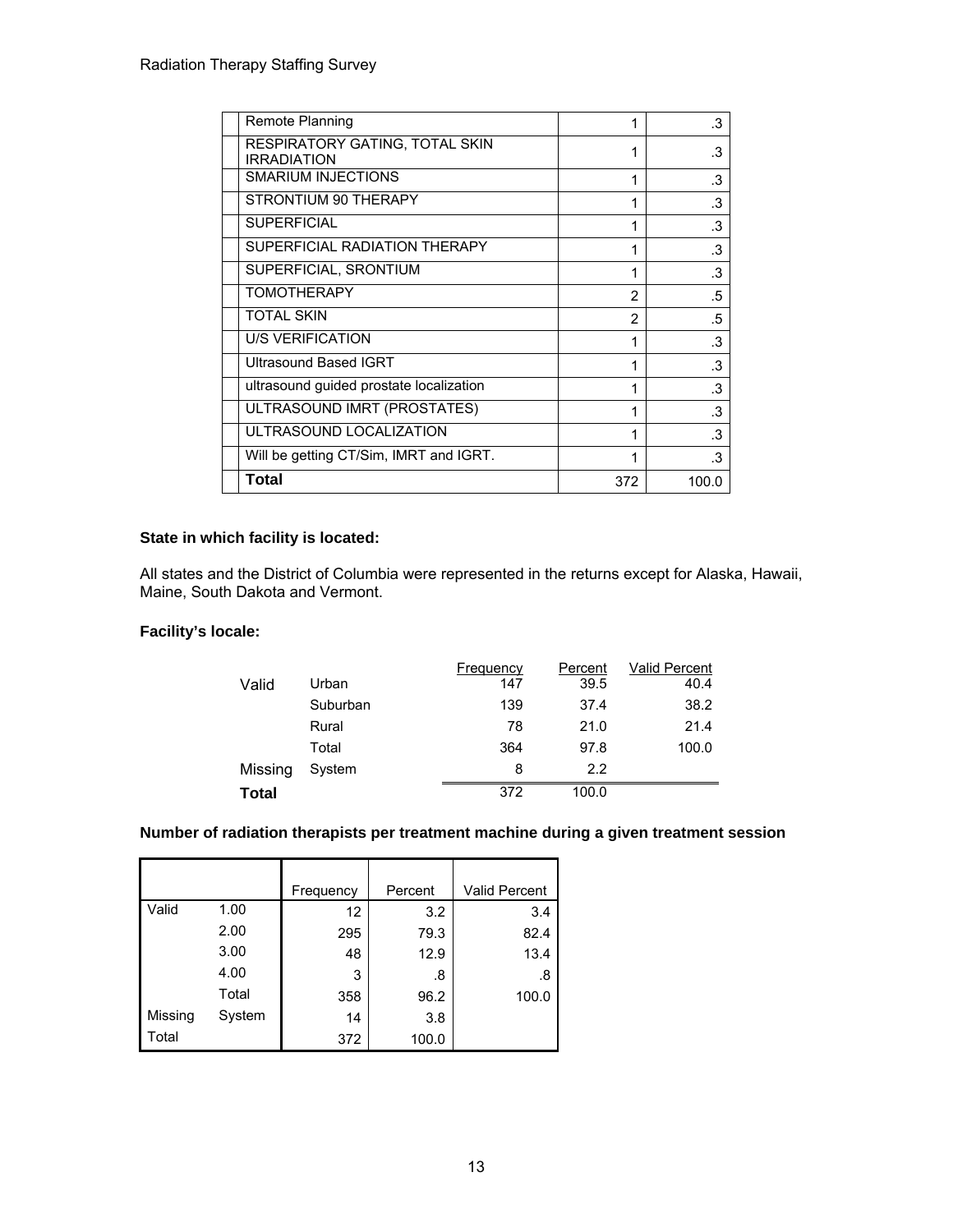| | | | |
|---|---|---|---|
| | Remote Planning | 1 | .3 |
| | RESPIRATORY GATING, TOTAL SKIN IRRADIATION | 1 | .3 |
| | SMARIUM INJECTIONS | 1 | .3 |
| | STRONTIUM 90 THERAPY | 1 | .3 |
| | SUPERFICIAL | 1 | .3 |
| | SUPERFICIAL RADIATION THERAPY | 1 | .3 |
| | SUPERFICIAL, SRONTIUM | 1 | .3 |
| | TOMOTHERAPY | 2 | .5 |
| | TOTAL SKIN | 2 | .5 |
| | U/S VERIFICATION | 1 | .3 |
| | Ultrasound Based IGRT | 1 | .3 |
| | ultrasound guided prostate localization | 1 | .3 |
| | ULTRASOUND IMRT (PROSTATES) | 1 | .3 |
| | ULTRASOUND LOCALIZATION | 1 | .3 |
| | Will be getting CT/Sim, IMRT and IGRT. | 1 | .3 |
| | **Total** | 372 | 100.0 |

**State in which facility is located:**

All states and the District of Columbia were represented in the returns except for Alaska, Hawaii, Maine, South Dakota and Vermont.

**Facility's locale:**

| | | Frequency | Percent | Valid Percent |
|---|---|---|---|---|
| Valid | Urban | 147 | 39.5 | 40.4 |
| | Suburban | 139 | 37.4 | 38.2 |
| | Rural | 78 | 21.0 | 21.4 |
| | Total | 364 | 97.8 | 100.0 |
| Missing | System | 8 | 2.2 | |
| **Total** | | 372 | 100.0 | |

**Number of radiation therapists per treatment machine during a given treatment session**

| | | Frequency | Percent | Valid Percent |
|---|---|---|---|---|
| Valid | 1.00 | 12 | 3.2 | 3.4 |
| | 2.00 | 295 | 79.3 | 82.4 |
| | 3.00 | 48 | 12.9 | 13.4 |
| | 4.00 | 3 | .8 | .8 |
| | Total | 358 | 96.2 | 100.0 |
| Missing | System | 14 | 3.8 | |
| Total | | 372 | 100.0 | |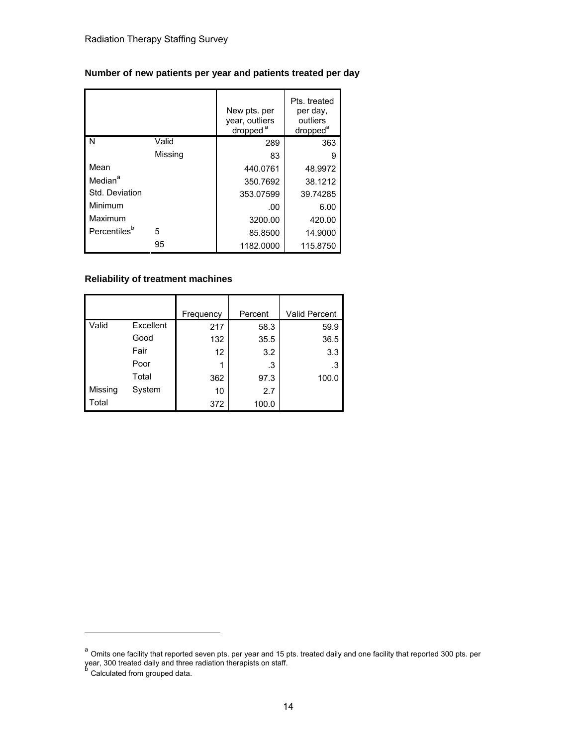### Number of new patients per year and patients treated per day

| | | New pts. per year, outliers dropped [a] | Pts. treated per day, outliers dropped[a] |
|---|---|---|---|
| N | Valid | 289 | 363 |
| | Missing | 83 | 9 |
| Mean | | 440.0761 | 48.9972 |
| Median[a] | | 350.7692 | 38.1212 |
| Std. Deviation | | 353.07599 | 39.74285 |
| Minimum | | .00 | 6.00 |
| Maximum | | 3200.00 | 420.00 |
| Percentiles[b] | 5 | 85.8500 | 14.9000 |
| | 95 | 1182.0000 | 115.8750 |

### Reliability of treatment machines

| | | Frequency | Percent | Valid Percent |
|---|---|---|---|---|
| Valid | Excellent | 217 | 58.3 | 59.9 |
| | Good | 132 | 35.5 | 36.5 |
| | Fair | 12 | 3.2 | 3.3 |
| | Poor | 1 | .3 | .3 |
| | Total | 362 | 97.3 | 100.0 |
| Missing | System | 10 | 2.7 | |
| Total | | 372 | 100.0 | |

---

[a] Omits one facility that reported seven pts. per year and 15 pts. treated daily and one facility that reported 300 pts. per year, 300 treated daily and three radiation therapists on staff.

[b] Calculated from grouped data.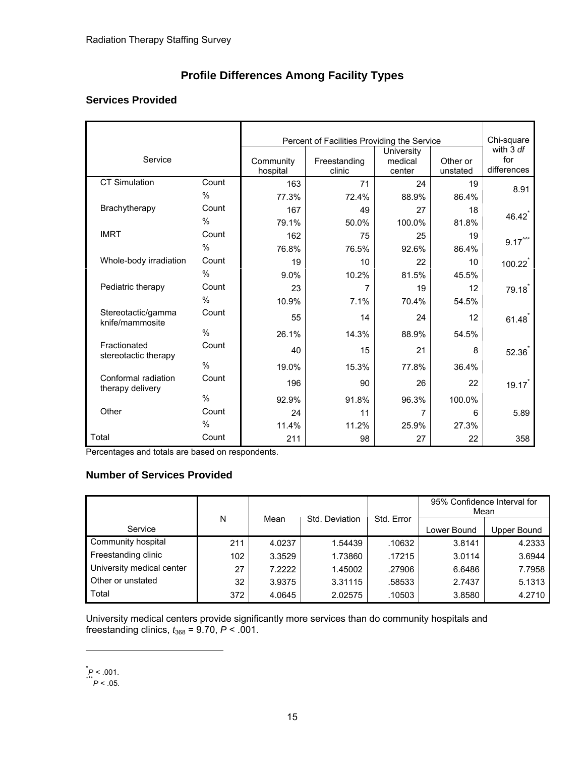## Profile Differences Among Facility Types

### Services Provided

| Service | | Percent of Facilities Providing the Service | | | | Chi-square with 3 *df* for differences |
|---|---|---|---|---|---|---|
| | | Community hospital | Freestanding clinic | University medical center | Other or unstated | |
| CT Simulation | Count | 163 | 71 | 24 | 19 | 8.91 |
| | % | 77.3% | 72.4% | 88.9% | 86.4% | |
| Brachytherapy | Count | 167 | 49 | 27 | 18 | 46.42* |
| | % | 79.1% | 50.0% | 100.0% | 81.8% | |
| IMRT | Count | 162 | 75 | 25 | 19 | 9.17*** |
| | % | 76.8% | 76.5% | 92.6% | 86.4% | |
| Whole-body irradiation | Count | 19 | 10 | 22 | 10 | 100.22* |
| | % | 9.0% | 10.2% | 81.5% | 45.5% | |
| Pediatric therapy | Count | 23 | 7 | 19 | 12 | 79.18* |
| | % | 10.9% | 7.1% | 70.4% | 54.5% | |
| Stereotactic/gamma knife/mammosite | Count | 55 | 14 | 24 | 12 | 61.48* |
| | % | 26.1% | 14.3% | 88.9% | 54.5% | |
| Fractionated stereotactic therapy | Count | 40 | 15 | 21 | 8 | 52.36* |
| | % | 19.0% | 15.3% | 77.8% | 36.4% | |
| Conformal radiation therapy delivery | Count | 196 | 90 | 26 | 22 | 19.17* |
| | % | 92.9% | 91.8% | 96.3% | 100.0% | |
| Other | Count | 24 | 11 | 7 | 6 | 5.89 |
| | % | 11.4% | 11.2% | 25.9% | 27.3% | |
| Total | Count | 211 | 98 | 27 | 22 | 358 |

Percentages and totals are based on respondents.

### Number of Services Provided

| Service | N | Mean | Std. Deviation | Std. Error | 95% Confidence Interval for Mean | |
|---|---|---|---|---|---|---|
| | | | | | Lower Bound | Upper Bound |
| Community hospital | 211 | 4.0237 | 1.54439 | .10632 | 3.8141 | 4.2333 |
| Freestanding clinic | 102 | 3.3529 | 1.73860 | .17215 | 3.0114 | 3.6944 |
| University medical center | 27 | 7.2222 | 1.45002 | .27906 | 6.6486 | 7.7958 |
| Other or unstated | 32 | 3.9375 | 3.31115 | .58533 | 2.7437 | 5.1313 |
| Total | 372 | 4.0645 | 2.02575 | .10503 | 3.8580 | 4.2710 |

University medical centers provide significantly more services than do community hospitals and freestanding clinics, $t_{368} = 9.70$, $P < .001$.

---

* $P < .001$.

*** $P < .05$.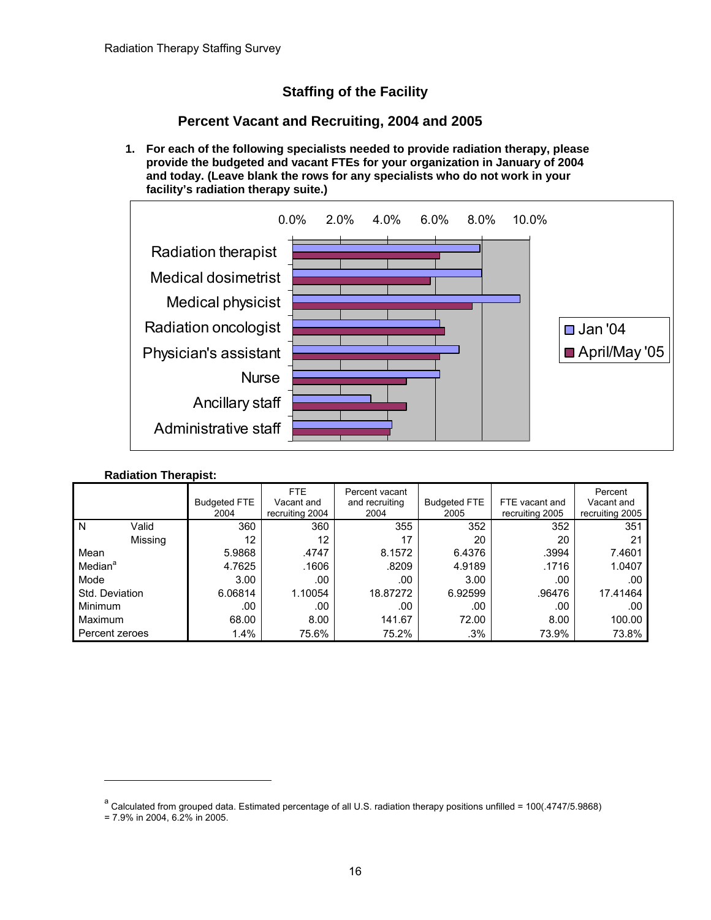## Staffing of the Facility

### Percent Vacant and Recruiting, 2004 and 2005

**1. For each of the following specialists needed to provide radiation therapy, please provide the budgeted and vacant FTEs for your organization in January of 2004 and today. (Leave blank the rows for any specialists who do not work in your facility's radiation therapy suite.)**

**Radiation Therapist:**

| | | Budgeted FTE 2004 | FTE Vacant and recruiting 2004 | Percent vacant and recruiting 2004 | Budgeted FTE 2005 | FTE vacant and recruiting 2005 | Percent Vacant and recruiting 2005 |
|---|---|---|---|---|---|---|---|
| N | Valid | 360 | 360 | 355 | 352 | 352 | 351 |
| | Missing | 12 | 12 | 17 | 20 | 20 | 21 |
| Mean | | 5.9868 | .4747 | 8.1572 | 6.4376 | .3994 | 7.4601 |
| Median[a] | | 4.7625 | .1606 | .8209 | 4.9189 | .1716 | 1.0407 |
| Mode | | 3.00 | .00 | .00 | 3.00 | .00 | .00 |
| Std. Deviation | | 6.06814 | 1.10054 | 18.87272 | 6.92599 | .96476 | 17.41464 |
| Minimum | | .00 | .00 | .00 | .00 | .00 | .00 |
| Maximum | | 68.00 | 8.00 | 141.67 | 72.00 | 8.00 | 100.00 |
| Percent zeroes | | 1.4% | 75.6% | 75.2% | .3% | 73.9% | 73.8% |

[a] Calculated from grouped data. Estimated percentage of all U.S. radiation therapy positions unfilled = 100(.4747/5.9868) = 7.9% in 2004, 6.2% in 2005.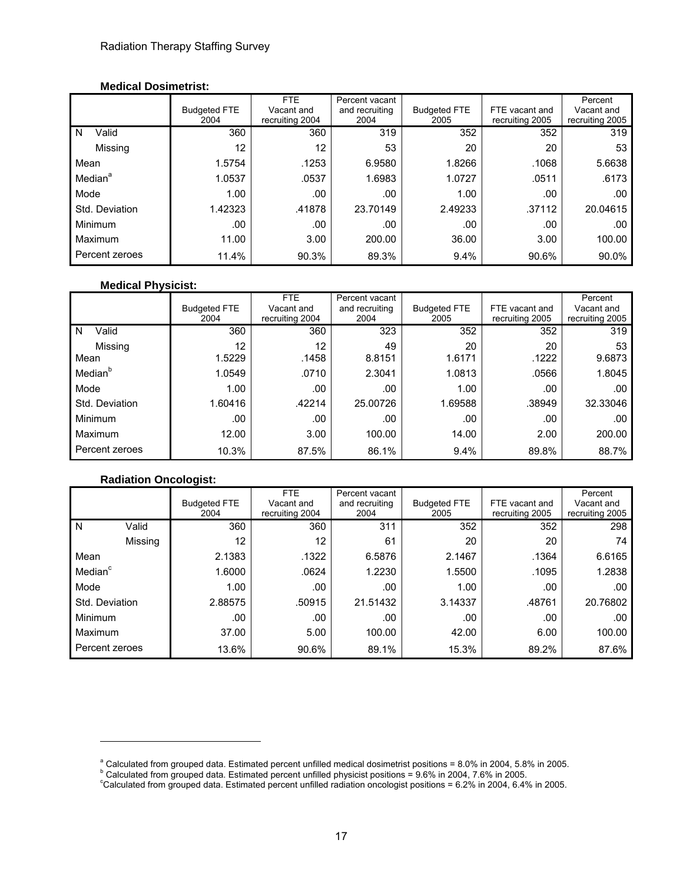**Medical Dosimetrist:**

| | | Budgeted FTE 2004 | FTE Vacant and recruiting 2004 | Percent vacant and recruiting 2004 | Budgeted FTE 2005 | FTE vacant and recruiting 2005 | Percent Vacant and recruiting 2005 |
|---|---|---|---|---|---|---|---|
| N | Valid | 360 | 360 | 319 | 352 | 352 | 319 |
| | Missing | 12 | 12 | 53 | 20 | 20 | 53 |
| Mean | | 1.5754 | .1253 | 6.9580 | 1.8266 | .1068 | 5.6638 |
| Median[a] | | 1.0537 | .0537 | 1.6983 | 1.0727 | .0511 | .6173 |
| Mode | | 1.00 | .00 | .00 | 1.00 | .00 | .00 |
| Std. Deviation | | 1.42323 | .41878 | 23.70149 | 2.49233 | .37112 | 20.04615 |
| Minimum | | .00 | .00 | .00 | .00 | .00 | .00 |
| Maximum | | 11.00 | 3.00 | 200.00 | 36.00 | 3.00 | 100.00 |
| Percent zeroes | | 11.4% | 90.3% | 89.3% | 9.4% | 90.6% | 90.0% |

**Medical Physicist:**

| | | Budgeted FTE 2004 | FTE Vacant and recruiting 2004 | Percent vacant and recruiting 2004 | Budgeted FTE 2005 | FTE vacant and recruiting 2005 | Percent Vacant and recruiting 2005 |
|---|---|---|---|---|---|---|---|
| N | Valid | 360 | 360 | 323 | 352 | 352 | 319 |
| | Missing | 12 | 12 | 49 | 20 | 20 | 53 |
| Mean | | 1.5229 | .1458 | 8.8151 | 1.6171 | .1222 | 9.6873 |
| Median[b] | | 1.0549 | .0710 | 2.3041 | 1.0813 | .0566 | 1.8045 |
| Mode | | 1.00 | .00 | .00 | 1.00 | .00 | .00 |
| Std. Deviation | | 1.60416 | .42214 | 25.00726 | 1.69588 | .38949 | 32.33046 |
| Minimum | | .00 | .00 | .00 | .00 | .00 | .00 |
| Maximum | | 12.00 | 3.00 | 100.00 | 14.00 | 2.00 | 200.00 |
| Percent zeroes | | 10.3% | 87.5% | 86.1% | 9.4% | 89.8% | 88.7% |

**Radiation Oncologist:**

| | | Budgeted FTE 2004 | FTE Vacant and recruiting 2004 | Percent vacant and recruiting 2004 | Budgeted FTE 2005 | FTE vacant and recruiting 2005 | Percent Vacant and recruiting 2005 |
|---|---|---|---|---|---|---|---|
| N | Valid | 360 | 360 | 311 | 352 | 352 | 298 |
| | Missing | 12 | 12 | 61 | 20 | 20 | 74 |
| Mean | | 2.1383 | .1322 | 6.5876 | 2.1467 | .1364 | 6.6165 |
| Median[c] | | 1.6000 | .0624 | 1.2230 | 1.5500 | .1095 | 1.2838 |
| Mode | | 1.00 | .00 | .00 | 1.00 | .00 | .00 |
| Std. Deviation | | 2.88575 | .50915 | 21.51432 | 3.14337 | .48761 | 20.76802 |
| Minimum | | .00 | .00 | .00 | .00 | .00 | .00 |
| Maximum | | 37.00 | 5.00 | 100.00 | 42.00 | 6.00 | 100.00 |
| Percent zeroes | | 13.6% | 90.6% | 89.1% | 15.3% | 89.2% | 87.6% |

[a] Calculated from grouped data. Estimated percent unfilled medical dosimetrist positions = 8.0% in 2004, 5.8% in 2005.
[b] Calculated from grouped data. Estimated percent unfilled physicist positions = 9.6% in 2004, 7.6% in 2005.
[c] Calculated from grouped data. Estimated percent unfilled radiation oncologist positions = 6.2% in 2004, 6.4% in 2005.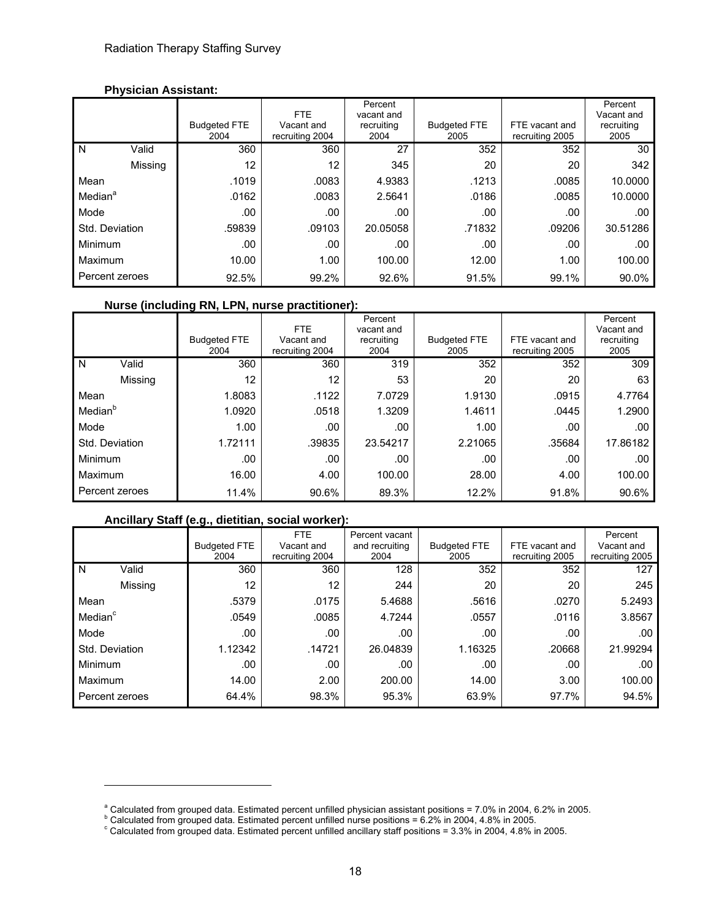**Physician Assistant:**

| | | Budgeted FTE 2004 | FTE Vacant and recruiting 2004 | Percent vacant and recruiting 2004 | Budgeted FTE 2005 | FTE vacant and recruiting 2005 | Percent Vacant and recruiting 2005 |
|---|---|---|---|---|---|---|---|
| N | Valid | 360 | 360 | 27 | 352 | 352 | 30 |
| | Missing | 12 | 12 | 345 | 20 | 20 | 342 |
| Mean | | .1019 | .0083 | 4.9383 | .1213 | .0085 | 10.0000 |
| Median[a] | | .0162 | .0083 | 2.5641 | .0186 | .0085 | 10.0000 |
| Mode | | .00 | .00 | .00 | .00 | .00 | .00 |
| Std. Deviation | | .59839 | .09103 | 20.05058 | .71832 | .09206 | 30.51286 |
| Minimum | | .00 | .00 | .00 | .00 | .00 | .00 |
| Maximum | | 10.00 | 1.00 | 100.00 | 12.00 | 1.00 | 100.00 |
| Percent zeroes | | 92.5% | 99.2% | 92.6% | 91.5% | 99.1% | 90.0% |

**Nurse (including RN, LPN, nurse practitioner):**

| | | Budgeted FTE 2004 | FTE Vacant and recruiting 2004 | Percent vacant and recruiting 2004 | Budgeted FTE 2005 | FTE vacant and recruiting 2005 | Percent Vacant and recruiting 2005 |
|---|---|---|---|---|---|---|---|
| N | Valid | 360 | 360 | 319 | 352 | 352 | 309 |
| | Missing | 12 | 12 | 53 | 20 | 20 | 63 |
| Mean | | 1.8083 | .1122 | 7.0729 | 1.9130 | .0915 | 4.7764 |
| Median[b] | | 1.0920 | .0518 | 1.3209 | 1.4611 | .0445 | 1.2900 |
| Mode | | 1.00 | .00 | .00 | 1.00 | .00 | .00 |
| Std. Deviation | | 1.72111 | .39835 | 23.54217 | 2.21065 | .35684 | 17.86182 |
| Minimum | | .00 | .00 | .00 | .00 | .00 | .00 |
| Maximum | | 16.00 | 4.00 | 100.00 | 28.00 | 4.00 | 100.00 |
| Percent zeroes | | 11.4% | 90.6% | 89.3% | 12.2% | 91.8% | 90.6% |

**Ancillary Staff (e.g., dietitian, social worker):**

| | | Budgeted FTE 2004 | FTE Vacant and recruiting 2004 | Percent vacant and recruiting 2004 | Budgeted FTE 2005 | FTE vacant and recruiting 2005 | Percent Vacant and recruiting 2005 |
|---|---|---|---|---|---|---|---|
| N | Valid | 360 | 360 | 128 | 352 | 352 | 127 |
| | Missing | 12 | 12 | 244 | 20 | 20 | 245 |
| Mean | | .5379 | .0175 | 5.4688 | .5616 | .0270 | 5.2493 |
| Median[c] | | .0549 | .0085 | 4.7244 | .0557 | .0116 | 3.8567 |
| Mode | | .00 | .00 | .00 | .00 | .00 | .00 |
| Std. Deviation | | 1.12342 | .14721 | 26.04839 | 1.16325 | .20668 | 21.99294 |
| Minimum | | .00 | .00 | .00 | .00 | .00 | .00 |
| Maximum | | 14.00 | 2.00 | 200.00 | 14.00 | 3.00 | 100.00 |
| Percent zeroes | | 64.4% | 98.3% | 95.3% | 63.9% | 97.7% | 94.5% |

[a] Calculated from grouped data. Estimated percent unfilled physician assistant positions = 7.0% in 2004, 6.2% in 2005.
[b] Calculated from grouped data. Estimated percent unfilled nurse positions = 6.2% in 2004, 4.8% in 2005.
[c] Calculated from grouped data. Estimated percent unfilled ancillary staff positions = 3.3% in 2004, 4.8% in 2005.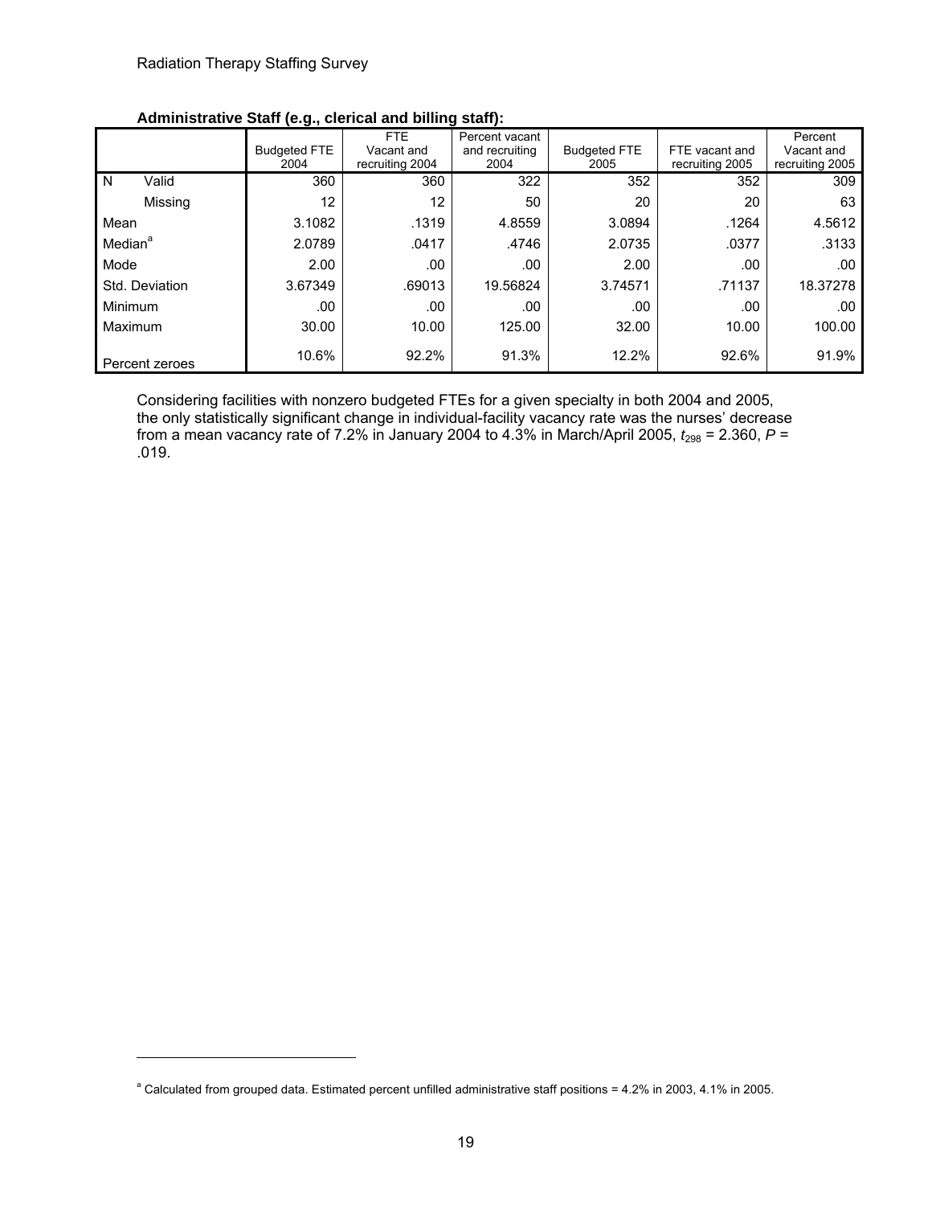**Administrative Staff (e.g., clerical and billing staff):**

| | | Budgeted FTE 2004 | FTE Vacant and recruiting 2004 | Percent vacant and recruiting 2004 | Budgeted FTE 2005 | FTE vacant and recruiting 2005 | Percent Vacant and recruiting 2005 |
|---|---|---|---|---|---|---|---|
| N | Valid | 360 | 360 | 322 | 352 | 352 | 309 |
| | Missing | 12 | 12 | 50 | 20 | 20 | 63 |
| Mean | | 3.1082 | .1319 | 4.8559 | 3.0894 | .1264 | 4.5612 |
| Median[a] | | 2.0789 | .0417 | .4746 | 2.0735 | .0377 | .3133 |
| Mode | | 2.00 | .00 | .00 | 2.00 | .00 | .00 |
| Std. Deviation | | 3.67349 | .69013 | 19.56824 | 3.74571 | .71137 | 18.37278 |
| Minimum | | .00 | .00 | .00 | .00 | .00 | .00 |
| Maximum | | 30.00 | 10.00 | 125.00 | 32.00 | 10.00 | 100.00 |
| Percent zeroes | | 10.6% | 92.2% | 91.3% | 12.2% | 92.6% | 91.9% |

Considering facilities with nonzero budgeted FTEs for a given specialty in both 2004 and 2005, the only statistically significant change in individual-facility vacancy rate was the nurses' decrease from a mean vacancy rate of 7.2% in January 2004 to 4.3% in March/April 2005, $t_{298} = 2.360$, $P = .019$.

[a] Calculated from grouped data. Estimated percent unfilled administrative staff positions = 4.2% in 2003, 4.1% in 2005.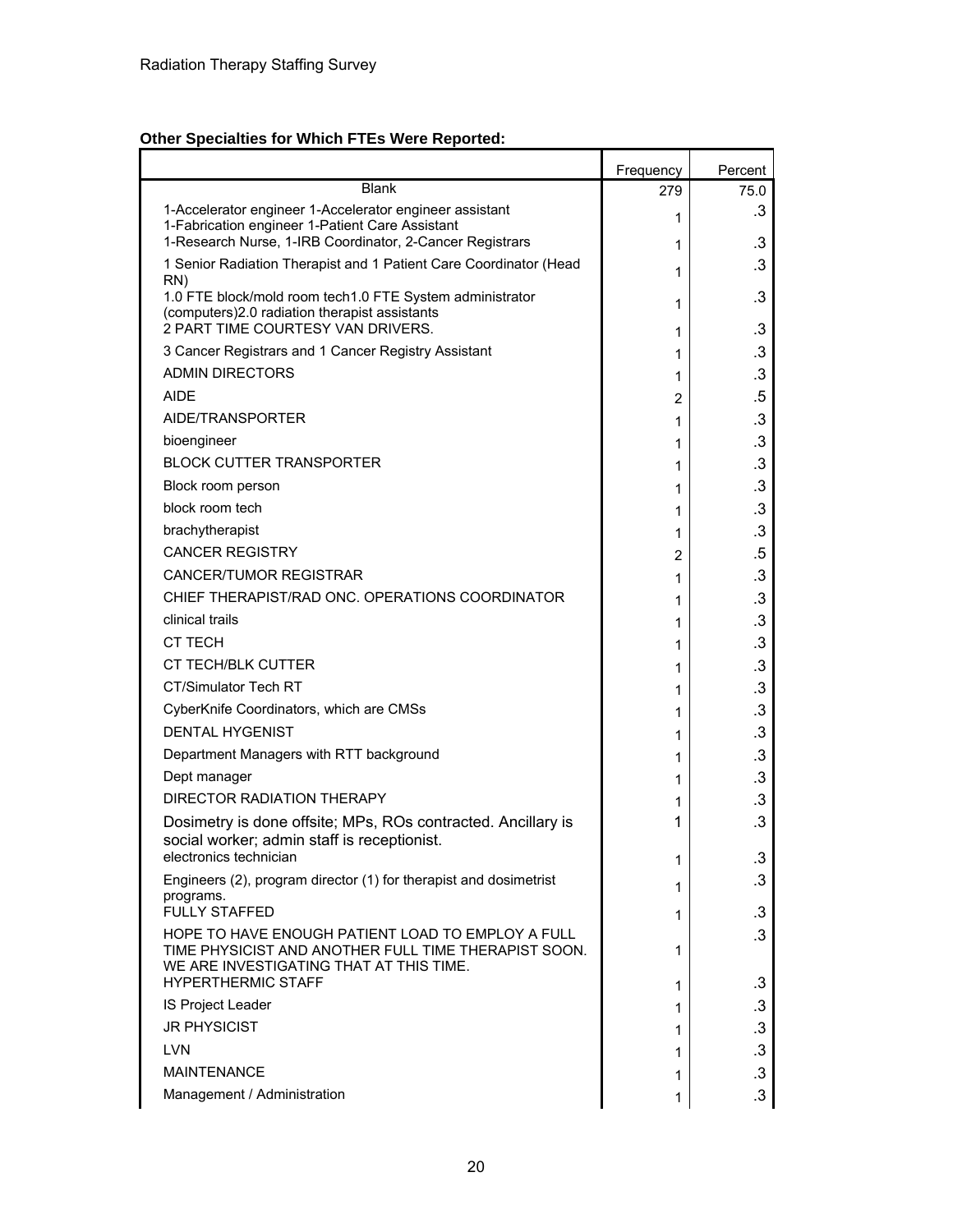**Other Specialties for Which FTEs Were Reported:**

| | Frequency | Percent |
|---|---|---|
| Blank | 279 | 75.0 |
| 1-Accelerator engineer 1-Accelerator engineer assistant 1-Fabrication engineer 1-Patient Care Assistant | 1 | .3 |
| 1-Research Nurse, 1-IRB Coordinator, 2-Cancer Registrars | 1 | .3 |
| 1 Senior Radiation Therapist and 1 Patient Care Coordinator (Head RN) | 1 | .3 |
| 1.0 FTE block/mold room tech1.0 FTE System administrator (computers)2.0 radiation therapist assistants | 1 | .3 |
| 2 PART TIME COURTESY VAN DRIVERS. | 1 | .3 |
| 3 Cancer Registrars and 1 Cancer Registry Assistant | 1 | .3 |
| ADMIN DIRECTORS | 1 | .3 |
| AIDE | 2 | .5 |
| AIDE/TRANSPORTER | 1 | .3 |
| bioengineer | 1 | .3 |
| BLOCK CUTTER TRANSPORTER | 1 | .3 |
| Block room person | 1 | .3 |
| block room tech | 1 | .3 |
| brachytherapist | 1 | .3 |
| CANCER REGISTRY | 2 | .5 |
| CANCER/TUMOR REGISTRAR | 1 | .3 |
| CHIEF THERAPIST/RAD ONC. OPERATIONS COORDINATOR | 1 | .3 |
| clinical trails | 1 | .3 |
| CT TECH | 1 | .3 |
| CT TECH/BLK CUTTER | 1 | .3 |
| CT/Simulator Tech RT | 1 | .3 |
| CyberKnife Coordinators, which are CMSs | 1 | .3 |
| DENTAL HYGENIST | 1 | .3 |
| Department Managers with RTT background | 1 | .3 |
| Dept manager | 1 | .3 |
| DIRECTOR RADIATION THERAPY | 1 | .3 |
| Dosimetry is done offsite; MPs, ROs contracted. Ancillary is social worker; admin staff is receptionist. | 1 | .3 |
| electronics technician | 1 | .3 |
| Engineers (2), program director (1) for therapist and dosimetrist programs. | 1 | .3 |
| FULLY STAFFED | 1 | .3 |
| HOPE TO HAVE ENOUGH PATIENT LOAD TO EMPLOY A FULL TIME PHYSICIST AND ANOTHER FULL TIME THERAPIST SOON. WE ARE INVESTIGATING THAT AT THIS TIME. | 1 | .3 |
| HYPERTHERMIC STAFF | 1 | .3 |
| IS Project Leader | 1 | .3 |
| JR PHYSICIST | 1 | .3 |
| LVN | 1 | .3 |
| MAINTENANCE | 1 | .3 |
| Management / Administration | 1 | .3 |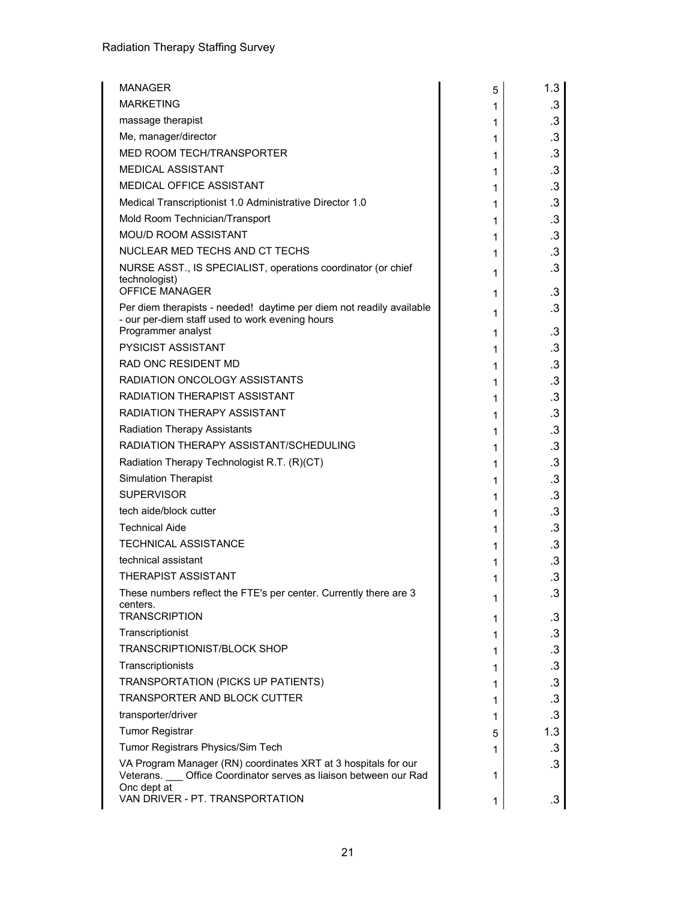| | | |
|---|---|---|
| MANAGER | 5 | 1.3 |
| MARKETING | 1 | .3 |
| massage therapist | 1 | .3 |
| Me, manager/director | 1 | .3 |
| MED ROOM TECH/TRANSPORTER | 1 | .3 |
| MEDICAL ASSISTANT | 1 | .3 |
| MEDICAL OFFICE ASSISTANT | 1 | .3 |
| Medical Transcriptionist 1.0 Administrative Director 1.0 | 1 | .3 |
| Mold Room Technician/Transport | 1 | .3 |
| MOU/D ROOM ASSISTANT | 1 | .3 |
| NUCLEAR MED TECHS AND CT TECHS | 1 | .3 |
| NURSE ASST., IS SPECIALIST, operations coordinator (or chief technologist) | 1 | .3 |
| OFFICE MANAGER | 1 | .3 |
| Per diem therapists - needed! daytime per diem not readily available - our per-diem staff used to work evening hours | 1 | .3 |
| Programmer analyst | 1 | .3 |
| PYSICIST ASSISTANT | 1 | .3 |
| RAD ONC RESIDENT MD | 1 | .3 |
| RADIATION ONCOLOGY ASSISTANTS | 1 | .3 |
| RADIATION THERAPIST ASSISTANT | 1 | .3 |
| RADIATION THERAPY ASSISTANT | 1 | .3 |
| Radiation Therapy Assistants | 1 | .3 |
| RADIATION THERAPY ASSISTANT/SCHEDULING | 1 | .3 |
| Radiation Therapy Technologist R.T. (R)(CT) | 1 | .3 |
| Simulation Therapist | 1 | .3 |
| SUPERVISOR | 1 | .3 |
| tech aide/block cutter | 1 | .3 |
| Technical Aide | 1 | .3 |
| TECHNICAL ASSISTANCE | 1 | .3 |
| technical assistant | 1 | .3 |
| THERAPIST ASSISTANT | 1 | .3 |
| These numbers reflect the FTE's per center. Currently there are 3 centers. | 1 | .3 |
| TRANSCRIPTION | 1 | .3 |
| Transcriptionist | 1 | .3 |
| TRANSCRIPTIONIST/BLOCK SHOP | 1 | .3 |
| Transcriptionists | 1 | .3 |
| TRANSPORTATION (PICKS UP PATIENTS) | 1 | .3 |
| TRANSPORTER AND BLOCK CUTTER | 1 | .3 |
| transporter/driver | 1 | .3 |
| Tumor Registrar | 5 | 1.3 |
| Tumor Registrars Physics/Sim Tech | 1 | .3 |
| VA Program Manager (RN) coordinates XRT at 3 hospitals for our Veterans. ___ Office Coordinator serves as liaison between our Rad Onc dept at | 1 | .3 |
| VAN DRIVER - PT. TRANSPORTATION | 1 | .3 |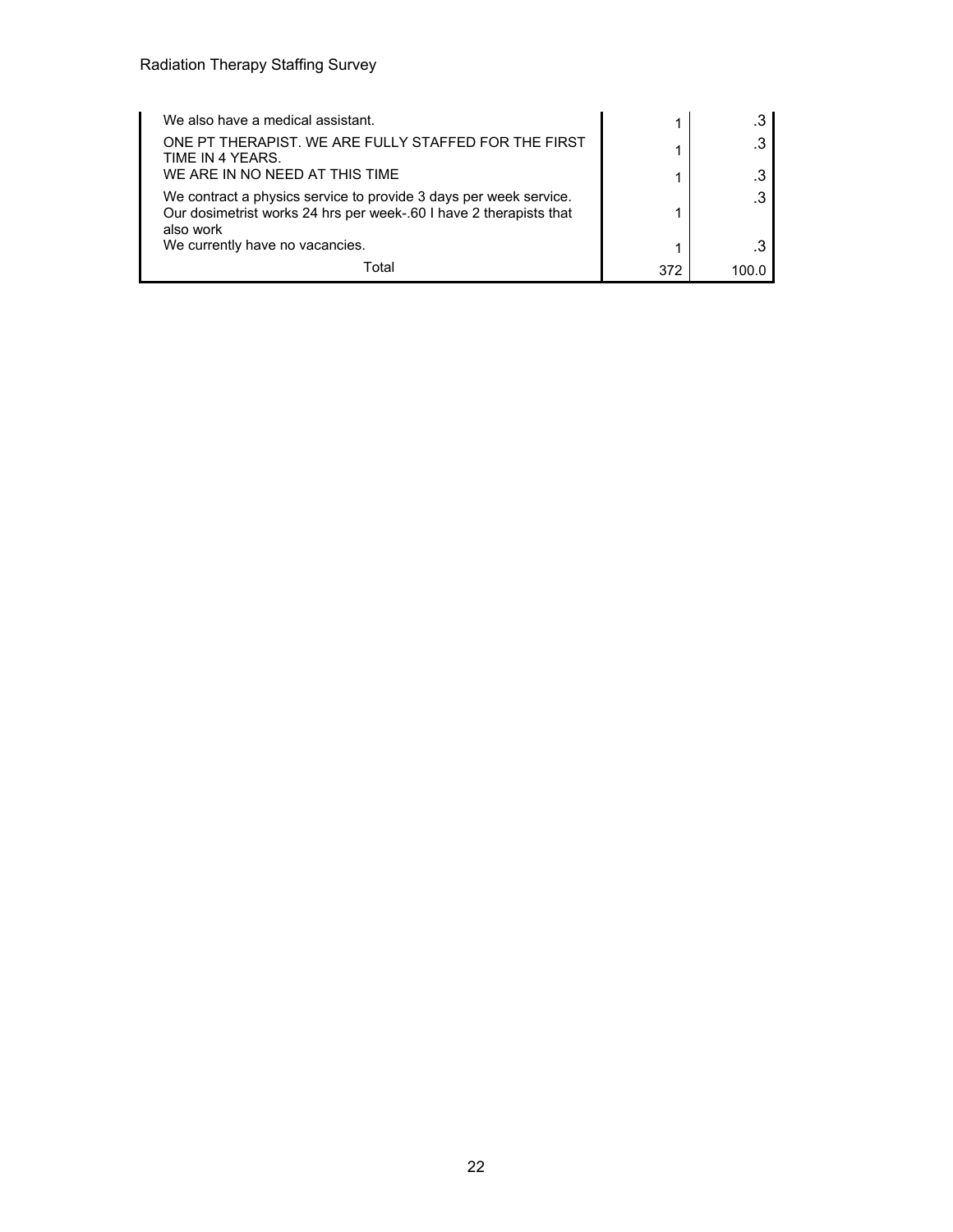| | | |
|---|---|---|
| We also have a medical assistant. | 1 | .3 |
| ONE PT THERAPIST. WE ARE FULLY STAFFED FOR THE FIRST TIME IN 4 YEARS. | 1 | .3 |
| WE ARE IN NO NEED AT THIS TIME | 1 | .3 |
| We contract a physics service to provide 3 days per week service. Our dosimetrist works 24 hrs per week-.60 I have 2 therapists that also work | 1 | .3 |
| We currently have no vacancies. | 1 | .3 |
| Total | 372 | 100.0 |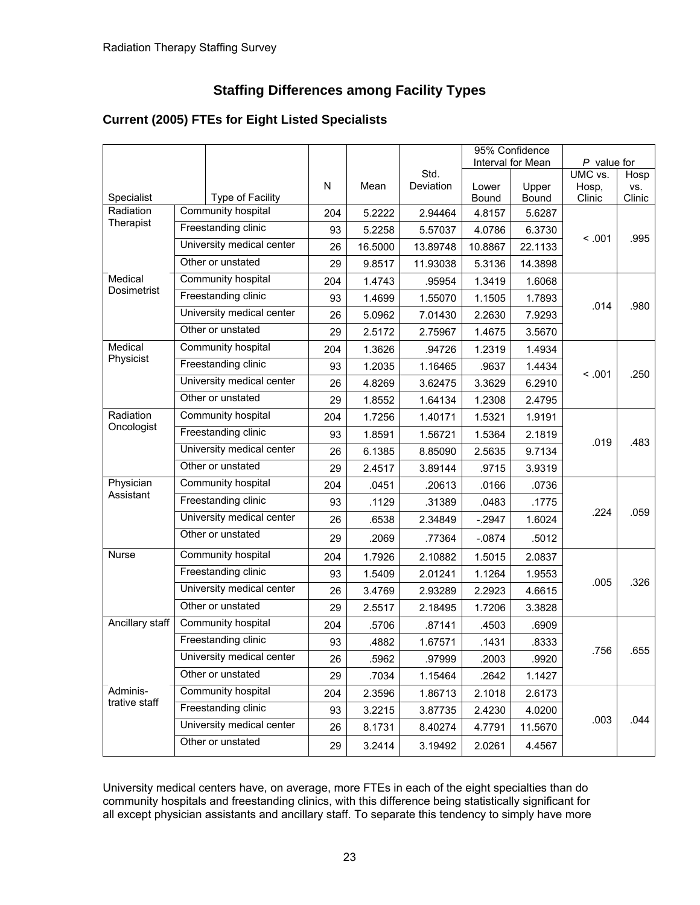## Staffing Differences among Facility Types

### Current (2005) FTEs for Eight Listed Specialists

| Specialist | Type of Facility | N | Mean | Std. Deviation | 95% Confidence Interval for Mean | | P value for | |
|---|---|---|---|---|---|---|---|---|
| | | | | | Lower Bound | Upper Bound | UMC vs. Hosp, Clinic | Hosp vs. Clinic |
| Radiation Therapist | Community hospital | 204 | 5.2222 | 2.94464 | 4.8157 | 5.6287 | < .001 | .995 |
| | Freestanding clinic | 93 | 5.2258 | 5.57037 | 4.0786 | 6.3730 | | |
| | University medical center | 26 | 16.5000 | 13.89748 | 10.8867 | 22.1133 | | |
| | Other or unstated | 29 | 9.8517 | 11.93038 | 5.3136 | 14.3898 | | |
| Medical Dosimetrist | Community hospital | 204 | 1.4743 | .95954 | 1.3419 | 1.6068 | .014 | .980 |
| | Freestanding clinic | 93 | 1.4699 | 1.55070 | 1.1505 | 1.7893 | | |
| | University medical center | 26 | 5.0962 | 7.01430 | 2.2630 | 7.9293 | | |
| | Other or unstated | 29 | 2.5172 | 2.75967 | 1.4675 | 3.5670 | | |
| Medical Physicist | Community hospital | 204 | 1.3626 | .94726 | 1.2319 | 1.4934 | < .001 | .250 |
| | Freestanding clinic | 93 | 1.2035 | 1.16465 | .9637 | 1.4434 | | |
| | University medical center | 26 | 4.8269 | 3.62475 | 3.3629 | 6.2910 | | |
| | Other or unstated | 29 | 1.8552 | 1.64134 | 1.2308 | 2.4795 | | |
| Radiation Oncologist | Community hospital | 204 | 1.7256 | 1.40171 | 1.5321 | 1.9191 | .019 | .483 |
| | Freestanding clinic | 93 | 1.8591 | 1.56721 | 1.5364 | 2.1819 | | |
| | University medical center | 26 | 6.1385 | 8.85090 | 2.5635 | 9.7134 | | |
| | Other or unstated | 29 | 2.4517 | 3.89144 | .9715 | 3.9319 | | |
| Physician Assistant | Community hospital | 204 | .0451 | .20613 | .0166 | .0736 | .224 | .059 |
| | Freestanding clinic | 93 | .1129 | .31389 | .0483 | .1775 | | |
| | University medical center | 26 | .6538 | 2.34849 | -.2947 | 1.6024 | | |
| | Other or unstated | 29 | .2069 | .77364 | -.0874 | .5012 | | |
| Nurse | Community hospital | 204 | 1.7926 | 2.10882 | 1.5015 | 2.0837 | .005 | .326 |
| | Freestanding clinic | 93 | 1.5409 | 2.01241 | 1.1264 | 1.9553 | | |
| | University medical center | 26 | 3.4769 | 2.93289 | 2.2923 | 4.6615 | | |
| | Other or unstated | 29 | 2.5517 | 2.18495 | 1.7206 | 3.3828 | | |
| Ancillary staff | Community hospital | 204 | .5706 | .87141 | .4503 | .6909 | .756 | .655 |
| | Freestanding clinic | 93 | .4882 | 1.67571 | .1431 | .8333 | | |
| | University medical center | 26 | .5962 | .97999 | .2003 | .9920 | | |
| | Other or unstated | 29 | .7034 | 1.15464 | .2642 | 1.1427 | | |
| Administrative staff | Community hospital | 204 | 2.3596 | 1.86713 | 2.1018 | 2.6173 | .003 | .044 |
| | Freestanding clinic | 93 | 3.2215 | 3.87735 | 2.4230 | 4.0200 | | |
| | University medical center | 26 | 8.1731 | 8.40274 | 4.7791 | 11.5670 | | |
| | Other or unstated | 29 | 3.2414 | 3.19492 | 2.0261 | 4.4567 | | |

University medical centers have, on average, more FTEs in each of the eight specialties than do community hospitals and freestanding clinics, with this difference being statistically significant for all except physician assistants and ancillary staff. To separate this tendency to simply have more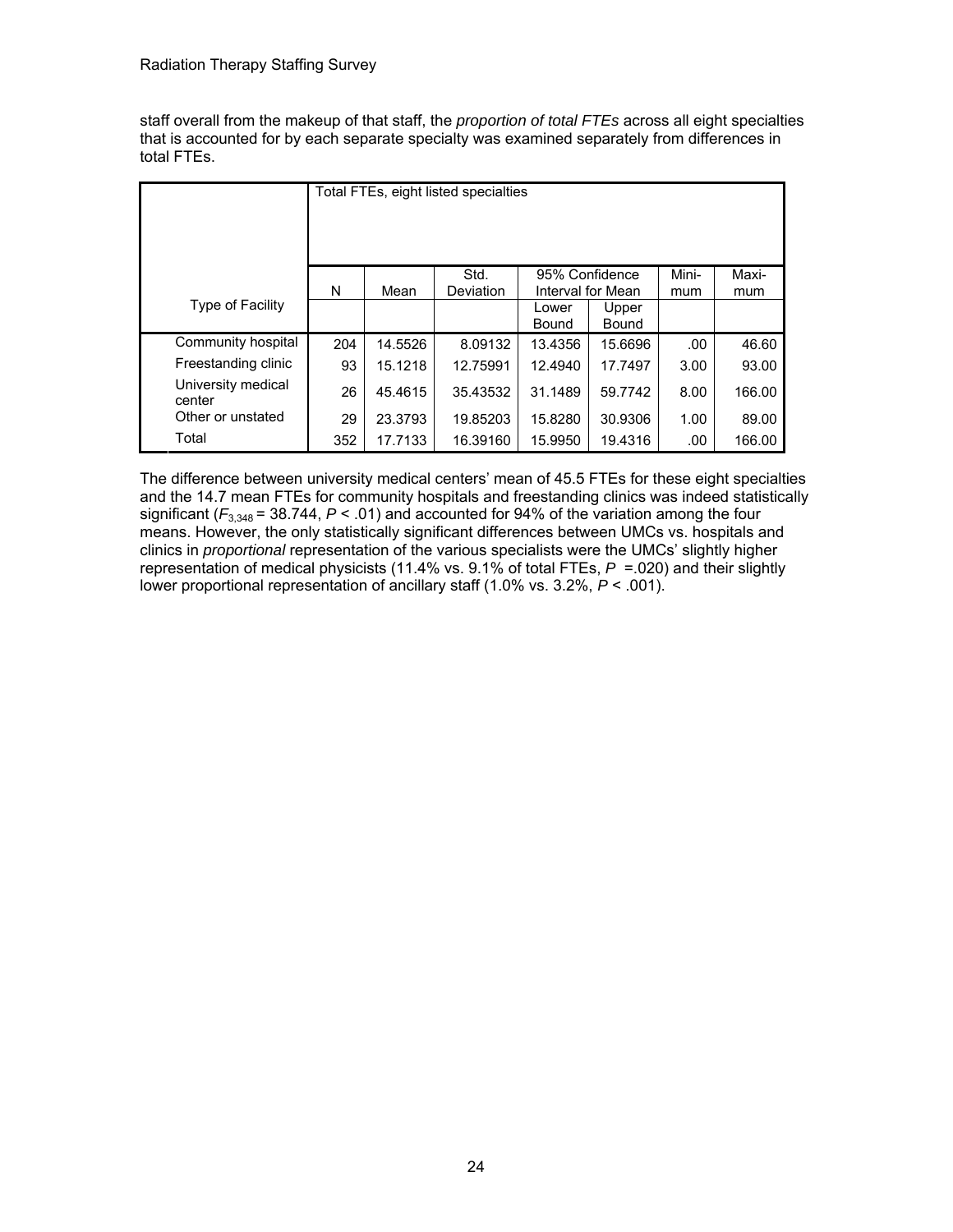staff overall from the makeup of that staff, the *proportion of total FTEs* across all eight specialties that is accounted for by each separate specialty was examined separately from differences in total FTEs.

| Type of Facility | Total FTEs, eight listed specialties | | | | | | |
|---|---|---|---|---|---|---|---|
| | N | Mean | Std. Deviation | 95% Confidence Interval for Mean | | Mini-mum | Maxi-mum |
| | | | | Lower Bound | Upper Bound | | |
| Community hospital | 204 | 14.5526 | 8.09132 | 13.4356 | 15.6696 | .00 | 46.60 |
| Freestanding clinic | 93 | 15.1218 | 12.75991 | 12.4940 | 17.7497 | 3.00 | 93.00 |
| University medical center | 26 | 45.4615 | 35.43532 | 31.1489 | 59.7742 | 8.00 | 166.00 |
| Other or unstated | 29 | 23.3793 | 19.85203 | 15.8280 | 30.9306 | 1.00 | 89.00 |
| Total | 352 | 17.7133 | 16.39160 | 15.9950 | 19.4316 | .00 | 166.00 |

The difference between university medical centers' mean of 45.5 FTEs for these eight specialties and the 14.7 mean FTEs for community hospitals and freestanding clinics was indeed statistically significant ($F_{3,348} = 38.744$, $P < .01$) and accounted for 94% of the variation among the four means. However, the only statistically significant differences between UMCs vs. hospitals and clinics in *proportional* representation of the various specialists were the UMCs' slightly higher representation of medical physicists (11.4% vs. 9.1% of total FTEs, $P = .020$) and their slightly lower proportional representation of ancillary staff (1.0% vs. 3.2%, $P < .001$).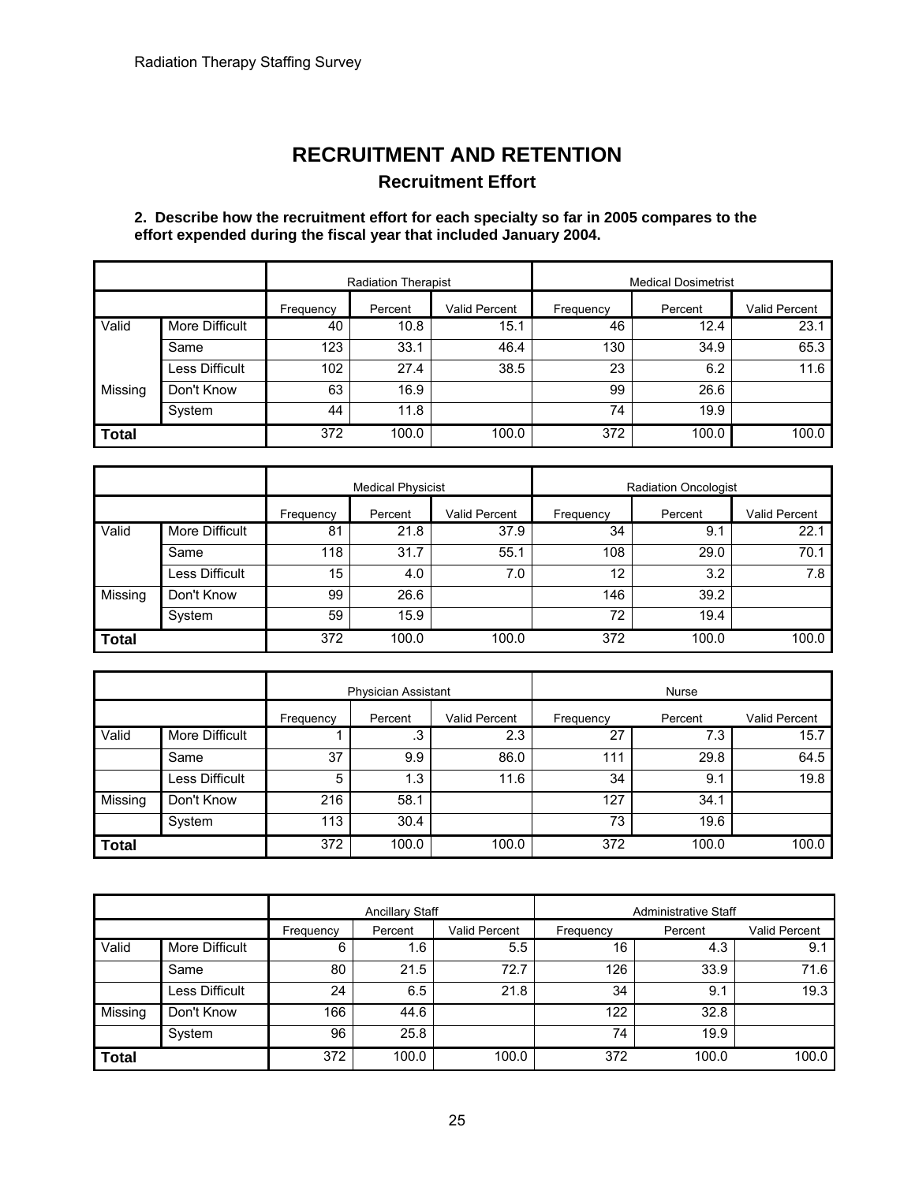# RECRUITMENT AND RETENTION

## Recruitment Effort

**2. Describe how the recruitment effort for each specialty so far in 2005 compares to the effort expended during the fiscal year that included January 2004.**

| | | Radiation Therapist | | | Medical Dosimetrist | | |
|---|---|---|---|---|---|---|---|
| | | Frequency | Percent | Valid Percent | Frequency | Percent | Valid Percent |
| Valid | More Difficult | 40 | 10.8 | 15.1 | 46 | 12.4 | 23.1 |
| | Same | 123 | 33.1 | 46.4 | 130 | 34.9 | 65.3 |
| | Less Difficult | 102 | 27.4 | 38.5 | 23 | 6.2 | 11.6 |
| Missing | Don't Know | 63 | 16.9 | | 99 | 26.6 | |
| | System | 44 | 11.8 | | 74 | 19.9 | |
| **Total** | | 372 | 100.0 | 100.0 | 372 | 100.0 | 100.0 |

| | | Medical Physicist | | | Radiation Oncologist | | |
|---|---|---|---|---|---|---|---|
| | | Frequency | Percent | Valid Percent | Frequency | Percent | Valid Percent |
| Valid | More Difficult | 81 | 21.8 | 37.9 | 34 | 9.1 | 22.1 |
| | Same | 118 | 31.7 | 55.1 | 108 | 29.0 | 70.1 |
| | Less Difficult | 15 | 4.0 | 7.0 | 12 | 3.2 | 7.8 |
| Missing | Don't Know | 99 | 26.6 | | 146 | 39.2 | |
| | System | 59 | 15.9 | | 72 | 19.4 | |
| **Total** | | 372 | 100.0 | 100.0 | 372 | 100.0 | 100.0 |

| | | Physician Assistant | | | Nurse | | |
|---|---|---|---|---|---|---|---|
| | | Frequency | Percent | Valid Percent | Frequency | Percent | Valid Percent |
| Valid | More Difficult | 1 | .3 | 2.3 | 27 | 7.3 | 15.7 |
| | Same | 37 | 9.9 | 86.0 | 111 | 29.8 | 64.5 |
| | Less Difficult | 5 | 1.3 | 11.6 | 34 | 9.1 | 19.8 |
| Missing | Don't Know | 216 | 58.1 | | 127 | 34.1 | |
| | System | 113 | 30.4 | | 73 | 19.6 | |
| **Total** | | 372 | 100.0 | 100.0 | 372 | 100.0 | 100.0 |

| | | Ancillary Staff | | | Administrative Staff | | |
|---|---|---|---|---|---|---|---|
| | | Frequency | Percent | Valid Percent | Frequency | Percent | Valid Percent |
| Valid | More Difficult | 6 | 1.6 | 5.5 | 16 | 4.3 | 9.1 |
| | Same | 80 | 21.5 | 72.7 | 126 | 33.9 | 71.6 |
| | Less Difficult | 24 | 6.5 | 21.8 | 34 | 9.1 | 19.3 |
| Missing | Don't Know | 166 | 44.6 | | 122 | 32.8 | |
| | System | 96 | 25.8 | | 74 | 19.9 | |
| **Total** | | 372 | 100.0 | 100.0 | 372 | 100.0 | 100.0 |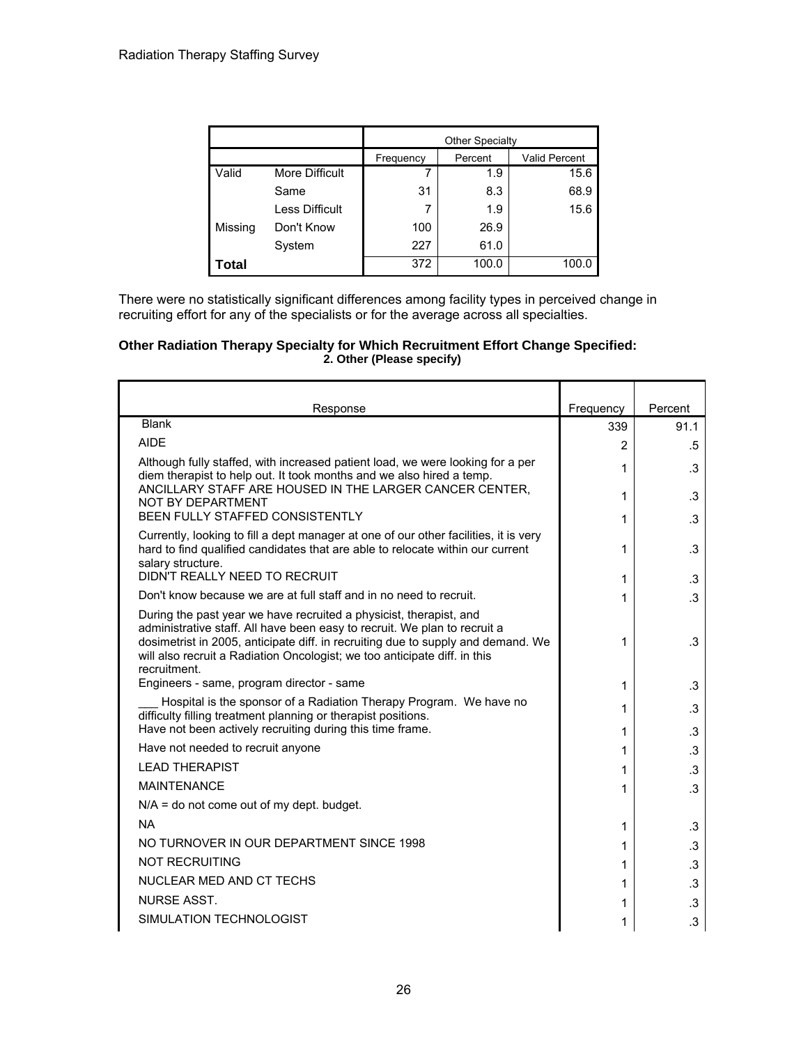| | | Other Specialty | | |
|---|---|---|---|---|
| | | Frequency | Percent | Valid Percent |
| Valid | More Difficult | 7 | 1.9 | 15.6 |
| | Same | 31 | 8.3 | 68.9 |
| | Less Difficult | 7 | 1.9 | 15.6 |
| Missing | Don't Know | 100 | 26.9 | |
| | System | 227 | 61.0 | |
| **Total** | | 372 | 100.0 | 100.0 |

There were no statistically significant differences among facility types in perceived change in recruiting effort for any of the specialists or for the average across all specialties.

**Other Radiation Therapy Specialty for Which Recruitment Effort Change Specified: 2. Other (Please specify)**

| Response | Frequency | Percent |
|---|---|---|
| Blank | 339 | 91.1 |
| AIDE | 2 | .5 |
| Although fully staffed, with increased patient load, we were looking for a per diem therapist to help out. It took months and we also hired a temp. | 1 | .3 |
| ANCILLARY STAFF ARE HOUSED IN THE LARGER CANCER CENTER, NOT BY DEPARTMENT | 1 | .3 |
| BEEN FULLY STAFFED CONSISTENTLY | 1 | .3 |
| Currently, looking to fill a dept manager at one of our other facilities, it is very hard to find qualified candidates that are able to relocate within our current salary structure. | 1 | .3 |
| DIDN'T REALLY NEED TO RECRUIT | 1 | .3 |
| Don't know because we are at full staff and in no need to recruit. | 1 | .3 |
| During the past year we have recruited a physicist, therapist, and administrative staff. All have been easy to recruit. We plan to recruit a dosimetrist in 2005, anticipate diff. in recruiting due to supply and demand. We will also recruit a Radiation Oncologist; we too anticipate diff. in this recruitment. | 1 | .3 |
| Engineers - same, program director - same | 1 | .3 |
| ___ Hospital is the sponsor of a Radiation Therapy Program. We have no difficulty filling treatment planning or therapist positions. | 1 | .3 |
| Have not been actively recruiting during this time frame. | 1 | .3 |
| Have not needed to recruit anyone | 1 | .3 |
| LEAD THERAPIST | 1 | .3 |
| MAINTENANCE | 1 | .3 |
| N/A = do not come out of my dept. budget. | | |
| NA | 1 | .3 |
| NO TURNOVER IN OUR DEPARTMENT SINCE 1998 | 1 | .3 |
| NOT RECRUITING | 1 | .3 |
| NUCLEAR MED AND CT TECHS | 1 | .3 |
| NURSE ASST. | 1 | .3 |
| SIMULATION TECHNOLOGIST | 1 | .3 |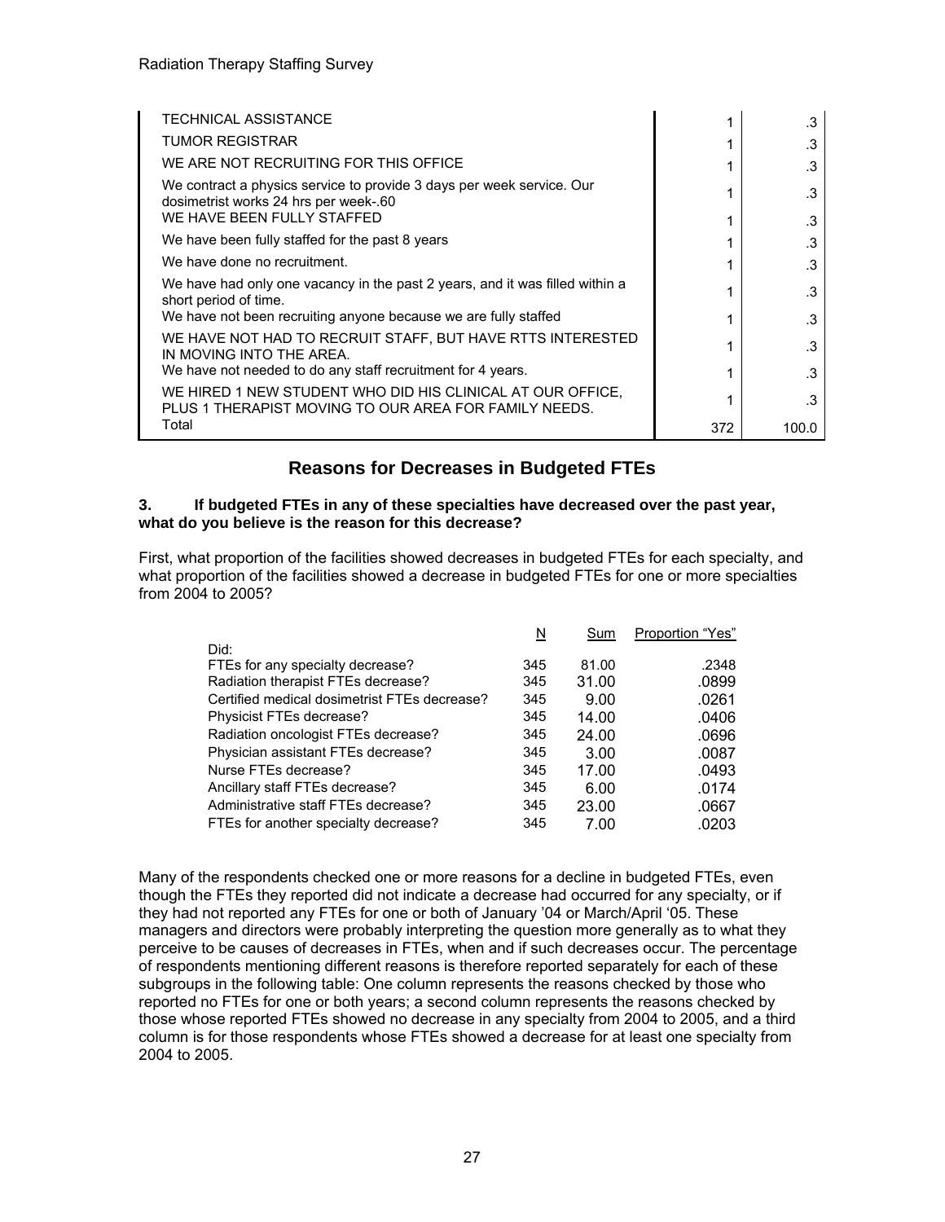| | | |
|---|---|---|
| TECHNICAL ASSISTANCE | 1 | .3 |
| TUMOR REGISTRAR | 1 | .3 |
| WE ARE NOT RECRUITING FOR THIS OFFICE | 1 | .3 |
| We contract a physics service to provide 3 days per week service. Our dosimetrist works 24 hrs per week-.60 | 1 | .3 |
| WE HAVE BEEN FULLY STAFFED | 1 | .3 |
| We have been fully staffed for the past 8 years | 1 | .3 |
| We have done no recruitment. | 1 | .3 |
| We have had only one vacancy in the past 2 years, and it was filled within a short period of time. | 1 | .3 |
| We have not been recruiting anyone because we are fully staffed | 1 | .3 |
| WE HAVE NOT HAD TO RECRUIT STAFF, BUT HAVE RTTS INTERESTED IN MOVING INTO THE AREA. | 1 | .3 |
| We have not needed to do any staff recruitment for 4 years. | 1 | .3 |
| WE HIRED 1 NEW STUDENT WHO DID HIS CLINICAL AT OUR OFFICE, PLUS 1 THERAPIST MOVING TO OUR AREA FOR FAMILY NEEDS. | 1 | .3 |
| Total | 372 | 100.0 |

## Reasons for Decreases in Budgeted FTEs

**3. If budgeted FTEs in any of these specialties have decreased over the past year, what do you believe is the reason for this decrease?**

First, what proportion of the facilities showed decreases in budgeted FTEs for each specialty, and what proportion of the facilities showed a decrease in budgeted FTEs for one or more specialties from 2004 to 2005?

| Did: | N | Sum | Proportion "Yes" |
|---|---|---|---|
| FTEs for any specialty decrease? | 345 | 81.00 | .2348 |
| Radiation therapist FTEs decrease? | 345 | 31.00 | .0899 |
| Certified medical dosimetrist FTEs decrease? | 345 | 9.00 | .0261 |
| Physicist FTEs decrease? | 345 | 14.00 | .0406 |
| Radiation oncologist FTEs decrease? | 345 | 24.00 | .0696 |
| Physician assistant FTEs decrease? | 345 | 3.00 | .0087 |
| Nurse FTEs decrease? | 345 | 17.00 | .0493 |
| Ancillary staff FTEs decrease? | 345 | 6.00 | .0174 |
| Administrative staff FTEs decrease? | 345 | 23.00 | .0667 |
| FTEs for another specialty decrease? | 345 | 7.00 | .0203 |

Many of the respondents checked one or more reasons for a decline in budgeted FTEs, even though the FTEs they reported did not indicate a decrease had occurred for any specialty, or if they had not reported any FTEs for one or both of January '04 or March/April '05. These managers and directors were probably interpreting the question more generally as to what they perceive to be causes of decreases in FTEs, when and if such decreases occur. The percentage of respondents mentioning different reasons is therefore reported separately for each of these subgroups in the following table: One column represents the reasons checked by those who reported no FTEs for one or both years; a second column represents the reasons checked by those whose reported FTEs showed no decrease in any specialty from 2004 to 2005, and a third column is for those respondents whose FTEs showed a decrease for at least one specialty from 2004 to 2005.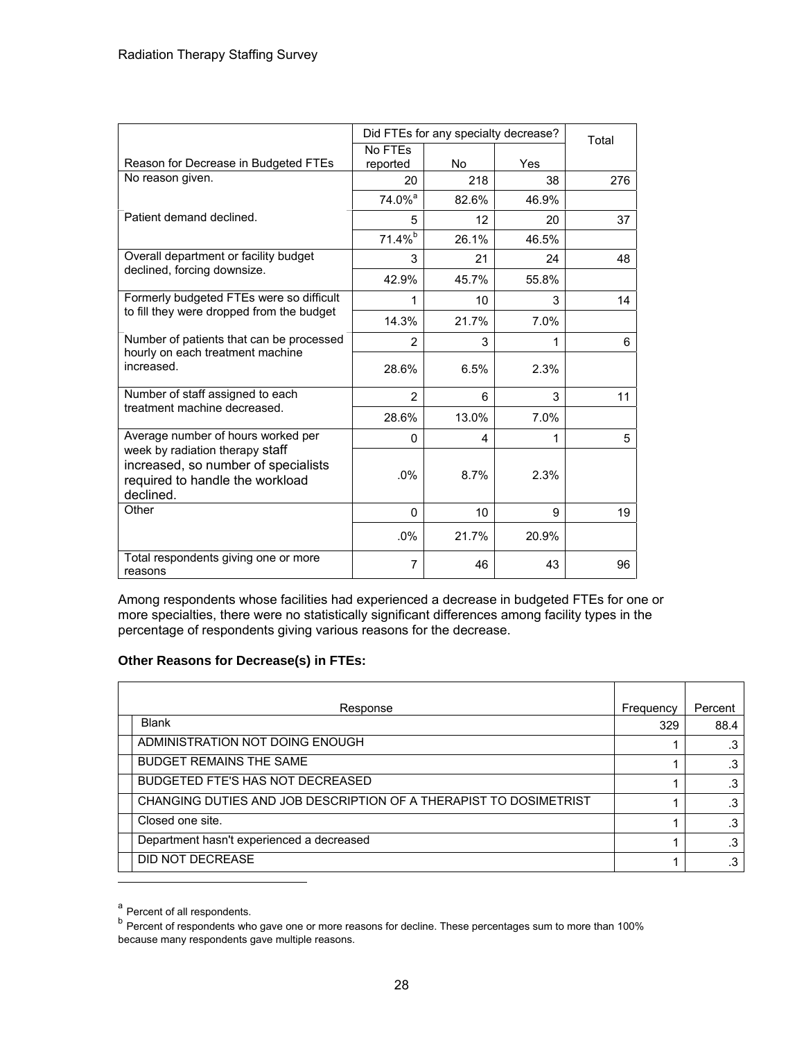| Reason for Decrease in Budgeted FTEs | Did FTEs for any specialty decrease? | | | Total |
|---|---|---|---|---|
| | No FTEs reported | No | Yes | |
| No reason given. | 20 | 218 | 38 | 276 |
| | 74.0%[a] | 82.6% | 46.9% | |
| Patient demand declined. | 5 | 12 | 20 | 37 |
| | 71.4%[b] | 26.1% | 46.5% | |
| Overall department or facility budget declined, forcing downsize. | 3 | 21 | 24 | 48 |
| | 42.9% | 45.7% | 55.8% | |
| Formerly budgeted FTEs were so difficult to fill they were dropped from the budget | 1 | 10 | 3 | 14 |
| | 14.3% | 21.7% | 7.0% | |
| Number of patients that can be processed hourly on each treatment machine increased. | 2 | 3 | 1 | 6 |
| | 28.6% | 6.5% | 2.3% | |
| Number of staff assigned to each treatment machine decreased. | 2 | 6 | 3 | 11 |
| | 28.6% | 13.0% | 7.0% | |
| Average number of hours worked per week by radiation therapy staff increased, so number of specialists required to handle the workload declined. | 0 | 4 | 1 | 5 |
| | .0% | 8.7% | 2.3% | |
| Other | 0 | 10 | 9 | 19 |
| | .0% | 21.7% | 20.9% | |
| Total respondents giving one or more reasons | 7 | 46 | 43 | 96 |

Among respondents whose facilities had experienced a decrease in budgeted FTEs for one or more specialties, there were no statistically significant differences among facility types in the percentage of respondents giving various reasons for the decrease.

**Other Reasons for Decrease(s) in FTEs:**

| Response | Frequency | Percent |
|---|---|---|
| Blank | 329 | 88.4 |
| ADMINISTRATION NOT DOING ENOUGH | 1 | .3 |
| BUDGET REMAINS THE SAME | 1 | .3 |
| BUDGETED FTE'S HAS NOT DECREASED | 1 | .3 |
| CHANGING DUTIES AND JOB DESCRIPTION OF A THERAPIST TO DOSIMETRIST | 1 | .3 |
| Closed one site. | 1 | .3 |
| Department hasn't experienced a decreased | 1 | .3 |
| DID NOT DECREASE | 1 | .3 |

[a] Percent of all respondents.

[b] Percent of respondents who gave one or more reasons for decline. These percentages sum to more than 100% because many respondents gave multiple reasons.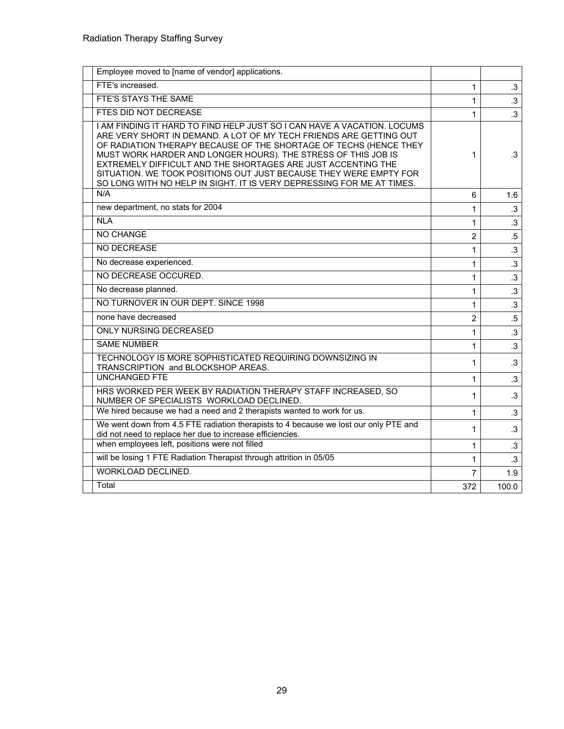|  |  |  |  |
|---|---|---|---|
|  | Employee moved to [name of vendor] applications. |  |  |
|  | FTE's increased. | 1 | .3 |
|  | FTE'S STAYS THE SAME | 1 | .3 |
|  | FTES DID NOT DECREASE | 1 | .3 |
|  | I AM FINDING IT HARD TO FIND HELP JUST SO I CAN HAVE A VACATION. LOCUMS ARE VERY SHORT IN DEMAND. A LOT OF MY TECH FRIENDS ARE GETTING OUT OF RADIATION THERAPY BECAUSE OF THE SHORTAGE OF TECHS (HENCE THEY MUST WORK HARDER AND LONGER HOURS). THE STRESS OF THIS JOB IS EXTREMELY DIFFICULT AND THE SHORTAGES ARE JUST ACCENTING THE SITUATION. WE TOOK POSITIONS OUT JUST BECAUSE THEY WERE EMPTY FOR SO LONG WITH NO HELP IN SIGHT. IT IS VERY DEPRESSING FOR ME AT TIMES. | 1 | .3 |
|  | N/A | 6 | 1.6 |
|  | new department, no stats for 2004 | 1 | .3 |
|  | NLA | 1 | .3 |
|  | NO CHANGE | 2 | .5 |
|  | NO DECREASE | 1 | .3 |
|  | No decrease experienced. | 1 | .3 |
|  | NO DECREASE OCCURED. | 1 | .3 |
|  | No decrease planned. | 1 | .3 |
|  | NO TURNOVER IN OUR DEPT. SINCE 1998 | 1 | .3 |
|  | none have decreased | 2 | .5 |
|  | ONLY NURSING DECREASED | 1 | .3 |
|  | SAME NUMBER | 1 | .3 |
|  | TECHNOLOGY IS MORE SOPHISTICATED REQUIRING DOWNSIZING IN TRANSCRIPTION and BLOCKSHOP AREAS. | 1 | .3 |
|  | UNCHANGED FTE | 1 | .3 |
|  | HRS WORKED PER WEEK BY RADIATION THERAPY STAFF INCREASED, SO NUMBER OF SPECIALISTS WORKLOAD DECLINED. | 1 | .3 |
|  | We hired because we had a need and 2 therapists wanted to work for us. | 1 | .3 |
|  | We went down from 4.5 FTE radiation therapists to 4 because we lost our only PTE and did not need to replace her due to increase efficiencies. | 1 | .3 |
|  | when employees left, positions were not filled | 1 | .3 |
|  | will be losing 1 FTE Radiation Therapist through attrition in 05/05 | 1 | .3 |
|  | WORKLOAD DECLINED. | 7 | 1.9 |
|  | Total | 372 | 100.0 |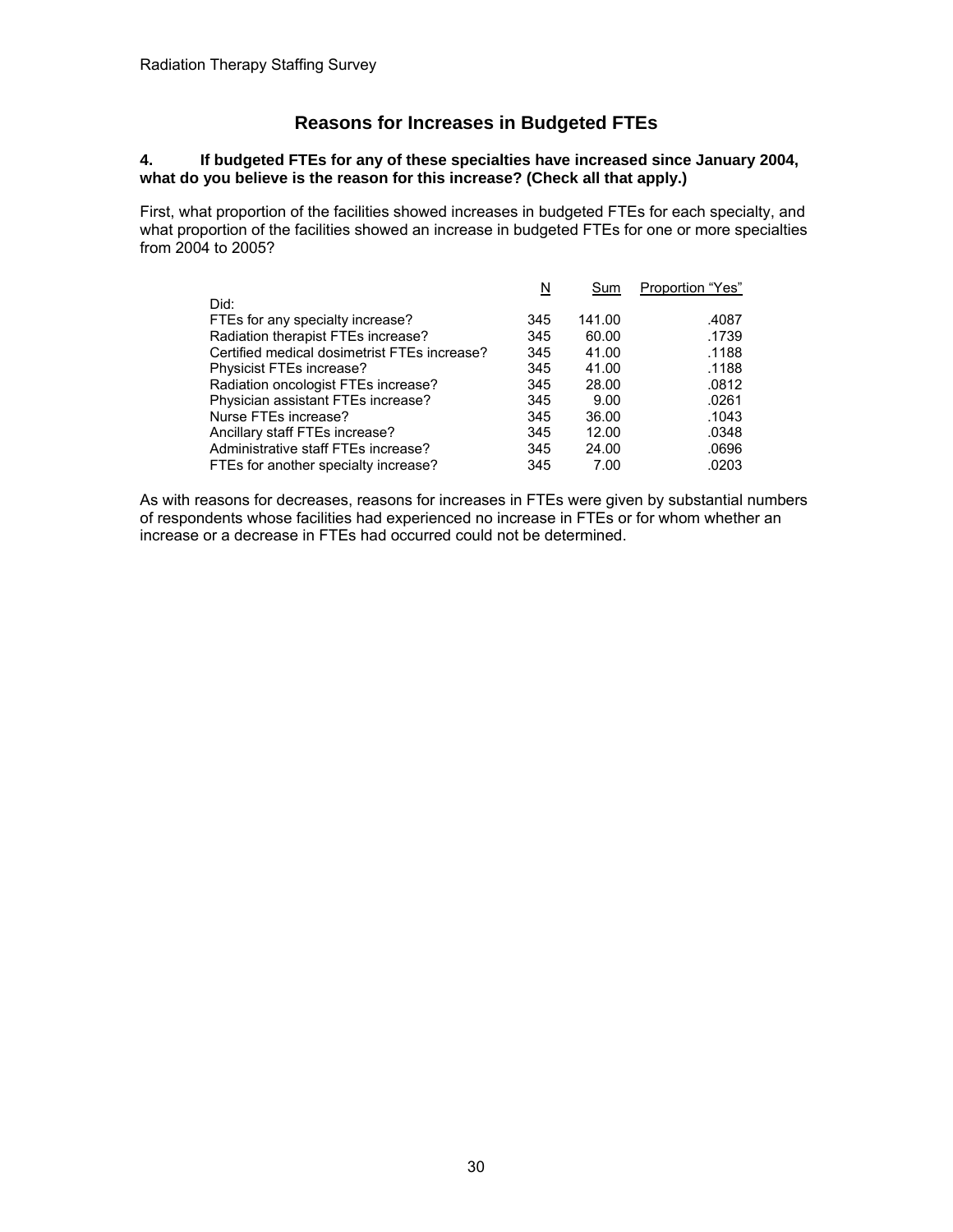## Reasons for Increases in Budgeted FTEs

**4. If budgeted FTEs for any of these specialties have increased since January 2004, what do you believe is the reason for this increase? (Check all that apply.)**

First, what proportion of the facilities showed increases in budgeted FTEs for each specialty, and what proportion of the facilities showed an increase in budgeted FTEs for one or more specialties from 2004 to 2005?

| | N | Sum | Proportion "Yes" |
|---|---|---|---|
| Did: | | | |
| FTEs for any specialty increase? | 345 | 141.00 | .4087 |
| Radiation therapist FTEs increase? | 345 | 60.00 | .1739 |
| Certified medical dosimetrist FTEs increase? | 345 | 41.00 | .1188 |
| Physicist FTEs increase? | 345 | 41.00 | .1188 |
| Radiation oncologist FTEs increase? | 345 | 28.00 | .0812 |
| Physician assistant FTEs increase? | 345 | 9.00 | .0261 |
| Nurse FTEs increase? | 345 | 36.00 | .1043 |
| Ancillary staff FTEs increase? | 345 | 12.00 | .0348 |
| Administrative staff FTEs increase? | 345 | 24.00 | .0696 |
| FTEs for another specialty increase? | 345 | 7.00 | .0203 |

As with reasons for decreases, reasons for increases in FTEs were given by substantial numbers of respondents whose facilities had experienced no increase in FTEs or for whom whether an increase or a decrease in FTEs had occurred could not be determined.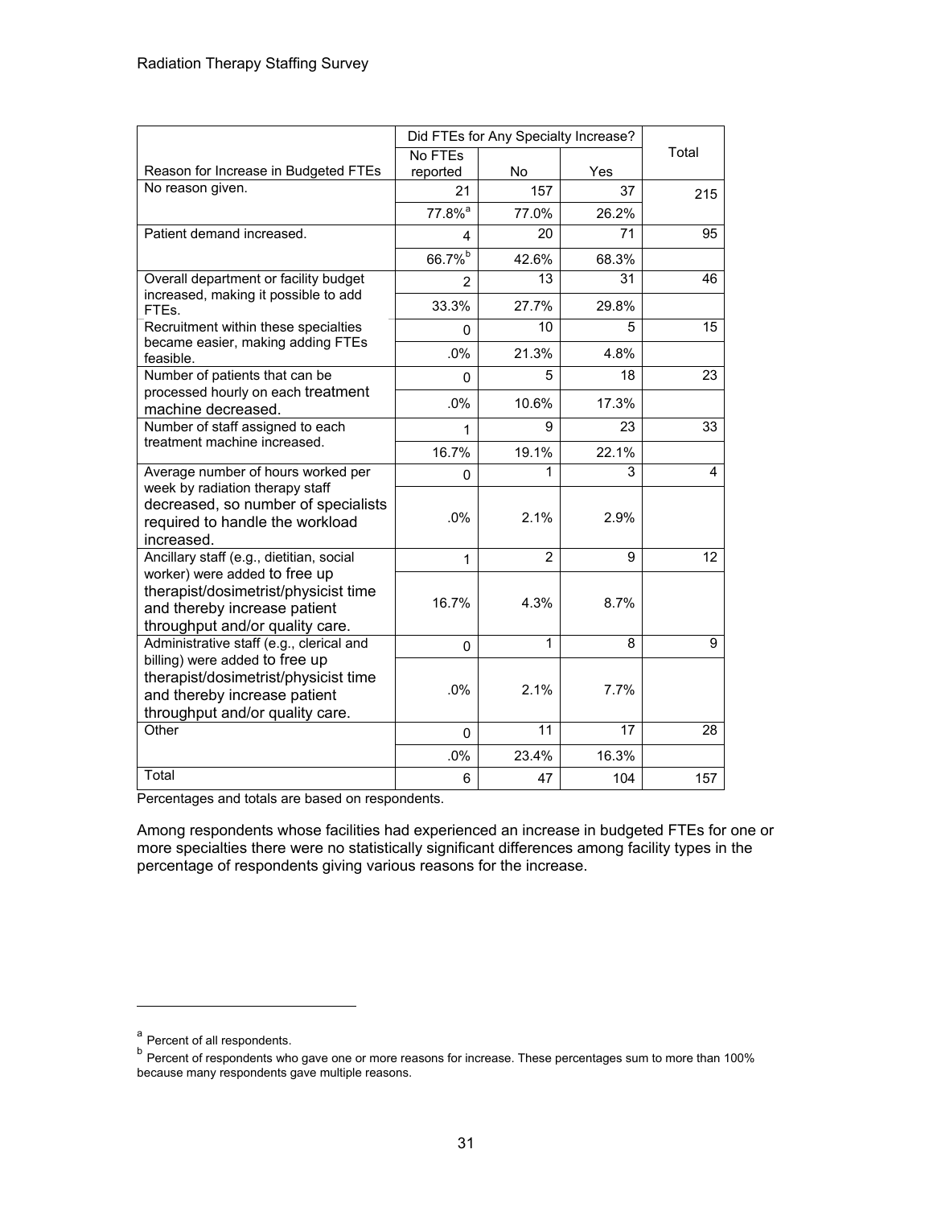| Reason for Increase in Budgeted FTEs | Did FTEs for Any Specialty Increase? | | | Total |
|---|---|---|---|---|
| | No FTEs reported | No | Yes | |
| No reason given. | 21 | 157 | 37 | 215 |
| | 77.8%[a] | 77.0% | 26.2% | |
| Patient demand increased. | 4 | 20 | 71 | 95 |
| | 66.7%[b] | 42.6% | 68.3% | |
| Overall department or facility budget increased, making it possible to add FTEs. | 2 | 13 | 31 | 46 |
| | 33.3% | 27.7% | 29.8% | |
| Recruitment within these specialties became easier, making adding FTEs feasible. | 0 | 10 | 5 | 15 |
| | .0% | 21.3% | 4.8% | |
| Number of patients that can be processed hourly on each treatment machine decreased. | 0 | 5 | 18 | 23 |
| | .0% | 10.6% | 17.3% | |
| Number of staff assigned to each treatment machine increased. | 1 | 9 | 23 | 33 |
| | 16.7% | 19.1% | 22.1% | |
| Average number of hours worked per week by radiation therapy staff decreased, so number of specialists required to handle the workload increased. | 0 | 1 | 3 | 4 |
| | .0% | 2.1% | 2.9% | |
| Ancillary staff (e.g., dietitian, social worker) were added to free up therapist/dosimetrist/physicist time and thereby increase patient throughput and/or quality care. | 1 | 2 | 9 | 12 |
| | 16.7% | 4.3% | 8.7% | |
| Administrative staff (e.g., clerical and billing) were added to free up therapist/dosimetrist/physicist time and thereby increase patient throughput and/or quality care. | 0 | 1 | 8 | 9 |
| | .0% | 2.1% | 7.7% | |
| Other | 0 | 11 | 17 | 28 |
| | .0% | 23.4% | 16.3% | |
| Total | 6 | 47 | 104 | 157 |

Percentages and totals are based on respondents.

Among respondents whose facilities had experienced an increase in budgeted FTEs for one or more specialties there were no statistically significant differences among facility types in the percentage of respondents giving various reasons for the increase.

---

[a] Percent of all respondents.

[b] Percent of respondents who gave one or more reasons for increase. These percentages sum to more than 100% because many respondents gave multiple reasons.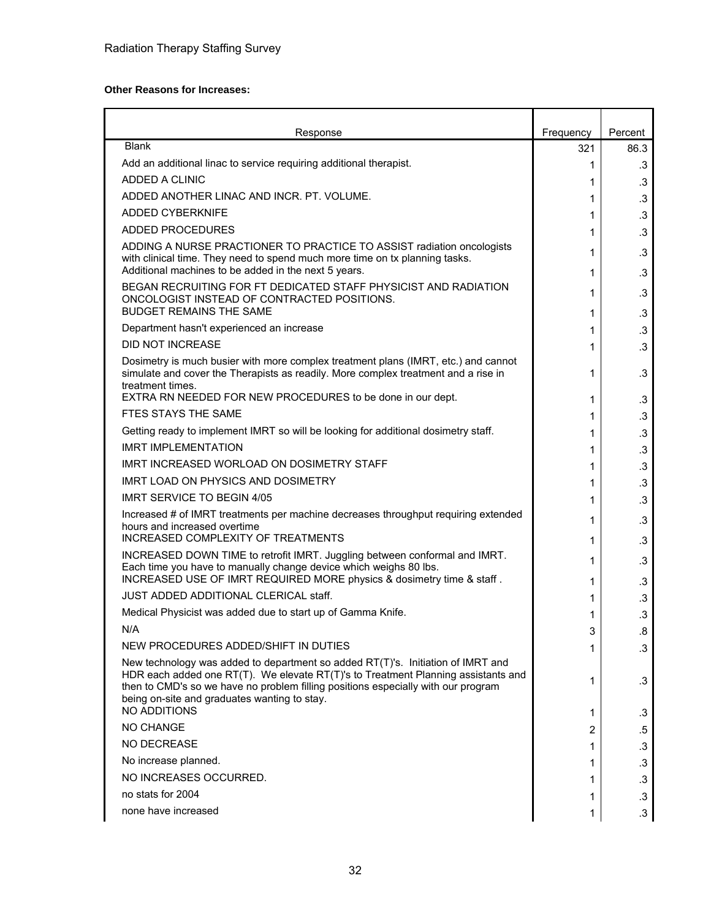**Other Reasons for Increases:**

| Response | Frequency | Percent |
|---|---|---|
| Blank | 321 | 86.3 |
| Add an additional linac to service requiring additional therapist. | 1 | .3 |
| ADDED A CLINIC | 1 | .3 |
| ADDED ANOTHER LINAC AND INCR. PT. VOLUME. | 1 | .3 |
| ADDED CYBERKNIFE | 1 | .3 |
| ADDED PROCEDURES | 1 | .3 |
| ADDING A NURSE PRACTIONER TO PRACTICE TO ASSIST radiation oncologists with clinical time. They need to spend much more time on tx planning tasks. | 1 | .3 |
| Additional machines to be added in the next 5 years. | 1 | .3 |
| BEGAN RECRUITING FOR FT DEDICATED STAFF PHYSICIST AND RADIATION ONCOLOGIST INSTEAD OF CONTRACTED POSITIONS. | 1 | .3 |
| BUDGET REMAINS THE SAME | 1 | .3 |
| Department hasn't experienced an increase | 1 | .3 |
| DID NOT INCREASE | 1 | .3 |
| Dosimetry is much busier with more complex treatment plans (IMRT, etc.) and cannot simulate and cover the Therapists as readily. More complex treatment and a rise in treatment times. | 1 | .3 |
| EXTRA RN NEEDED FOR NEW PROCEDURES to be done in our dept. | 1 | .3 |
| FTES STAYS THE SAME | 1 | .3 |
| Getting ready to implement IMRT so will be looking for additional dosimetry staff. | 1 | .3 |
| IMRT IMPLEMENTATION | 1 | .3 |
| IMRT INCREASED WORLOAD ON DOSIMETRY STAFF | 1 | .3 |
| IMRT LOAD ON PHYSICS AND DOSIMETRY | 1 | .3 |
| IMRT SERVICE TO BEGIN 4/05 | 1 | .3 |
| Increased # of IMRT treatments per machine decreases throughput requiring extended hours and increased overtime | 1 | .3 |
| INCREASED COMPLEXITY OF TREATMENTS | 1 | .3 |
| INCREASED DOWN TIME to retrofit IMRT. Juggling between conformal and IMRT. Each time you have to manually change device which weighs 80 lbs. | 1 | .3 |
| INCREASED USE OF IMRT REQUIRED MORE physics & dosimetry time & staff . | 1 | .3 |
| JUST ADDED ADDITIONAL CLERICAL staff. | 1 | .3 |
| Medical Physicist was added due to start up of Gamma Knife. | 1 | .3 |
| N/A | 3 | .8 |
| NEW PROCEDURES ADDED/SHIFT IN DUTIES | 1 | .3 |
| New technology was added to department so added RT(T)'s. Initiation of IMRT and HDR each added one RT(T). We elevate RT(T)'s to Treatment Planning assistants and then to CMD's so we have no problem filling positions especially with our program being on-site and graduates wanting to stay. | 1 | .3 |
| NO ADDITIONS | 1 | .3 |
| NO CHANGE | 2 | .5 |
| NO DECREASE | 1 | .3 |
| No increase planned. | 1 | .3 |
| NO INCREASES OCCURRED. | 1 | .3 |
| no stats for 2004 | 1 | .3 |
| none have increased | 1 | .3 |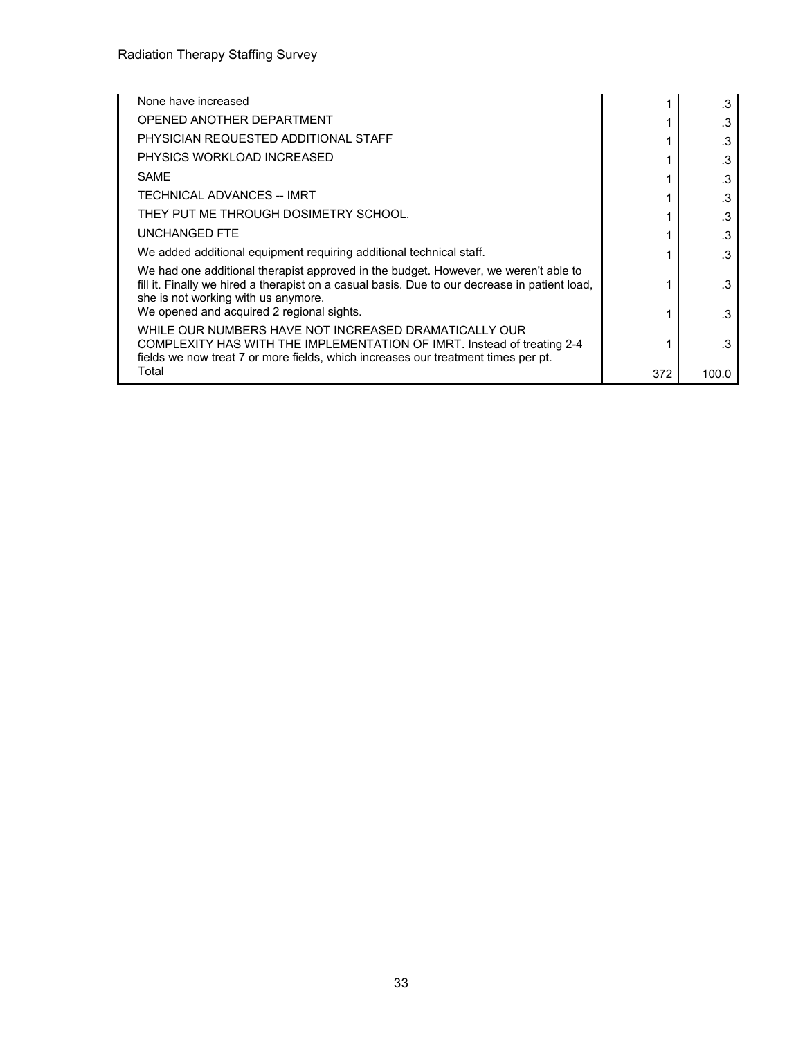| | | |
|---|---|---|
| None have increased | 1 | .3 |
| OPENED ANOTHER DEPARTMENT | 1 | .3 |
| PHYSICIAN REQUESTED ADDITIONAL STAFF | 1 | .3 |
| PHYSICS WORKLOAD INCREASED | 1 | .3 |
| SAME | 1 | .3 |
| TECHNICAL ADVANCES -- IMRT | 1 | .3 |
| THEY PUT ME THROUGH DOSIMETRY SCHOOL. | 1 | .3 |
| UNCHANGED FTE | 1 | .3 |
| We added additional equipment requiring additional technical staff. | 1 | .3 |
| We had one additional therapist approved in the budget. However, we weren't able to fill it. Finally we hired a therapist on a casual basis. Due to our decrease in patient load, she is not working with us anymore. | 1 | .3 |
| We opened and acquired 2 regional sights. | 1 | .3 |
| WHILE OUR NUMBERS HAVE NOT INCREASED DRAMATICALLY OUR COMPLEXITY HAS WITH THE IMPLEMENTATION OF IMRT. Instead of treating 2-4 fields we now treat 7 or more fields, which increases our treatment times per pt. | 1 | .3 |
| Total | 372 | 100.0 |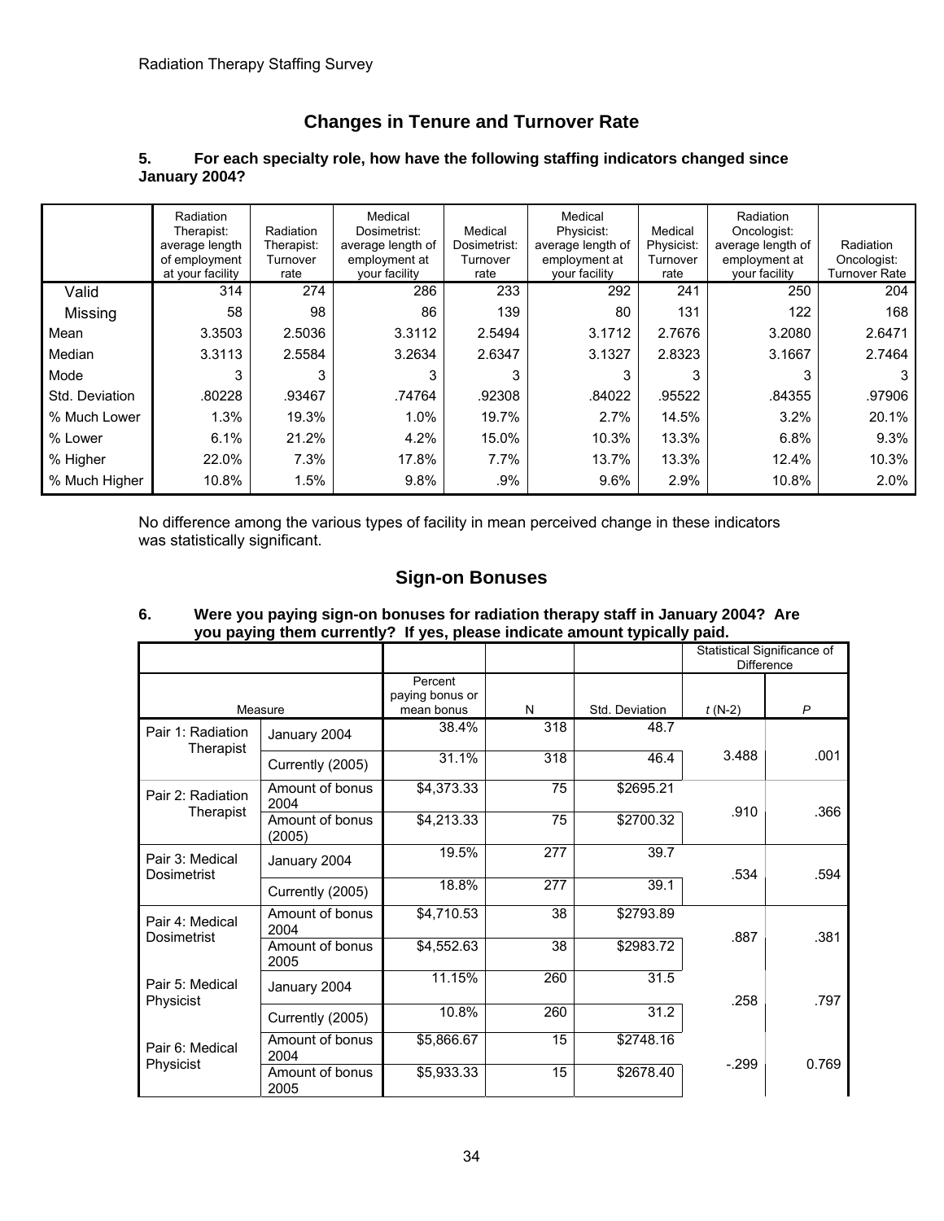## Changes in Tenure and Turnover Rate

**5. For each specialty role, how have the following staffing indicators changed since January 2004?**

| | Radiation Therapist: average length of employment at your facility | Radiation Therapist: Turnover rate | Medical Dosimetrist: average length of employment at your facility | Medical Dosimetrist: Turnover rate | Medical Physicist: average length of employment at your facility | Medical Physicist: Turnover rate | Radiation Oncologist: average length of employment at your facility | Radiation Oncologist: Turnover Rate |
|---|---|---|---|---|---|---|---|---|
| Valid | 314 | 274 | 286 | 233 | 292 | 241 | 250 | 204 |
| Missing | 58 | 98 | 86 | 139 | 80 | 131 | 122 | 168 |
| Mean | 3.3503 | 2.5036 | 3.3112 | 2.5494 | 3.1712 | 2.7676 | 3.2080 | 2.6471 |
| Median | 3.3113 | 2.5584 | 3.2634 | 2.6347 | 3.1327 | 2.8323 | 3.1667 | 2.7464 |
| Mode | 3 | 3 | 3 | 3 | 3 | 3 | 3 | 3 |
| Std. Deviation | .80228 | .93467 | .74764 | .92308 | .84022 | .95522 | .84355 | .97906 |
| % Much Lower | 1.3% | 19.3% | 1.0% | 19.7% | 2.7% | 14.5% | 3.2% | 20.1% |
| % Lower | 6.1% | 21.2% | 4.2% | 15.0% | 10.3% | 13.3% | 6.8% | 9.3% |
| % Higher | 22.0% | 7.3% | 17.8% | 7.7% | 13.7% | 13.3% | 12.4% | 10.3% |
| % Much Higher | 10.8% | 1.5% | 9.8% | .9% | 9.6% | 2.9% | 10.8% | 2.0% |

No difference among the various types of facility in mean perceived change in these indicators was statistically significant.

## Sign-on Bonuses

**6. Were you paying sign-on bonuses for radiation therapy staff in January 2004? Are you paying them currently? If yes, please indicate amount typically paid.**

| | | | | | Statistical Significance of Difference | |
|---|---|---|---|---|---|---|
| Measure | | Percent paying bonus or mean bonus | N | Std. Deviation | *t* (N-2) | *P* |
| Pair 1: Radiation Therapist | January 2004 | 38.4% | 318 | 48.7 | 3.488 | .001 |
| | Currently (2005) | 31.1% | 318 | 46.4 | | |
| Pair 2: Radiation Therapist | Amount of bonus 2004 | $4,373.33 | 75 | $2695.21 | .910 | .366 |
| | Amount of bonus (2005) | $4,213.33 | 75 | $2700.32 | | |
| Pair 3: Medical Dosimetrist | January 2004 | 19.5% | 277 | 39.7 | .534 | .594 |
| | Currently (2005) | 18.8% | 277 | 39.1 | | |
| Pair 4: Medical Dosimetrist | Amount of bonus 2004 | $4,710.53 | 38 | $2793.89 | .887 | .381 |
| | Amount of bonus 2005 | $4,552.63 | 38 | $2983.72 | | |
| Pair 5: Medical Physicist | January 2004 | 11.15% | 260 | 31.5 | .258 | .797 |
| | Currently (2005) | 10.8% | 260 | 31.2 | | |
| Pair 6: Medical Physicist | Amount of bonus 2004 | $5,866.67 | 15 | $2748.16 | -.299 | 0.769 |
| | Amount of bonus 2005 | $5,933.33 | 15 | $2678.40 | | |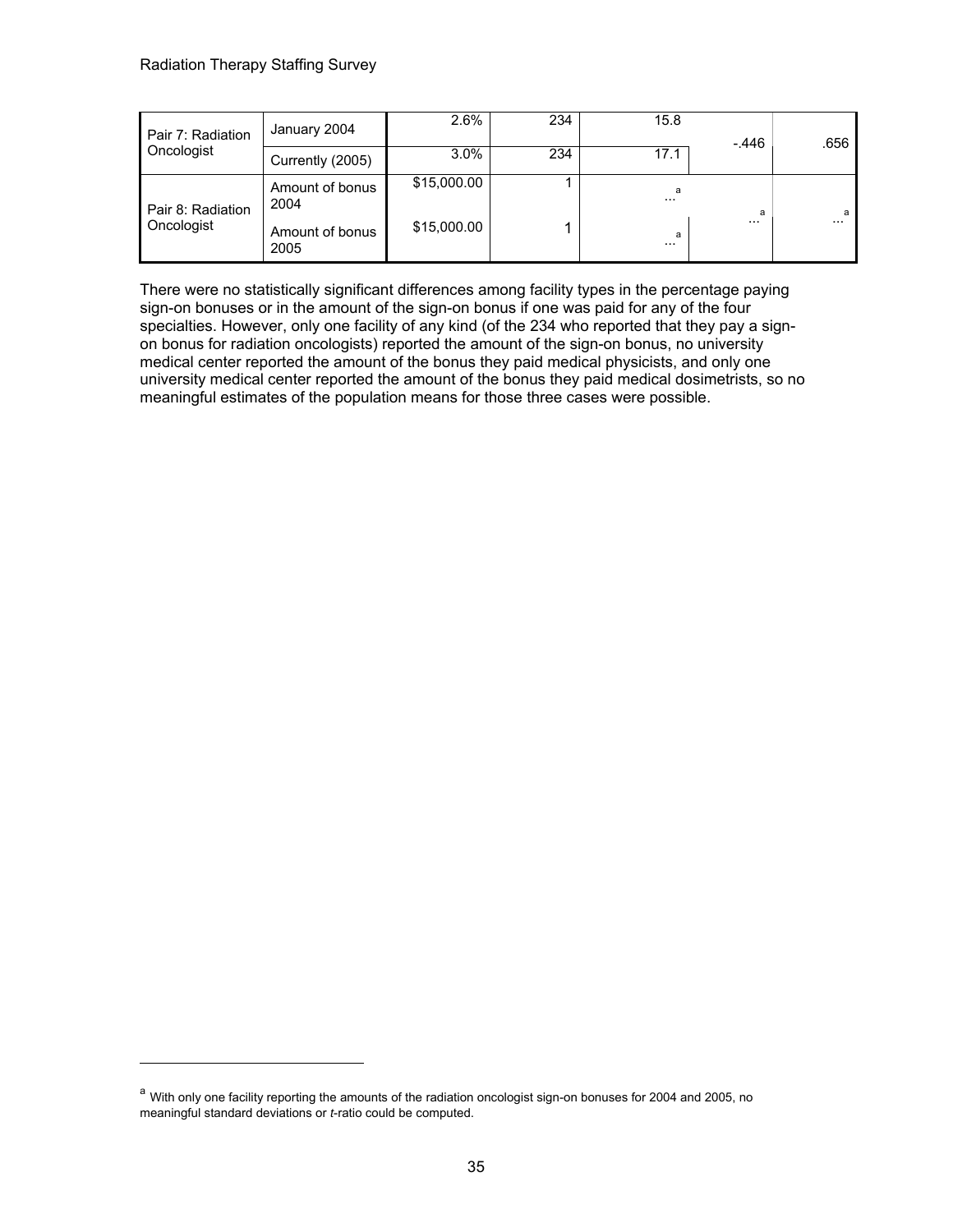| | | | | | | |
|---|---|---|---|---|---|---|
| Pair 7: Radiation Oncologist | January 2004 | 2.6% | 234 | 15.8 | -.446 | .656 |
| | Currently (2005) | 3.0% | 234 | 17.1 | | |
| Pair 8: Radiation Oncologist | Amount of bonus 2004 | $15,000.00 | 1 | ...[a] | ...[a] | ...[a] |
| | Amount of bonus 2005 | $15,000.00 | 1 | ...[a] | | |

There were no statistically significant differences among facility types in the percentage paying sign-on bonuses or in the amount of the sign-on bonus if one was paid for any of the four specialties. However, only one facility of any kind (of the 234 who reported that they pay a sign-on bonus for radiation oncologists) reported the amount of the sign-on bonus, no university medical center reported the amount of the bonus they paid medical physicists, and only one university medical center reported the amount of the bonus they paid medical dosimetrists, so no meaningful estimates of the population means for those three cases were possible.

[a] With only one facility reporting the amounts of the radiation oncologist sign-on bonuses for 2004 and 2005, no meaningful standard deviations or *t*-ratio could be computed.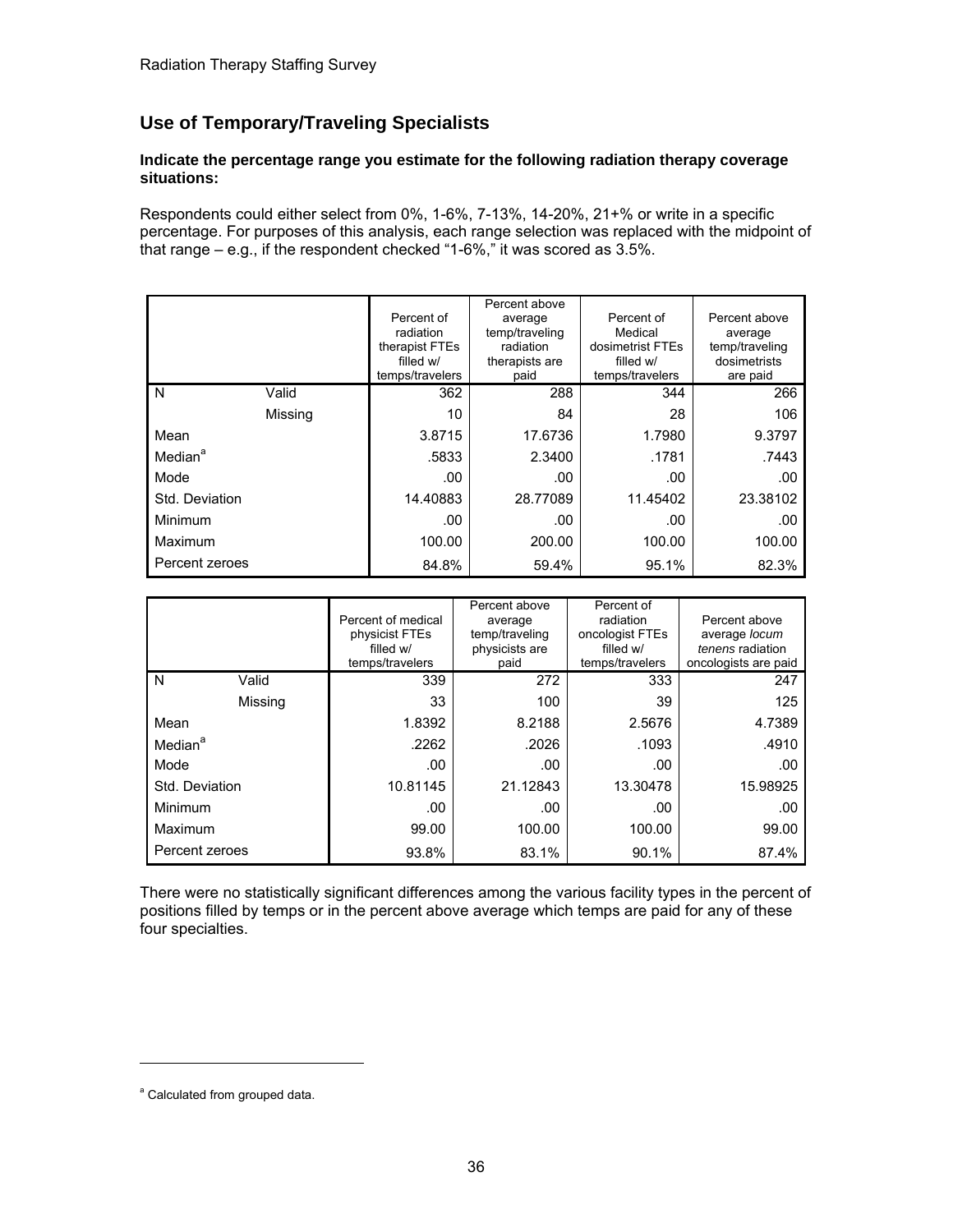## Use of Temporary/Traveling Specialists

**Indicate the percentage range you estimate for the following radiation therapy coverage situations:**

Respondents could either select from 0%, 1-6%, 7-13%, 14-20%, 21+% or write in a specific percentage. For purposes of this analysis, each range selection was replaced with the midpoint of that range – e.g., if the respondent checked "1-6%," it was scored as 3.5%.

| | | Percent of radiation therapist FTEs filled w/ temps/travelers | Percent above average temp/traveling radiation therapists are paid | Percent of Medical dosimetrist FTEs filled w/ temps/travelers | Percent above average temp/traveling dosimetrists are paid |
|---|---|---|---|---|---|
| N | Valid | 362 | 288 | 344 | 266 |
| | Missing | 10 | 84 | 28 | 106 |
| Mean | | 3.8715 | 17.6736 | 1.7980 | 9.3797 |
| Median[a] | | .5833 | 2.3400 | .1781 | .7443 |
| Mode | | .00 | .00 | .00 | .00 |
| Std. Deviation | | 14.40883 | 28.77089 | 11.45402 | 23.38102 |
| Minimum | | .00 | .00 | .00 | .00 |
| Maximum | | 100.00 | 200.00 | 100.00 | 100.00 |
| Percent zeroes | | 84.8% | 59.4% | 95.1% | 82.3% |

| | | Percent of medical physicist FTEs filled w/ temps/travelers | Percent above average temp/traveling physicists are paid | Percent of radiation oncologist FTEs filled w/ temps/travelers | Percent above average *locum tenens* radiation oncologists are paid |
|---|---|---|---|---|---|
| N | Valid | 339 | 272 | 333 | 247 |
| | Missing | 33 | 100 | 39 | 125 |
| Mean | | 1.8392 | 8.2188 | 2.5676 | 4.7389 |
| Median[a] | | .2262 | .2026 | .1093 | .4910 |
| Mode | | .00 | .00 | .00 | .00 |
| Std. Deviation | | 10.81145 | 21.12843 | 13.30478 | 15.98925 |
| Minimum | | .00 | .00 | .00 | .00 |
| Maximum | | 99.00 | 100.00 | 100.00 | 99.00 |
| Percent zeroes | | 93.8% | 83.1% | 90.1% | 87.4% |

There were no statistically significant differences among the various facility types in the percent of positions filled by temps or in the percent above average which temps are paid for any of these four specialties.

[a] Calculated from grouped data.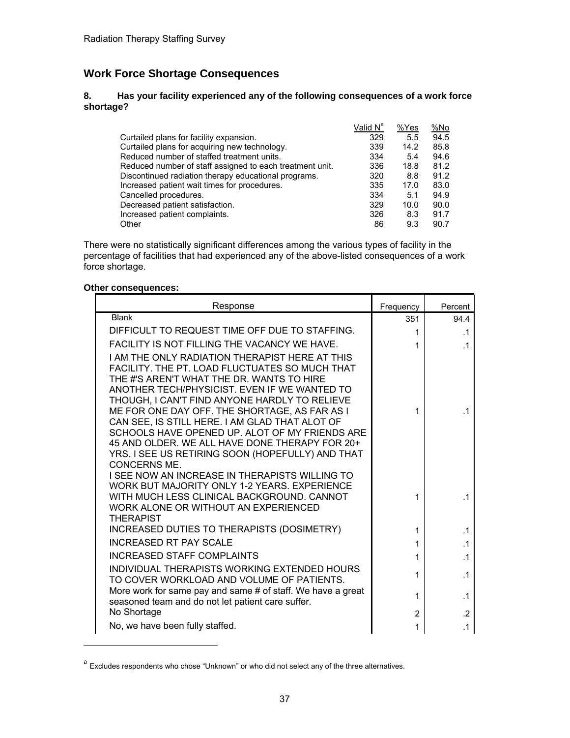## Work Force Shortage Consequences

**8. Has your facility experienced any of the following consequences of a work force shortage?**

| | Valid N[a] | %Yes | %No |
|---|---|---|---|
| Curtailed plans for facility expansion. | 329 | 5.5 | 94.5 |
| Curtailed plans for acquiring new technology. | 339 | 14.2 | 85.8 |
| Reduced number of staffed treatment units. | 334 | 5.4 | 94.6 |
| Reduced number of staff assigned to each treatment unit. | 336 | 18.8 | 81.2 |
| Discontinued radiation therapy educational programs. | 320 | 8.8 | 91.2 |
| Increased patient wait times for procedures. | 335 | 17.0 | 83.0 |
| Cancelled procedures. | 334 | 5.1 | 94.9 |
| Decreased patient satisfaction. | 329 | 10.0 | 90.0 |
| Increased patient complaints. | 326 | 8.3 | 91.7 |
| Other | 86 | 9.3 | 90.7 |

There were no statistically significant differences among the various types of facility in the percentage of facilities that had experienced any of the above-listed consequences of a work force shortage.

**Other consequences:**

| Response | Frequency | Percent |
|---|---|---|
| Blank | 351 | 94.4 |
| DIFFICULT TO REQUEST TIME OFF DUE TO STAFFING. | 1 | .1 |
| FACILITY IS NOT FILLING THE VACANCY WE HAVE. | 1 | .1 |
| I AM THE ONLY RADIATION THERAPIST HERE AT THIS FACILITY. THE PT. LOAD FLUCTUATES SO MUCH THAT THE #'S AREN'T WHAT THE DR. WANTS TO HIRE ANOTHER TECH/PHYSICIST. EVEN IF WE WANTED TO THOUGH, I CAN'T FIND ANYONE HARDLY TO RELIEVE ME FOR ONE DAY OFF. THE SHORTAGE, AS FAR AS I CAN SEE, IS STILL HERE. I AM GLAD THAT ALOT OF SCHOOLS HAVE OPENED UP. ALOT OF MY FRIENDS ARE 45 AND OLDER. WE ALL HAVE DONE THERAPY FOR 20+ YRS. I SEE US RETIRING SOON (HOPEFULLY) AND THAT CONCERNS ME. | 1 | .1 |
| I SEE NOW AN INCREASE IN THERAPISTS WILLING TO WORK BUT MAJORITY ONLY 1-2 YEARS. EXPERIENCE WITH MUCH LESS CLINICAL BACKGROUND. CANNOT WORK ALONE OR WITHOUT AN EXPERIENCED THERAPIST | 1 | .1 |
| INCREASED DUTIES TO THERAPISTS (DOSIMETRY) | 1 | .1 |
| INCREASED RT PAY SCALE | 1 | .1 |
| INCREASED STAFF COMPLAINTS | 1 | .1 |
| INDIVIDUAL THERAPISTS WORKING EXTENDED HOURS TO COVER WORKLOAD AND VOLUME OF PATIENTS. | 1 | .1 |
| More work for same pay and same # of staff. We have a great seasoned team and do not let patient care suffer. | 1 | .1 |
| No Shortage | 2 | .2 |
| No, we have been fully staffed. | 1 | .1 |

[a] Excludes respondents who chose "Unknown" or who did not select any of the three alternatives.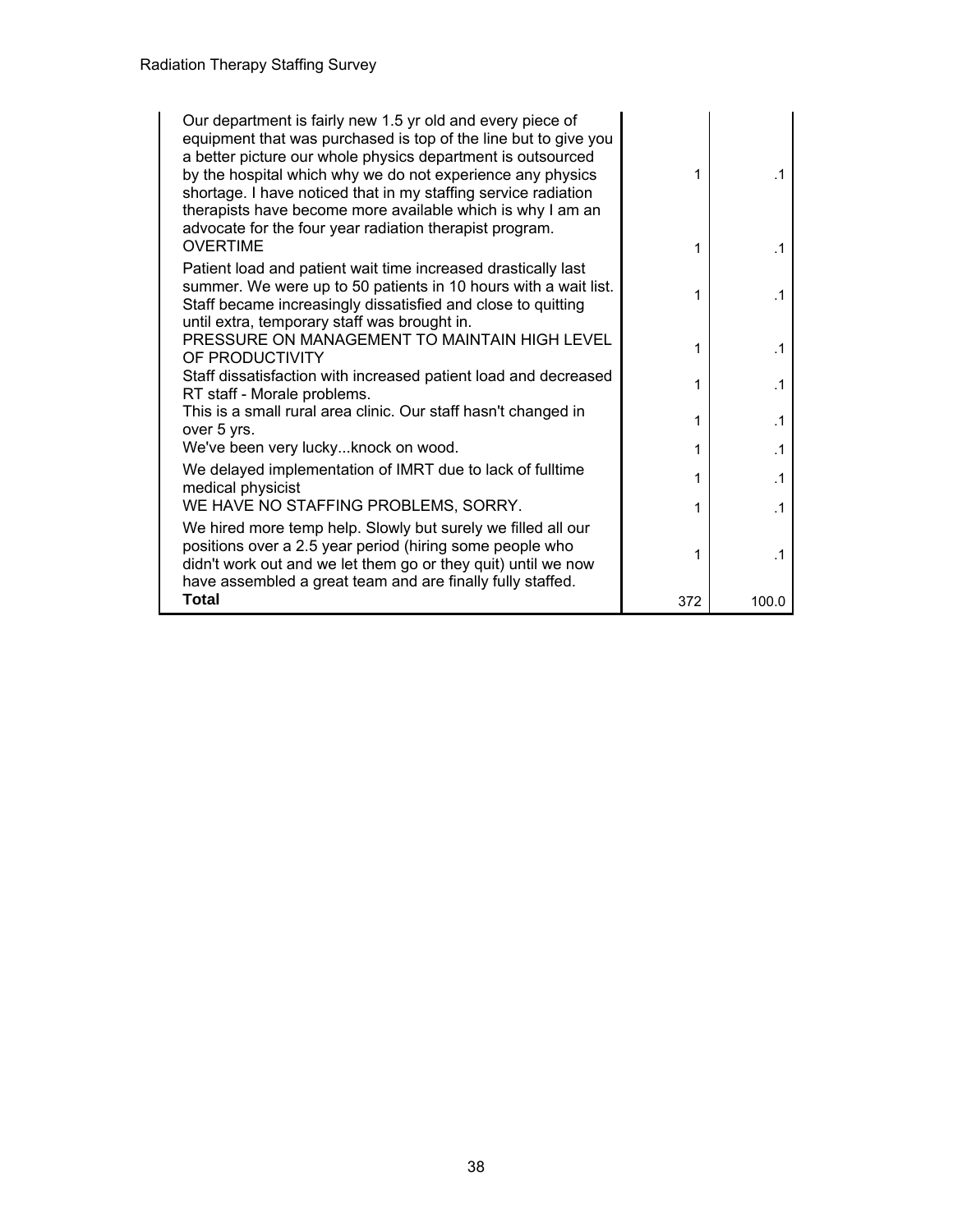| | | |
|---|---|---|
| Our department is fairly new 1.5 yr old and every piece of equipment that was purchased is top of the line but to give you a better picture our whole physics department is outsourced by the hospital which why we do not experience any physics shortage. I have noticed that in my staffing service radiation therapists have become more available which is why I am an advocate for the four year radiation therapist program. | 1 | .1 |
| OVERTIME | 1 | .1 |
| Patient load and patient wait time increased drastically last summer. We were up to 50 patients in 10 hours with a wait list. Staff became increasingly dissatisfied and close to quitting until extra, temporary staff was brought in. | 1 | .1 |
| PRESSURE ON MANAGEMENT TO MAINTAIN HIGH LEVEL OF PRODUCTIVITY | 1 | .1 |
| Staff dissatisfaction with increased patient load and decreased RT staff - Morale problems. | 1 | .1 |
| This is a small rural area clinic. Our staff hasn't changed in over 5 yrs. | 1 | .1 |
| We've been very lucky...knock on wood. | 1 | .1 |
| We delayed implementation of IMRT due to lack of fulltime medical physicist | 1 | .1 |
| WE HAVE NO STAFFING PROBLEMS, SORRY. | 1 | .1 |
| We hired more temp help. Slowly but surely we filled all our positions over a 2.5 year period (hiring some people who didn't work out and we let them go or they quit) until we now have assembled a great team and are finally fully staffed. | 1 | .1 |
| **Total** | 372 | 100.0 |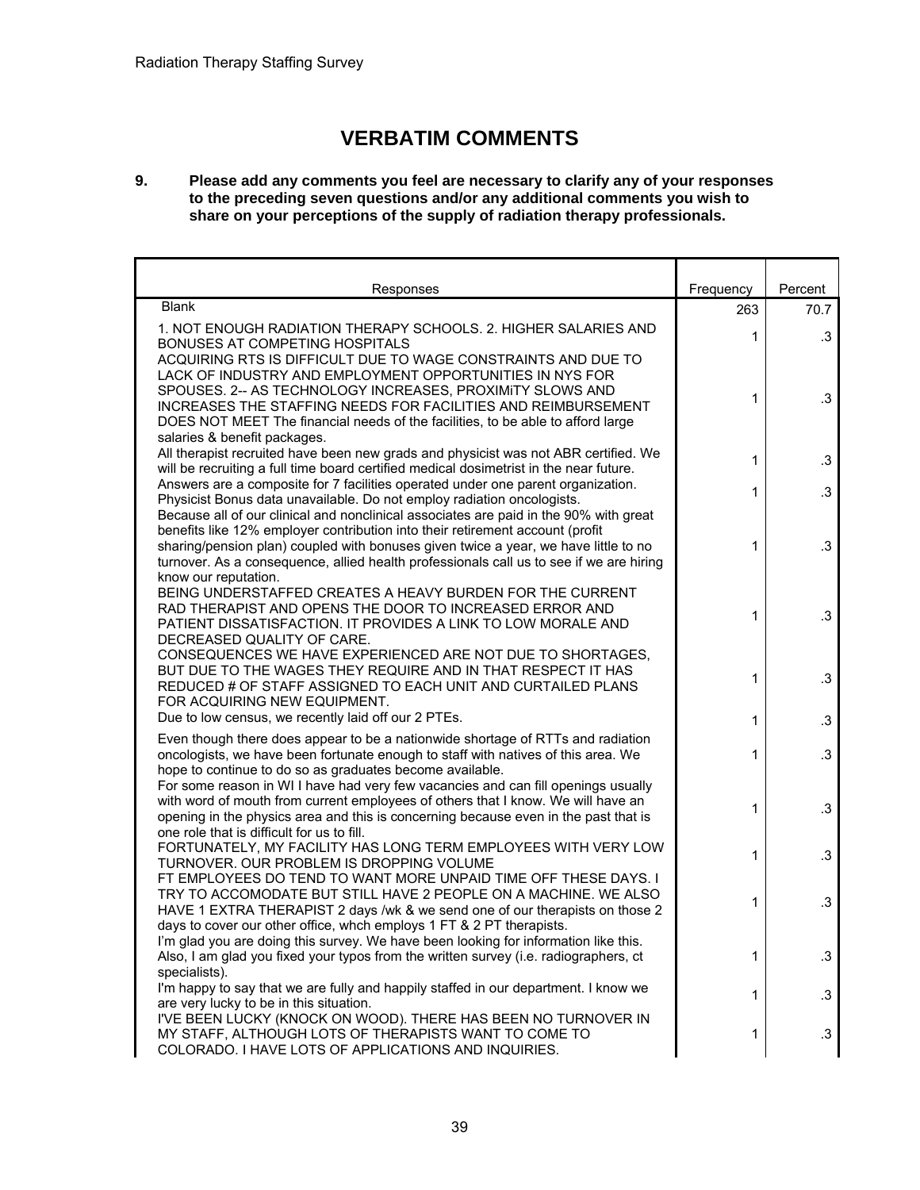# VERBATIM COMMENTS

**9. Please add any comments you feel are necessary to clarify any of your responses to the preceding seven questions and/or any additional comments you wish to share on your perceptions of the supply of radiation therapy professionals.**

| Responses | Frequency | Percent |
|---|---|---|
| Blank | 263 | 70.7 |
| 1. NOT ENOUGH RADIATION THERAPY SCHOOLS. 2. HIGHER SALARIES AND BONUSES AT COMPETING HOSPITALS | 1 | .3 |
| ACQUIRING RTS IS DIFFICULT DUE TO WAGE CONSTRAINTS AND DUE TO LACK OF INDUSTRY AND EMPLOYMENT OPPORTUNITIES IN NYS FOR SPOUSES. 2-- AS TECHNOLOGY INCREASES, PROXIMiTY SLOWS AND INCREASES THE STAFFING NEEDS FOR FACILITIES AND REIMBURSEMENT DOES NOT MEET The financial needs of the facilities, to be able to afford large salaries & benefit packages. | 1 | .3 |
| All therapist recruited have been new grads and physicist was not ABR certified. We will be recruiting a full time board certified medical dosimetrist in the near future. | 1 | .3 |
| Answers are a composite for 7 facilities operated under one parent organization. Physicist Bonus data unavailable. Do not employ radiation oncologists. | 1 | .3 |
| Because all of our clinical and nonclinical associates are paid in the 90% with great benefits like 12% employer contribution into their retirement account (profit sharing/pension plan) coupled with bonuses given twice a year, we have little to no turnover. As a consequence, allied health professionals call us to see if we are hiring know our reputation. | 1 | .3 |
| BEING UNDERSTAFFED CREATES A HEAVY BURDEN FOR THE CURRENT RAD THERAPIST AND OPENS THE DOOR TO INCREASED ERROR AND PATIENT DISSATISFACTION. IT PROVIDES A LINK TO LOW MORALE AND DECREASED QUALITY OF CARE. | 1 | .3 |
| CONSEQUENCES WE HAVE EXPERIENCED ARE NOT DUE TO SHORTAGES, BUT DUE TO THE WAGES THEY REQUIRE AND IN THAT RESPECT IT HAS REDUCED # OF STAFF ASSIGNED TO EACH UNIT AND CURTAILED PLANS FOR ACQUIRING NEW EQUIPMENT. | 1 | .3 |
| Due to low census, we recently laid off our 2 PTEs. | 1 | .3 |
| Even though there does appear to be a nationwide shortage of RTTs and radiation oncologists, we have been fortunate enough to staff with natives of this area. We hope to continue to do so as graduates become available. | 1 | .3 |
| For some reason in WI I have had very few vacancies and can fill openings usually with word of mouth from current employees of others that I know. We will have an opening in the physics area and this is concerning because even in the past that is one role that is difficult for us to fill. | 1 | .3 |
| FORTUNATELY, MY FACILITY HAS LONG TERM EMPLOYEES WITH VERY LOW TURNOVER. OUR PROBLEM IS DROPPING VOLUME | 1 | .3 |
| FT EMPLOYEES DO TEND TO WANT MORE UNPAID TIME OFF THESE DAYS. I TRY TO ACCOMODATE BUT STILL HAVE 2 PEOPLE ON A MACHINE. WE ALSO HAVE 1 EXTRA THERAPIST 2 days /wk & we send one of our therapists on those 2 days to cover our other office, whch employs 1 FT & 2 PT therapists. | 1 | .3 |
| I'm glad you are doing this survey. We have been looking for information like this. Also, I am glad you fixed your typos from the written survey (i.e. radiographers, ct specialists). | 1 | .3 |
| I'm happy to say that we are fully and happily staffed in our department. I know we are very lucky to be in this situation. | 1 | .3 |
| I'VE BEEN LUCKY (KNOCK ON WOOD). THERE HAS BEEN NO TURNOVER IN MY STAFF, ALTHOUGH LOTS OF THERAPISTS WANT TO COME TO COLORADO. I HAVE LOTS OF APPLICATIONS AND INQUIRIES. | 1 | .3 |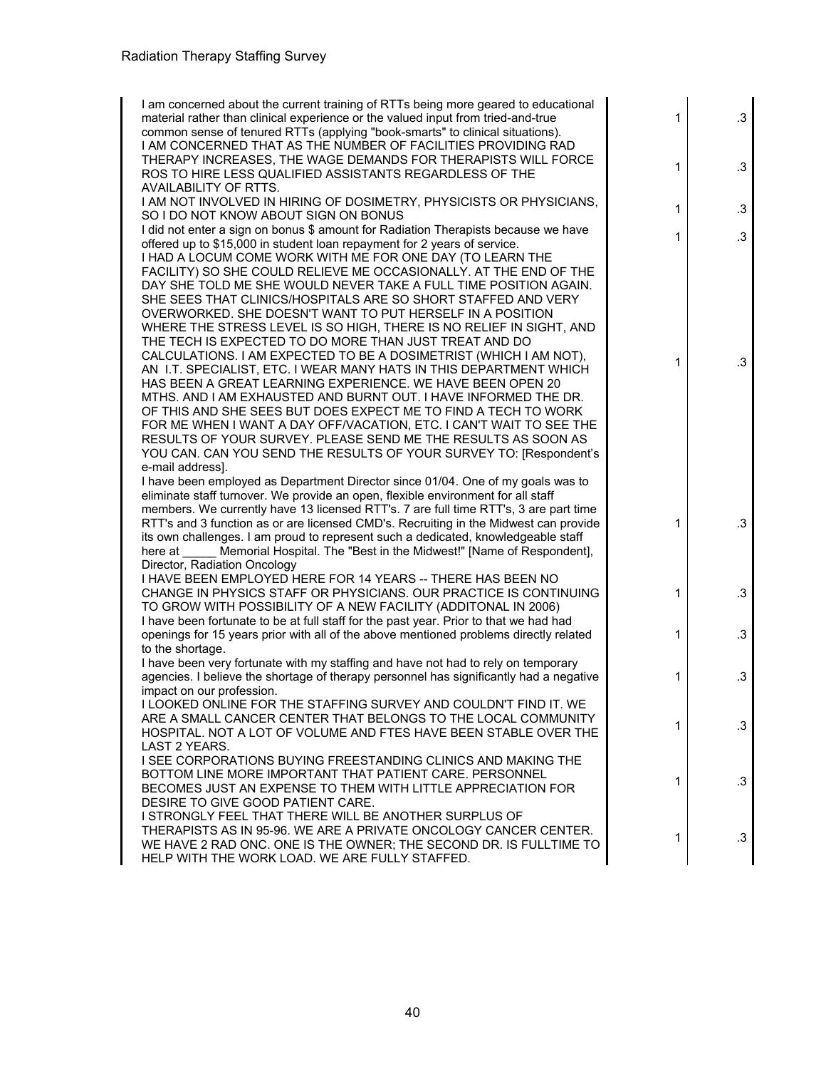| | | |
|---|---|---|
| I am concerned about the current training of RTTs being more geared to educational material rather than clinical experience or the valued input from tried-and-true common sense of tenured RTTs (applying "book-smarts" to clinical situations). | 1 | .3 |
| I AM CONCERNED THAT AS THE NUMBER OF FACILITIES PROVIDING RAD THERAPY INCREASES, THE WAGE DEMANDS FOR THERAPISTS WILL FORCE ROS TO HIRE LESS QUALIFIED ASSISTANTS REGARDLESS OF THE AVAILABILITY OF RTTS. | 1 | .3 |
| I AM NOT INVOLVED IN HIRING OF DOSIMETRY, PHYSICISTS OR PHYSICIANS, SO I DO NOT KNOW ABOUT SIGN ON BONUS | 1 | .3 |
| I did not enter a sign on bonus $ amount for Radiation Therapists because we have offered up to $15,000 in student loan repayment for 2 years of service. | 1 | .3 |
| I HAD A LOCUM COME WORK WITH ME FOR ONE DAY (TO LEARN THE FACILITY) SO SHE COULD RELIEVE ME OCCASIONALLY. AT THE END OF THE DAY SHE TOLD ME SHE WOULD NEVER TAKE A FULL TIME POSITION AGAIN. SHE SEES THAT CLINICS/HOSPITALS ARE SO SHORT STAFFED AND VERY OVERWORKED. SHE DOESN'T WANT TO PUT HERSELF IN A POSITION WHERE THE STRESS LEVEL IS SO HIGH, THERE IS NO RELIEF IN SIGHT, AND THE TECH IS EXPECTED TO DO MORE THAN JUST TREAT AND DO CALCULATIONS. I AM EXPECTED TO BE A DOSIMETRIST (WHICH I AM NOT), AN I.T. SPECIALIST, ETC. I WEAR MANY HATS IN THIS DEPARTMENT WHICH HAS BEEN A GREAT LEARNING EXPERIENCE. WE HAVE BEEN OPEN 20 MTHS. AND I AM EXHAUSTED AND BURNT OUT. I HAVE INFORMED THE DR. OF THIS AND SHE SEES BUT DOES EXPECT ME TO FIND A TECH TO WORK FOR ME WHEN I WANT A DAY OFF/VACATION, ETC. I CAN'T WAIT TO SEE THE RESULTS OF YOUR SURVEY. PLEASE SEND ME THE RESULTS AS SOON AS YOU CAN. CAN YOU SEND THE RESULTS OF YOUR SURVEY TO: [Respondent's e-mail address]. | 1 | .3 |
| I have been employed as Department Director since 01/04. One of my goals was to eliminate staff turnover. We provide an open, flexible environment for all staff members. We currently have 13 licensed RTT's. 7 are full time RTT's, 3 are part time RTT's and 3 function as or are licensed CMD's. Recruiting in the Midwest can provide its own challenges. I am proud to represent such a dedicated, knowledgeable staff here at _____ Memorial Hospital. The "Best in the Midwest!" [Name of Respondent], Director, Radiation Oncology | 1 | .3 |
| I HAVE BEEN EMPLOYED HERE FOR 14 YEARS -- THERE HAS BEEN NO CHANGE IN PHYSICS STAFF OR PHYSICIANS. OUR PRACTICE IS CONTINUING TO GROW WITH POSSIBILITY OF A NEW FACILITY (ADDITONAL IN 2006) | 1 | .3 |
| I have been fortunate to be at full staff for the past year. Prior to that we had had openings for 15 years prior with all of the above mentioned problems directly related to the shortage. | 1 | .3 |
| I have been very fortunate with my staffing and have not had to rely on temporary agencies. I believe the shortage of therapy personnel has significantly had a negative impact on our profession. | 1 | .3 |
| I LOOKED ONLINE FOR THE STAFFING SURVEY AND COULDN'T FIND IT. WE ARE A SMALL CANCER CENTER THAT BELONGS TO THE LOCAL COMMUNITY HOSPITAL. NOT A LOT OF VOLUME AND FTES HAVE BEEN STABLE OVER THE LAST 2 YEARS. | 1 | .3 |
| I SEE CORPORATIONS BUYING FREESTANDING CLINICS AND MAKING THE BOTTOM LINE MORE IMPORTANT THAT PATIENT CARE. PERSONNEL BECOMES JUST AN EXPENSE TO THEM WITH LITTLE APPRECIATION FOR DESIRE TO GIVE GOOD PATIENT CARE. | 1 | .3 |
| I STRONGLY FEEL THAT THERE WILL BE ANOTHER SURPLUS OF THERAPISTS AS IN 95-96. WE ARE A PRIVATE ONCOLOGY CANCER CENTER. WE HAVE 2 RAD ONC. ONE IS THE OWNER; THE SECOND DR. IS FULLTIME TO HELP WITH THE WORK LOAD. WE ARE FULLY STAFFED. | 1 | .3 |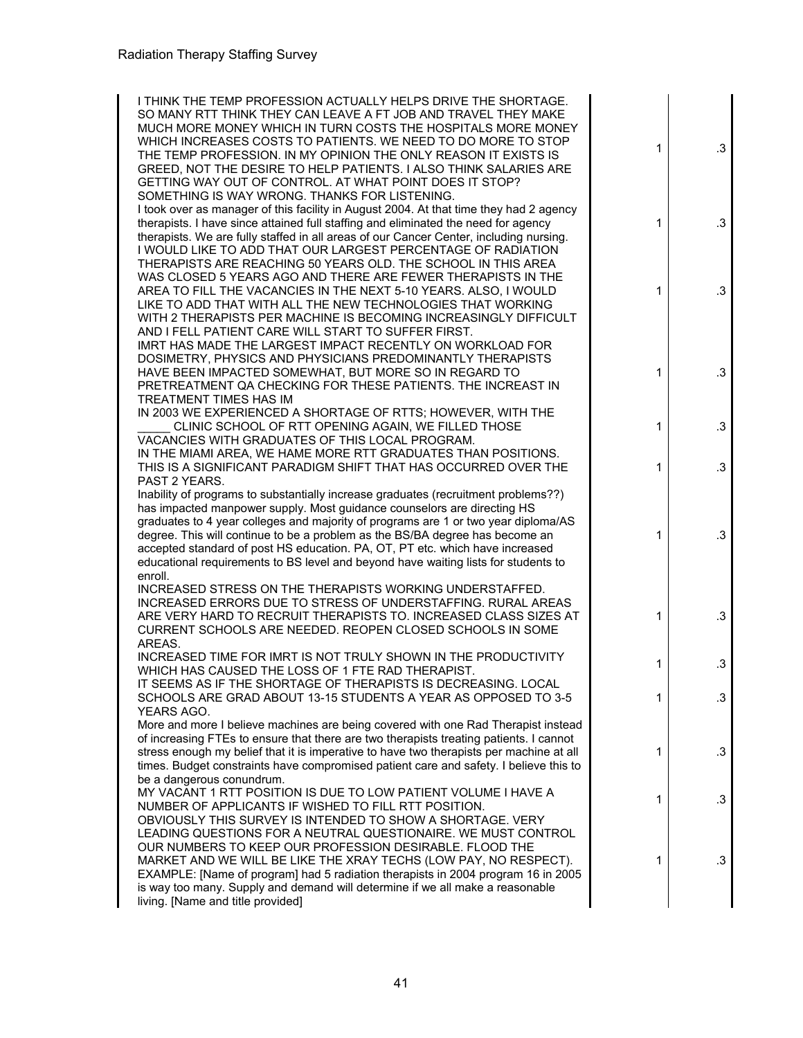| | | |
|---|---|---|
| I THINK THE TEMP PROFESSION ACTUALLY HELPS DRIVE THE SHORTAGE. SO MANY RTT THINK THEY CAN LEAVE A FT JOB AND TRAVEL THEY MAKE MUCH MORE MONEY WHICH IN TURN COSTS THE HOSPITALS MORE MONEY WHICH INCREASES COSTS TO PATIENTS. WE NEED TO DO MORE TO STOP THE TEMP PROFESSION. IN MY OPINION THE ONLY REASON IT EXISTS IS GREED, NOT THE DESIRE TO HELP PATIENTS. I ALSO THINK SALARIES ARE GETTING WAY OUT OF CONTROL. AT WHAT POINT DOES IT STOP? SOMETHING IS WAY WRONG. THANKS FOR LISTENING. | 1 | .3 |
| I took over as manager of this facility in August 2004. At that time they had 2 agency therapists. I have since attained full staffing and eliminated the need for agency therapists. We are fully staffed in all areas of our Cancer Center, including nursing. | 1 | .3 |
| I WOULD LIKE TO ADD THAT OUR LARGEST PERCENTAGE OF RADIATION THERAPISTS ARE REACHING 50 YEARS OLD. THE SCHOOL IN THIS AREA WAS CLOSED 5 YEARS AGO AND THERE ARE FEWER THERAPISTS IN THE AREA TO FILL THE VACANCIES IN THE NEXT 5-10 YEARS. ALSO, I WOULD LIKE TO ADD THAT WITH ALL THE NEW TECHNOLOGIES THAT WORKING WITH 2 THERAPISTS PER MACHINE IS BECOMING INCREASINGLY DIFFICULT AND I FELL PATIENT CARE WILL START TO SUFFER FIRST. | 1 | .3 |
| IMRT HAS MADE THE LARGEST IMPACT RECENTLY ON WORKLOAD FOR DOSIMETRY, PHYSICS AND PHYSICIANS PREDOMINANTLY THERAPISTS HAVE BEEN IMPACTED SOMEWHAT, BUT MORE SO IN REGARD TO PRETREATMENT QA CHECKING FOR THESE PATIENTS. THE INCREAST IN TREATMENT TIMES HAS IM | 1 | .3 |
| IN 2003 WE EXPERIENCED A SHORTAGE OF RTTS; HOWEVER, WITH THE _____ CLINIC SCHOOL OF RTT OPENING AGAIN, WE FILLED THOSE VACANCIES WITH GRADUATES OF THIS LOCAL PROGRAM. | 1 | .3 |
| IN THE MIAMI AREA, WE HAME MORE RTT GRADUATES THAN POSITIONS. THIS IS A SIGNIFICANT PARADIGM SHIFT THAT HAS OCCURRED OVER THE PAST 2 YEARS. | 1 | .3 |
| Inability of programs to substantially increase graduates (recruitment problems??) has impacted manpower supply. Most guidance counselors are directing HS graduates to 4 year colleges and majority of programs are 1 or two year diploma/AS degree. This will continue to be a problem as the BS/BA degree has become an accepted standard of post HS education. PA, OT, PT etc. which have increased educational requirements to BS level and beyond have waiting lists for students to enroll. | 1 | .3 |
| INCREASED STRESS ON THE THERAPISTS WORKING UNDERSTAFFED. INCREASED ERRORS DUE TO STRESS OF UNDERSTAFFING. RURAL AREAS ARE VERY HARD TO RECRUIT THERAPISTS TO. INCREASED CLASS SIZES AT CURRENT SCHOOLS ARE NEEDED. REOPEN CLOSED SCHOOLS IN SOME AREAS. | 1 | .3 |
| INCREASED TIME FOR IMRT IS NOT TRULY SHOWN IN THE PRODUCTIVITY WHICH HAS CAUSED THE LOSS OF 1 FTE RAD THERAPIST. | 1 | .3 |
| IT SEEMS AS IF THE SHORTAGE OF THERAPISTS IS DECREASING. LOCAL SCHOOLS ARE GRAD ABOUT 13-15 STUDENTS A YEAR AS OPPOSED TO 3-5 YEARS AGO. | 1 | .3 |
| More and more I believe machines are being covered with one Rad Therapist instead of increasing FTEs to ensure that there are two therapists treating patients. I cannot stress enough my belief that it is imperative to have two therapists per machine at all times. Budget constraints have compromised patient care and safety. I believe this to be a dangerous conundrum. | 1 | .3 |
| MY VACANT 1 RTT POSITION IS DUE TO LOW PATIENT VOLUME I HAVE A NUMBER OF APPLICANTS IF WISHED TO FILL RTT POSITION. | 1 | .3 |
| OBVIOUSLY THIS SURVEY IS INTENDED TO SHOW A SHORTAGE. VERY LEADING QUESTIONS FOR A NEUTRAL QUESTIONAIRE. WE MUST CONTROL OUR NUMBERS TO KEEP OUR PROFESSION DESIRABLE. FLOOD THE MARKET AND WE WILL BE LIKE THE XRAY TECHS (LOW PAY, NO RESPECT). EXAMPLE: [Name of program] had 5 radiation therapists in 2004 program 16 in 2005 is way too many. Supply and demand will determine if we all make a reasonable living. [Name and title provided] | 1 | .3 |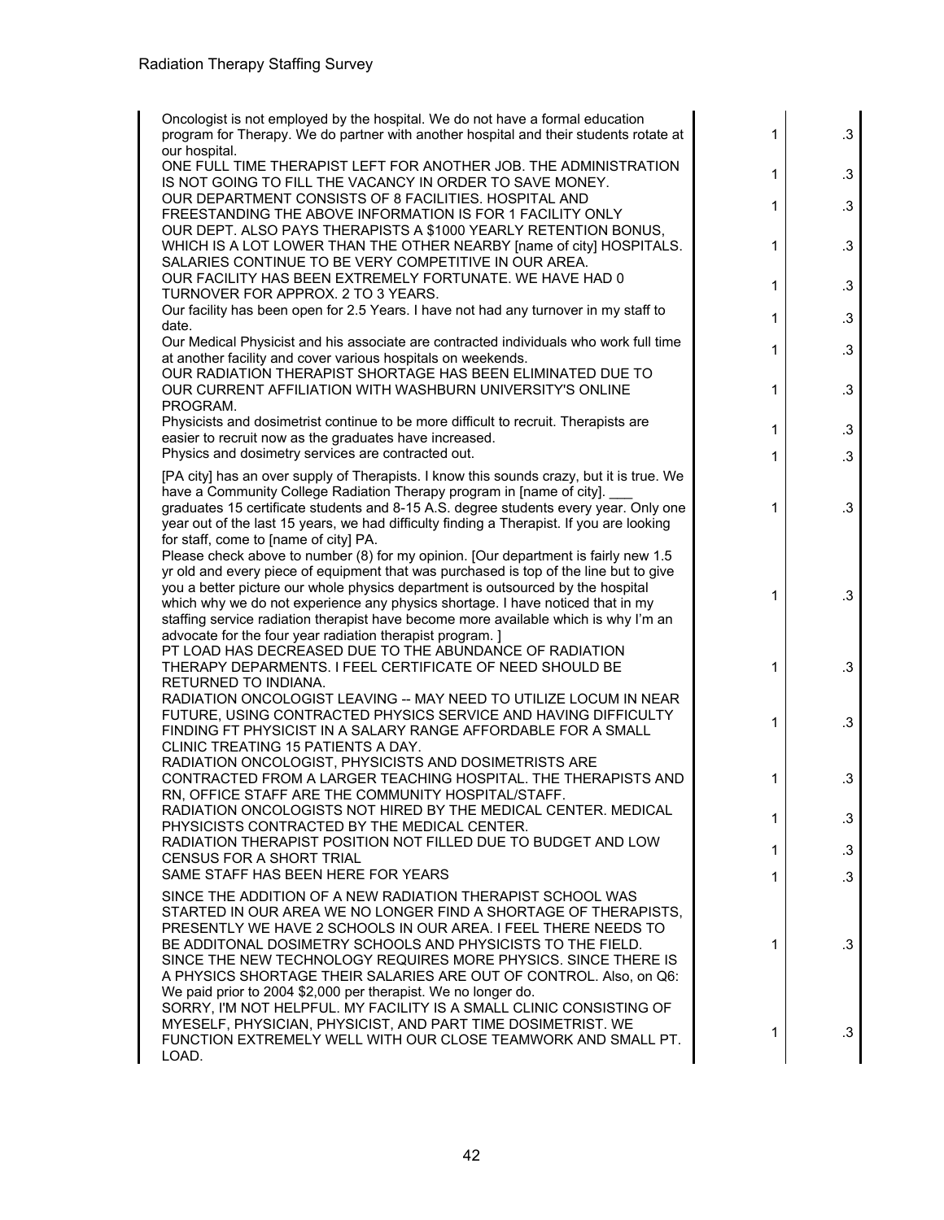| | | |
|---|---|---|
| Oncologist is not employed by the hospital. We do not have a formal education program for Therapy. We do partner with another hospital and their students rotate at our hospital. | 1 | .3 |
| ONE FULL TIME THERAPIST LEFT FOR ANOTHER JOB. THE ADMINISTRATION IS NOT GOING TO FILL THE VACANCY IN ORDER TO SAVE MONEY. | 1 | .3 |
| OUR DEPARTMENT CONSISTS OF 8 FACILITIES. HOSPITAL AND FREESTANDING THE ABOVE INFORMATION IS FOR 1 FACILITY ONLY | 1 | .3 |
| OUR DEPT. ALSO PAYS THERAPISTS A $1000 YEARLY RETENTION BONUS, WHICH IS A LOT LOWER THAN THE OTHER NEARBY [name of city] HOSPITALS. SALARIES CONTINUE TO BE VERY COMPETITIVE IN OUR AREA. | 1 | .3 |
| OUR FACILITY HAS BEEN EXTREMELY FORTUNATE. WE HAVE HAD 0 TURNOVER FOR APPROX. 2 TO 3 YEARS. | 1 | .3 |
| Our facility has been open for 2.5 Years. I have not had any turnover in my staff to date. | 1 | .3 |
| Our Medical Physicist and his associate are contracted individuals who work full time at another facility and cover various hospitals on weekends. | 1 | .3 |
| OUR RADIATION THERAPIST SHORTAGE HAS BEEN ELIMINATED DUE TO OUR CURRENT AFFILIATION WITH WASHBURN UNIVERSITY'S ONLINE PROGRAM. | 1 | .3 |
| Physicists and dosimetrist continue to be more difficult to recruit. Therapists are easier to recruit now as the graduates have increased. | 1 | .3 |
| Physics and dosimetry services are contracted out. | 1 | .3 |
| [PA city] has an over supply of Therapists. I know this sounds crazy, but it is true. We have a Community College Radiation Therapy program in [name of city]. ___ graduates 15 certificate students and 8-15 A.S. degree students every year. Only one year out of the last 15 years, we had difficulty finding a Therapist. If you are looking for staff, come to [name of city] PA. | 1 | .3 |
| Please check above to number (8) for my opinion. [Our department is fairly new 1.5 yr old and every piece of equipment that was purchased is top of the line but to give you a better picture our whole physics department is outsourced by the hospital which why we do not experience any physics shortage. I have noticed that in my staffing service radiation therapist have become more available which is why I'm an advocate for the four year radiation therapist program. ] | 1 | .3 |
| PT LOAD HAS DECREASED DUE TO THE ABUNDANCE OF RADIATION THERAPY DEPARMENTS. I FEEL CERTIFICATE OF NEED SHOULD BE RETURNED TO INDIANA. | 1 | .3 |
| RADIATION ONCOLOGIST LEAVING -- MAY NEED TO UTILIZE LOCUM IN NEAR FUTURE, USING CONTRACTED PHYSICS SERVICE AND HAVING DIFFICULTY FINDING FT PHYSICIST IN A SALARY RANGE AFFORDABLE FOR A SMALL CLINIC TREATING 15 PATIENTS A DAY. | 1 | .3 |
| RADIATION ONCOLOGIST, PHYSICISTS AND DOSIMETRISTS ARE CONTRACTED FROM A LARGER TEACHING HOSPITAL. THE THERAPISTS AND RN, OFFICE STAFF ARE THE COMMUNITY HOSPITAL/STAFF. | 1 | .3 |
| RADIATION ONCOLOGISTS NOT HIRED BY THE MEDICAL CENTER. MEDICAL PHYSICISTS CONTRACTED BY THE MEDICAL CENTER. | 1 | .3 |
| RADIATION THERAPIST POSITION NOT FILLED DUE TO BUDGET AND LOW CENSUS FOR A SHORT TRIAL | 1 | .3 |
| SAME STAFF HAS BEEN HERE FOR YEARS | 1 | .3 |
| SINCE THE ADDITION OF A NEW RADIATION THERAPIST SCHOOL WAS STARTED IN OUR AREA WE NO LONGER FIND A SHORTAGE OF THERAPISTS, PRESENTLY WE HAVE 2 SCHOOLS IN OUR AREA. I FEEL THERE NEEDS TO BE ADDITONAL DOSIMETRY SCHOOLS AND PHYSICISTS TO THE FIELD. SINCE THE NEW TECHNOLOGY REQUIRES MORE PHYSICS. SINCE THERE IS A PHYSICS SHORTAGE THEIR SALARIES ARE OUT OF CONTROL. Also, on Q6: We paid prior to 2004 $2,000 per therapist. We no longer do. | 1 | .3 |
| SORRY, I'M NOT HELPFUL. MY FACILITY IS A SMALL CLINIC CONSISTING OF MYESELF, PHYSICIAN, PHYSICIST, AND PART TIME DOSIMETRIST. WE FUNCTION EXTREMELY WELL WITH OUR CLOSE TEAMWORK AND SMALL PT. LOAD. | 1 | .3 |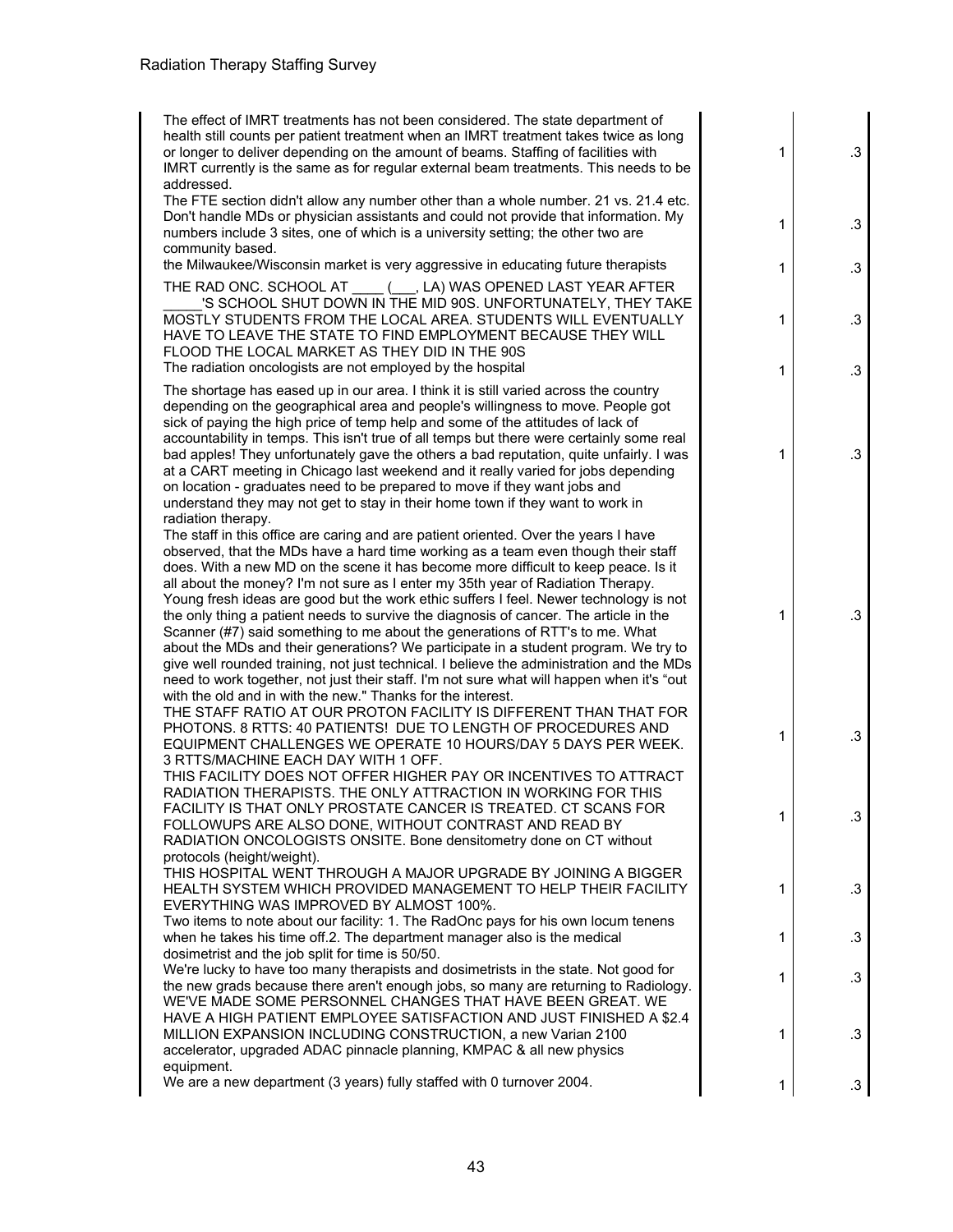| | | |
|---|---|---|
| The effect of IMRT treatments has not been considered. The state department of health still counts per patient treatment when an IMRT treatment takes twice as long or longer to deliver depending on the amount of beams. Staffing of facilities with IMRT currently is the same as for regular external beam treatments. This needs to be addressed. | 1 | .3 |
| The FTE section didn't allow any number other than a whole number. 21 vs. 21.4 etc. Don't handle MDs or physician assistants and could not provide that information. My numbers include 3 sites, one of which is a university setting; the other two are community based. | 1 | .3 |
| the Milwaukee/Wisconsin market is very aggressive in educating future therapists | 1 | .3 |
| THE RAD ONC. SCHOOL AT ____ (___, LA) WAS OPENED LAST YEAR AFTER _____'S SCHOOL SHUT DOWN IN THE MID 90S. UNFORTUNATELY, THEY TAKE MOSTLY STUDENTS FROM THE LOCAL AREA. STUDENTS WILL EVENTUALLY HAVE TO LEAVE THE STATE TO FIND EMPLOYMENT BECAUSE THEY WILL FLOOD THE LOCAL MARKET AS THEY DID IN THE 90S | 1 | .3 |
| The radiation oncologists are not employed by the hospital | 1 | .3 |
| The shortage has eased up in our area. I think it is still varied across the country depending on the geographical area and people's willingness to move. People got sick of paying the high price of temp help and some of the attitudes of lack of accountability in temps. This isn't true of all temps but there were certainly some real bad apples! They unfortunately gave the others a bad reputation, quite unfairly. I was at a CART meeting in Chicago last weekend and it really varied for jobs depending on location - graduates need to be prepared to move if they want jobs and understand they may not get to stay in their home town if they want to work in radiation therapy. | 1 | .3 |
| The staff in this office are caring and are patient oriented. Over the years I have observed, that the MDs have a hard time working as a team even though their staff does. With a new MD on the scene it has become more difficult to keep peace. Is it all about the money? I'm not sure as I enter my 35th year of Radiation Therapy. Young fresh ideas are good but the work ethic suffers I feel. Newer technology is not the only thing a patient needs to survive the diagnosis of cancer. The article in the Scanner (#7) said something to me about the generations of RTT's to me. What about the MDs and their generations? We participate in a student program. We try to give well rounded training, not just technical. I believe the administration and the MDs need to work together, not just their staff. I'm not sure what will happen when it's "out with the old and in with the new." Thanks for the interest. | 1 | .3 |
| THE STAFF RATIO AT OUR PROTON FACILITY IS DIFFERENT THAN THAT FOR PHOTONS. 8 RTTS: 40 PATIENTS! DUE TO LENGTH OF PROCEDURES AND EQUIPMENT CHALLENGES WE OPERATE 10 HOURS/DAY 5 DAYS PER WEEK. 3 RTTS/MACHINE EACH DAY WITH 1 OFF. | 1 | .3 |
| THIS FACILITY DOES NOT OFFER HIGHER PAY OR INCENTIVES TO ATTRACT RADIATION THERAPISTS. THE ONLY ATTRACTION IN WORKING FOR THIS FACILITY IS THAT ONLY PROSTATE CANCER IS TREATED. CT SCANS FOR FOLLOWUPS ARE ALSO DONE, WITHOUT CONTRAST AND READ BY RADIATION ONCOLOGISTS ONSITE. Bone densitometry done on CT without protocols (height/weight). | 1 | .3 |
| THIS HOSPITAL WENT THROUGH A MAJOR UPGRADE BY JOINING A BIGGER HEALTH SYSTEM WHICH PROVIDED MANAGEMENT TO HELP THEIR FACILITY EVERYTHING WAS IMPROVED BY ALMOST 100%. | 1 | .3 |
| Two items to note about our facility: 1. The RadOnc pays for his own locum tenens when he takes his time off.2. The department manager also is the medical dosimetrist and the job split for time is 50/50. | 1 | .3 |
| We're lucky to have too many therapists and dosimetrists in the state. Not good for the new grads because there aren't enough jobs, so many are returning to Radiology. | 1 | .3 |
| WE'VE MADE SOME PERSONNEL CHANGES THAT HAVE BEEN GREAT. WE HAVE A HIGH PATIENT EMPLOYEE SATISFACTION AND JUST FINISHED A $2.4 MILLION EXPANSION INCLUDING CONSTRUCTION, a new Varian 2100 accelerator, upgraded ADAC pinnacle planning, KMPAC & all new physics equipment. | 1 | .3 |
| We are a new department (3 years) fully staffed with 0 turnover 2004. | 1 | .3 |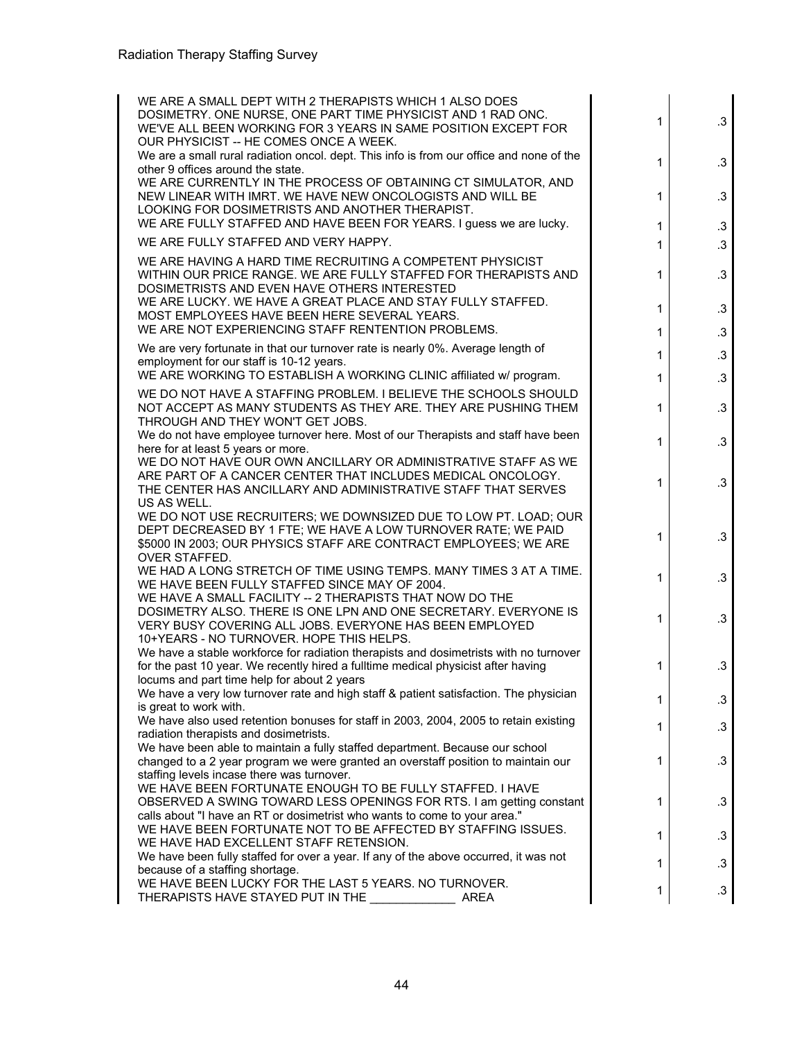| | | |
|---|---|---|
| WE ARE A SMALL DEPT WITH 2 THERAPISTS WHICH 1 ALSO DOES DOSIMETRY. ONE NURSE, ONE PART TIME PHYSICIST AND 1 RAD ONC. WE'VE ALL BEEN WORKING FOR 3 YEARS IN SAME POSITION EXCEPT FOR OUR PHYSICIST -- HE COMES ONCE A WEEK. | 1 | .3 |
| We are a small rural radiation oncol. dept. This info is from our office and none of the other 9 offices around the state. | 1 | .3 |
| WE ARE CURRENTLY IN THE PROCESS OF OBTAINING CT SIMULATOR, AND NEW LINEAR WITH IMRT. WE HAVE NEW ONCOLOGISTS AND WILL BE LOOKING FOR DOSIMETRISTS AND ANOTHER THERAPIST. | 1 | .3 |
| WE ARE FULLY STAFFED AND HAVE BEEN FOR YEARS. I guess we are lucky. | 1 | .3 |
| WE ARE FULLY STAFFED AND VERY HAPPY. | 1 | .3 |
| WE ARE HAVING A HARD TIME RECRUITING A COMPETENT PHYSICIST WITHIN OUR PRICE RANGE. WE ARE FULLY STAFFED FOR THERAPISTS AND DOSIMETRISTS AND EVEN HAVE OTHERS INTERESTED | 1 | .3 |
| WE ARE LUCKY. WE HAVE A GREAT PLACE AND STAY FULLY STAFFED. MOST EMPLOYEES HAVE BEEN HERE SEVERAL YEARS. | 1 | .3 |
| WE ARE NOT EXPERIENCING STAFF RENTENTION PROBLEMS. | 1 | .3 |
| We are very fortunate in that our turnover rate is nearly 0%. Average length of employment for our staff is 10-12 years. | 1 | .3 |
| WE ARE WORKING TO ESTABLISH A WORKING CLINIC affiliated w/ program. | 1 | .3 |
| WE DO NOT HAVE A STAFFING PROBLEM. I BELIEVE THE SCHOOLS SHOULD NOT ACCEPT AS MANY STUDENTS AS THEY ARE. THEY ARE PUSHING THEM THROUGH AND THEY WON'T GET JOBS. | 1 | .3 |
| We do not have employee turnover here. Most of our Therapists and staff have been here for at least 5 years or more. | 1 | .3 |
| WE DO NOT HAVE OUR OWN ANCILLARY OR ADMINISTRATIVE STAFF AS WE ARE PART OF A CANCER CENTER THAT INCLUDES MEDICAL ONCOLOGY. THE CENTER HAS ANCILLARY AND ADMINISTRATIVE STAFF THAT SERVES US AS WELL. | 1 | .3 |
| WE DO NOT USE RECRUITERS; WE DOWNSIZED DUE TO LOW PT. LOAD; OUR DEPT DECREASED BY 1 FTE; WE HAVE A LOW TURNOVER RATE; WE PAID $5000 IN 2003; OUR PHYSICS STAFF ARE CONTRACT EMPLOYEES; WE ARE OVER STAFFED. | 1 | .3 |
| WE HAD A LONG STRETCH OF TIME USING TEMPS. MANY TIMES 3 AT A TIME. WE HAVE BEEN FULLY STAFFED SINCE MAY OF 2004. | 1 | .3 |
| WE HAVE A SMALL FACILITY -- 2 THERAPISTS THAT NOW DO THE DOSIMETRY ALSO. THERE IS ONE LPN AND ONE SECRETARY. EVERYONE IS VERY BUSY COVERING ALL JOBS. EVERYONE HAS BEEN EMPLOYED 10+YEARS - NO TURNOVER. HOPE THIS HELPS. | 1 | .3 |
| We have a stable workforce for radiation therapists and dosimetrists with no turnover for the past 10 year. We recently hired a fulltime medical physicist after having locums and part time help for about 2 years | 1 | .3 |
| We have a very low turnover rate and high staff & patient satisfaction. The physician is great to work with. | 1 | .3 |
| We have also used retention bonuses for staff in 2003, 2004, 2005 to retain existing radiation therapists and dosimetrists. | 1 | .3 |
| We have been able to maintain a fully staffed department. Because our school changed to a 2 year program we were granted an overstaff position to maintain our staffing levels incase there was turnover. | 1 | .3 |
| WE HAVE BEEN FORTUNATE ENOUGH TO BE FULLY STAFFED. I HAVE OBSERVED A SWING TOWARD LESS OPENINGS FOR RTS. I am getting constant calls about "I have an RT or dosimetrist who wants to come to your area." | 1 | .3 |
| WE HAVE BEEN FORTUNATE NOT TO BE AFFECTED BY STAFFING ISSUES. WE HAVE HAD EXCELLENT STAFF RETENSION. | 1 | .3 |
| We have been fully staffed for over a year. If any of the above occurred, it was not because of a staffing shortage. | 1 | .3 |
| WE HAVE BEEN LUCKY FOR THE LAST 5 YEARS. NO TURNOVER. THERAPISTS HAVE STAYED PUT IN THE _____________ AREA | 1 | .3 |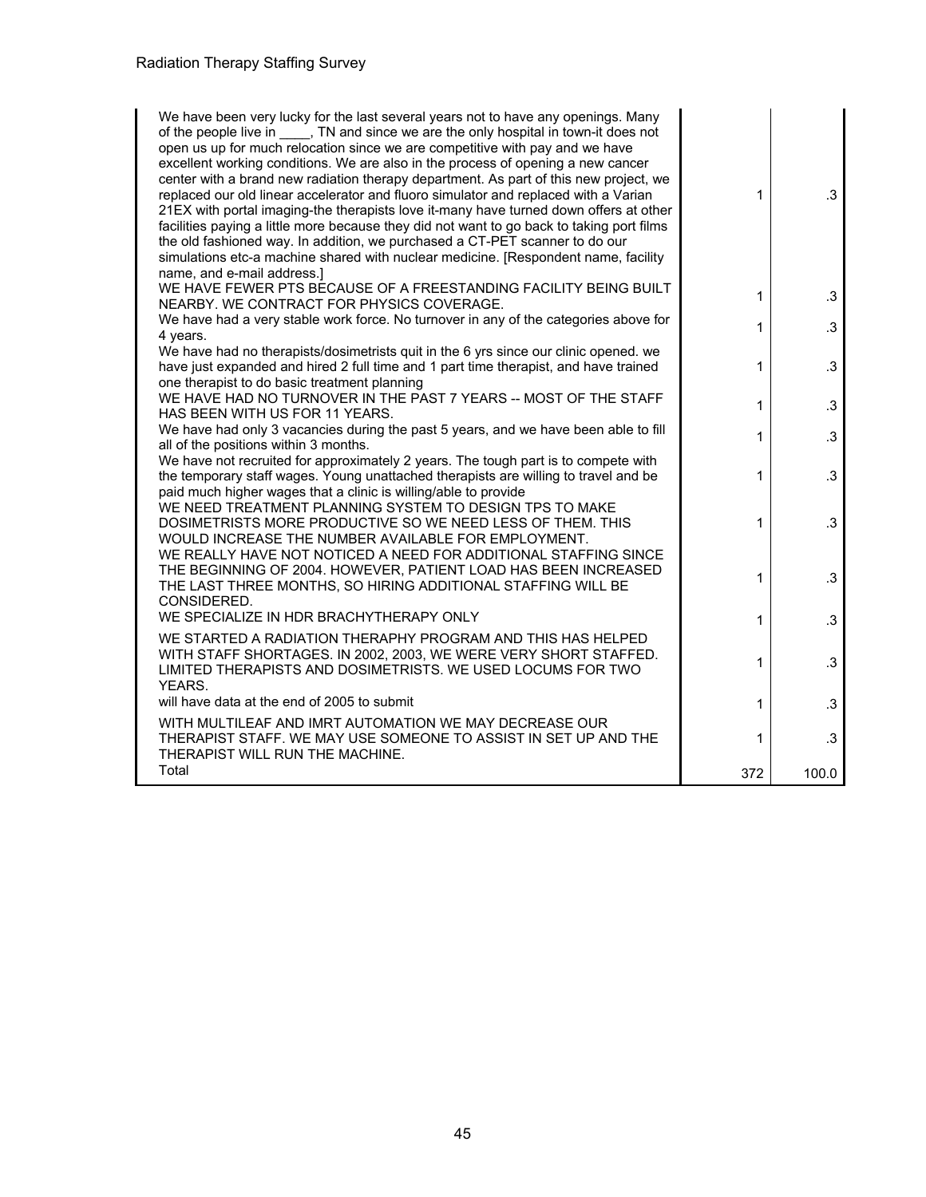| | | |
|---|---|---|
| We have been very lucky for the last several years not to have any openings. Many of the people live in ____, TN and since we are the only hospital in town-it does not open us up for much relocation since we are competitive with pay and we have excellent working conditions. We are also in the process of opening a new cancer center with a brand new radiation therapy department. As part of this new project, we replaced our old linear accelerator and fluoro simulator and replaced with a Varian 21EX with portal imaging-the therapists love it-many have turned down offers at other facilities paying a little more because they did not want to go back to taking port films the old fashioned way. In addition, we purchased a CT-PET scanner to do our simulations etc-a machine shared with nuclear medicine. [Respondent name, facility name, and e-mail address.] | 1 | .3 |
| WE HAVE FEWER PTS BECAUSE OF A FREESTANDING FACILITY BEING BUILT NEARBY. WE CONTRACT FOR PHYSICS COVERAGE. | 1 | .3 |
| We have had a very stable work force. No turnover in any of the categories above for 4 years. | 1 | .3 |
| We have had no therapists/dosimetrists quit in the 6 yrs since our clinic opened. we have just expanded and hired 2 full time and 1 part time therapist, and have trained one therapist to do basic treatment planning | 1 | .3 |
| WE HAVE HAD NO TURNOVER IN THE PAST 7 YEARS -- MOST OF THE STAFF HAS BEEN WITH US FOR 11 YEARS. | 1 | .3 |
| We have had only 3 vacancies during the past 5 years, and we have been able to fill all of the positions within 3 months. | 1 | .3 |
| We have not recruited for approximately 2 years. The tough part is to compete with the temporary staff wages. Young unattached therapists are willing to travel and be paid much higher wages that a clinic is willing/able to provide | 1 | .3 |
| WE NEED TREATMENT PLANNING SYSTEM TO DESIGN TPS TO MAKE DOSIMETRISTS MORE PRODUCTIVE SO WE NEED LESS OF THEM. THIS WOULD INCREASE THE NUMBER AVAILABLE FOR EMPLOYMENT. | 1 | .3 |
| WE REALLY HAVE NOT NOTICED A NEED FOR ADDITIONAL STAFFING SINCE THE BEGINNING OF 2004. HOWEVER, PATIENT LOAD HAS BEEN INCREASED THE LAST THREE MONTHS, SO HIRING ADDITIONAL STAFFING WILL BE CONSIDERED. | 1 | .3 |
| WE SPECIALIZE IN HDR BRACHYTHERAPY ONLY | 1 | .3 |
| WE STARTED A RADIATION THERAPHY PROGRAM AND THIS HAS HELPED WITH STAFF SHORTAGES. IN 2002, 2003, WE WERE VERY SHORT STAFFED. LIMITED THERAPISTS AND DOSIMETRISTS. WE USED LOCUMS FOR TWO YEARS. | 1 | .3 |
| will have data at the end of 2005 to submit | 1 | .3 |
| WITH MULTILEAF AND IMRT AUTOMATION WE MAY DECREASE OUR THERAPIST STAFF. WE MAY USE SOMEONE TO ASSIST IN SET UP AND THE THERAPIST WILL RUN THE MACHINE. | 1 | .3 |
| Total | 372 | 100.0 |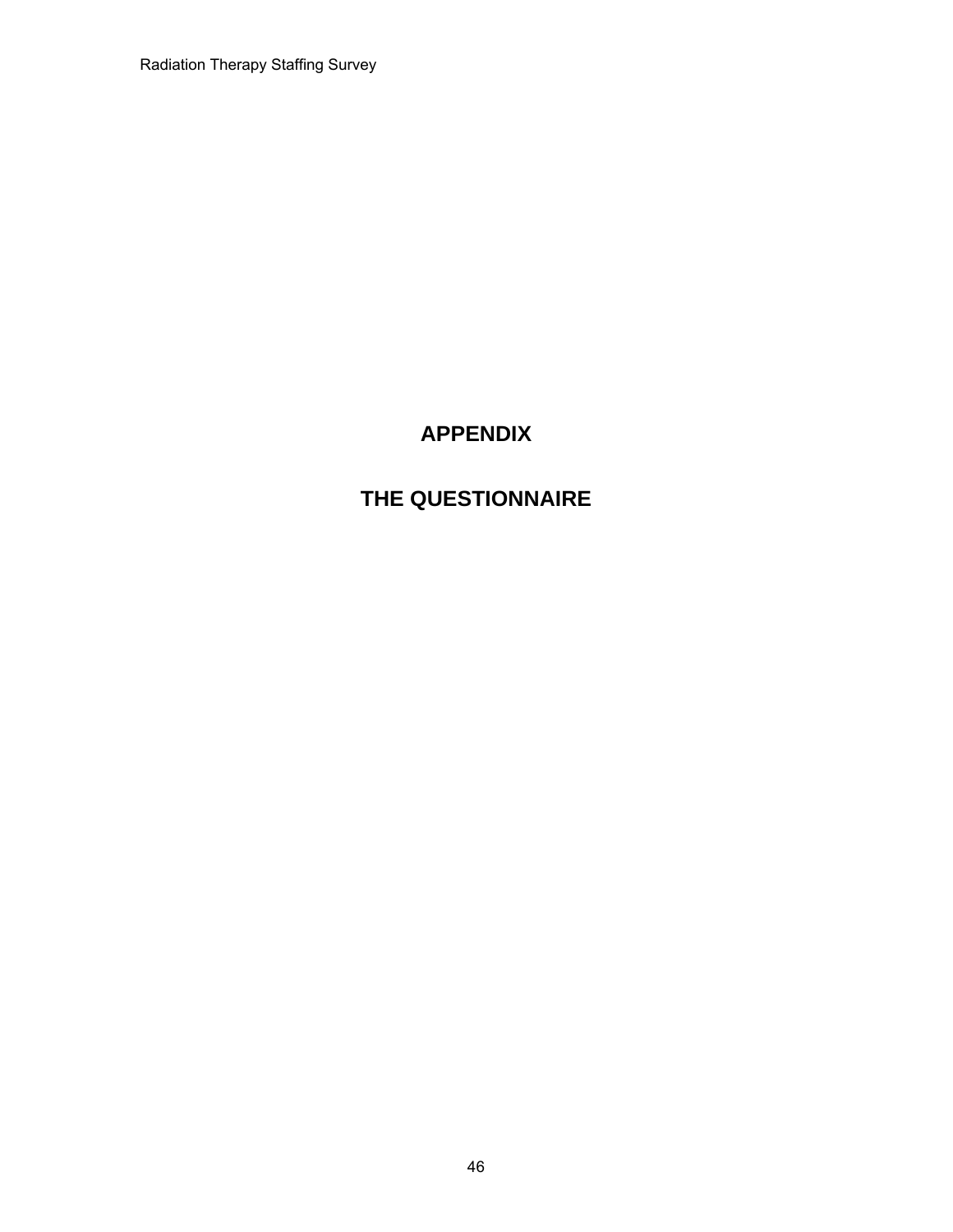# APPENDIX

# THE QUESTIONNAIRE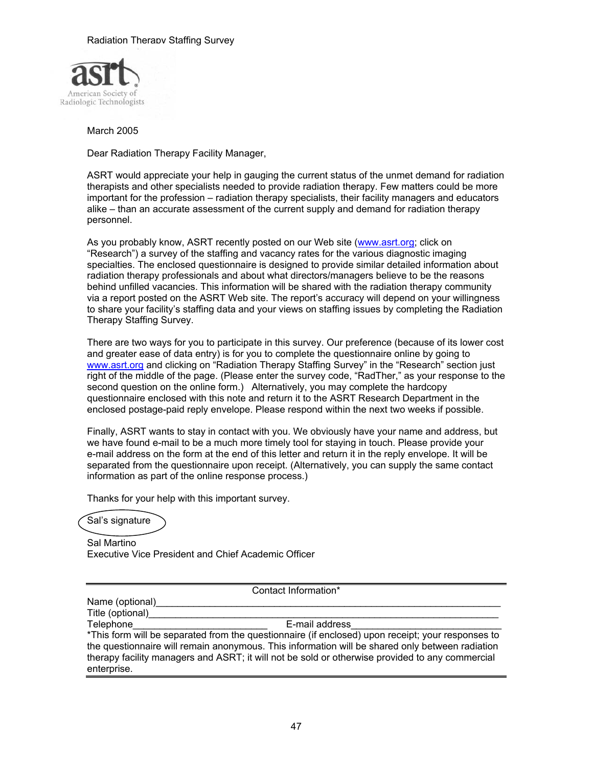Radiation Therapy Staffing Survey

American Society of Radiologic Technologists

March 2005

Dear Radiation Therapy Facility Manager,

ASRT would appreciate your help in gauging the current status of the unmet demand for radiation therapists and other specialists needed to provide radiation therapy. Few matters could be more important for the profession – radiation therapy specialists, their facility managers and educators alike – than an accurate assessment of the current supply and demand for radiation therapy personnel.

As you probably know, ASRT recently posted on our Web site (www.asrt.org; click on "Research") a survey of the staffing and vacancy rates for the various diagnostic imaging specialties. The enclosed questionnaire is designed to provide similar detailed information about radiation therapy professionals and about what directors/managers believe to be the reasons behind unfilled vacancies. This information will be shared with the radiation therapy community via a report posted on the ASRT Web site. The report's accuracy will depend on your willingness to share your facility's staffing data and your views on staffing issues by completing the Radiation Therapy Staffing Survey.

There are two ways for you to participate in this survey. Our preference (because of its lower cost and greater ease of data entry) is for you to complete the questionnaire online by going to www.asrt.org and clicking on "Radiation Therapy Staffing Survey" in the "Research" section just right of the middle of the page. (Please enter the survey code, "RadTher," as your response to the second question on the online form.) Alternatively, you may complete the hardcopy questionnaire enclosed with this note and return it to the ASRT Research Department in the enclosed postage-paid reply envelope. Please respond within the next two weeks if possible.

Finally, ASRT wants to stay in contact with you. We obviously have your name and address, but we have found e-mail to be a much more timely tool for staying in touch. Please provide your e-mail address on the form at the end of this letter and return it in the reply envelope. It will be separated from the questionnaire upon receipt. (Alternatively, you can supply the same contact information as part of the online response process.)

Thanks for your help with this important survey.

Sal's signature

Sal Martino
Executive Vice President and Chief Academic Officer

---

Contact Information*

Name (optional)____________________________________________

Title (optional)____________________________________________

Telephone_________________________ E-mail address____________________________

*This form will be separated from the questionnaire (if enclosed) upon receipt; your responses to the questionnaire will remain anonymous. This information will be shared only between radiation therapy facility managers and ASRT; it will not be sold or otherwise provided to any commercial enterprise.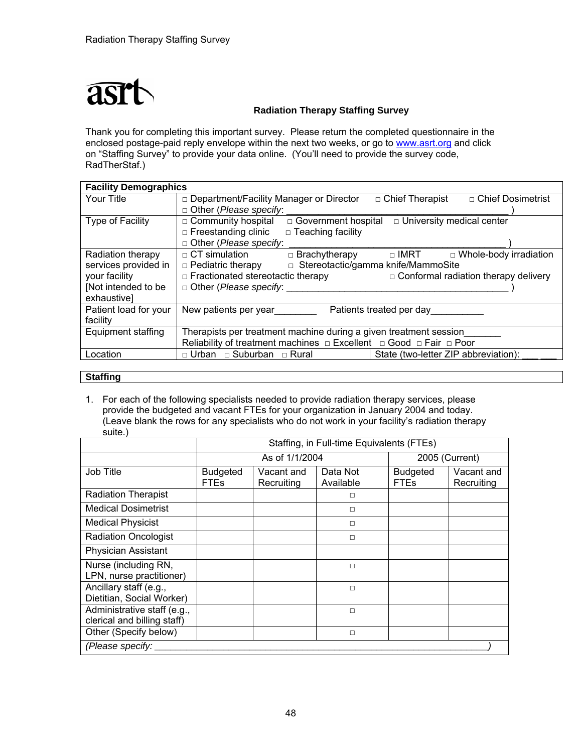asrt

## Radiation Therapy Staffing Survey

Thank you for completing this important survey. Please return the completed questionnaire in the enclosed postage-paid reply envelope within the next two weeks, or go to www.asrt.org and click on "Staffing Survey" to provide your data online. (You'll need to provide the survey code, RadTherStaf.)

| **Facility Demographics** | |
|---|---|
| Your Title | □ Department/Facility Manager or Director □ Chief Therapist □ Chief Dosimetrist □ Other (*Please specify*: ________________________________________ ) |
| Type of Facility | □ Community hospital □ Government hospital □ University medical center □ Freestanding clinic □ Teaching facility □ Other (*Please specify*: ________________________________________ ) |
| Radiation therapy services provided in your facility [Not intended to be exhaustive] | □ CT simulation □ Brachytherapy □ IMRT □ Whole-body irradiation □ Pediatric therapy □ Stereotactic/gamma knife/MammoSite □ Fractionated stereotactic therapy □ Conformal radiation therapy delivery □ Other (*Please specify*: ________________________________________ ) |
| Patient load for your facility | New patients per year________ Patients treated per day__________ |
| Equipment staffing | Therapists per treatment machine during a given treatment session_______ Reliability of treatment machines □ Excellent □ Good □ Fair □ Poor |
| Location | □ Urban □ Suburban □ Rural State (two-letter ZIP abbreviation): ___ ___ |

| **Staffing** |
|---|

1. For each of the following specialists needed to provide radiation therapy services, please provide the budgeted and vacant FTEs for your organization in January 2004 and today. (Leave blank the rows for any specialists who do not work in your facility's radiation therapy suite.)

| | Staffing, in Full-time Equivalents (FTEs) | | | | |
|---|---|---|---|---|---|
| | As of 1/1/2004 | | | 2005 (Current) | |
| Job Title | Budgeted FTEs | Vacant and Recruiting | Data Not Available | Budgeted FTEs | Vacant and Recruiting |
| Radiation Therapist | | | □ | | |
| Medical Dosimetrist | | | □ | | |
| Medical Physicist | | | □ | | |
| Radiation Oncologist | | | □ | | |
| Physician Assistant | | | | | |
| Nurse (including RN, LPN, nurse practitioner) | | | □ | | |
| Ancillary staff (e.g., Dietitian, Social Worker) | | | □ | | |
| Administrative staff (e.g., clerical and billing staff) | | | □ | | |
| Other (Specify below) | | | □ | | |
| *(Please specify: ________________________________________)* | | | | | |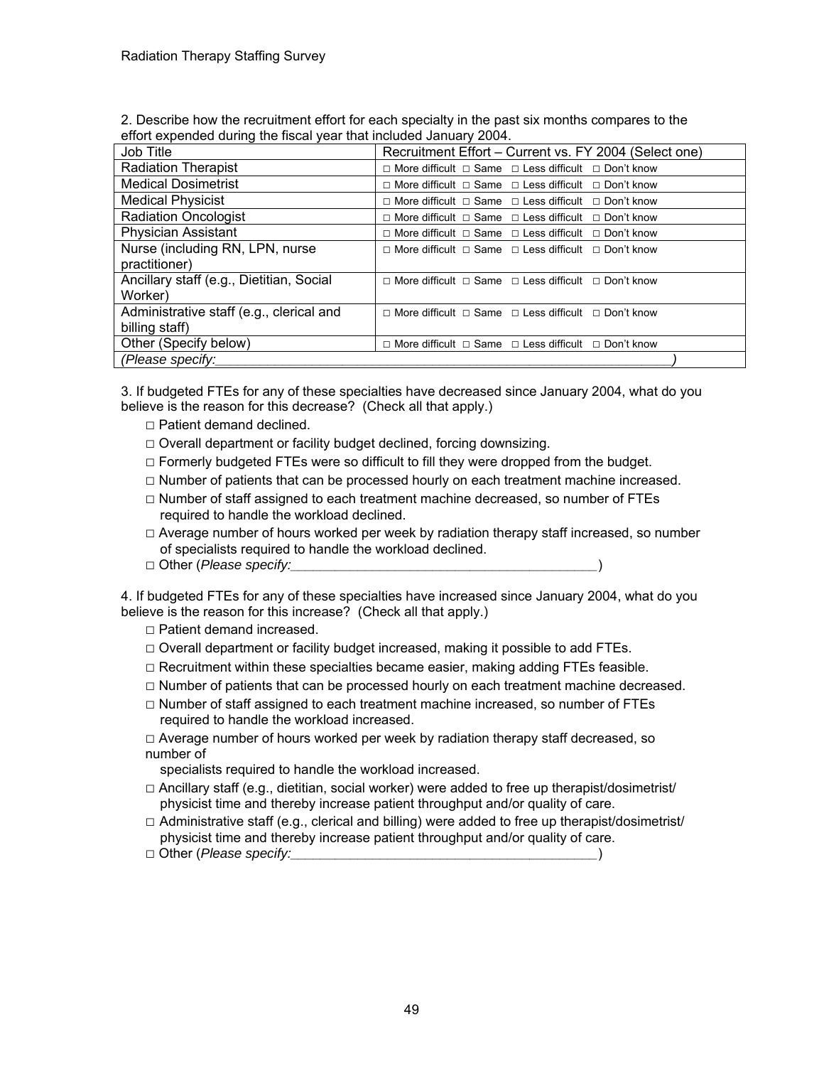2. Describe how the recruitment effort for each specialty in the past six months compares to the effort expended during the fiscal year that included January 2004.

| Job Title | Recruitment Effort – Current vs. FY 2004 (Select one) |
|---|---|
| Radiation Therapist | □ More difficult □ Same □ Less difficult □ Don't know |
| Medical Dosimetrist | □ More difficult □ Same □ Less difficult □ Don't know |
| Medical Physicist | □ More difficult □ Same □ Less difficult □ Don't know |
| Radiation Oncologist | □ More difficult □ Same □ Less difficult □ Don't know |
| Physician Assistant | □ More difficult □ Same □ Less difficult □ Don't know |
| Nurse (including RN, LPN, nurse practitioner) | □ More difficult □ Same □ Less difficult □ Don't know |
| Ancillary staff (e.g., Dietitian, Social Worker) | □ More difficult □ Same □ Less difficult □ Don't know |
| Administrative staff (e.g., clerical and billing staff) | □ More difficult □ Same □ Less difficult □ Don't know |
| Other (Specify below) | □ More difficult □ Same □ Less difficult □ Don't know |
| *(Please specify:____________________________________________________________)* | |

3. If budgeted FTEs for any of these specialties have decreased since January 2004, what do you believe is the reason for this decrease? (Check all that apply.)

- □ Patient demand declined.
- □ Overall department or facility budget declined, forcing downsizing.
- □ Formerly budgeted FTEs were so difficult to fill they were dropped from the budget.
- □ Number of patients that can be processed hourly on each treatment machine increased.
- □ Number of staff assigned to each treatment machine decreased, so number of FTEs required to handle the workload declined.
- □ Average number of hours worked per week by radiation therapy staff increased, so number of specialists required to handle the workload declined.
- □ Other (*Please specify:*__________________________________________)

4. If budgeted FTEs for any of these specialties have increased since January 2004, what do you believe is the reason for this increase? (Check all that apply.)

- □ Patient demand increased.
- □ Overall department or facility budget increased, making it possible to add FTEs.
- □ Recruitment within these specialties became easier, making adding FTEs feasible.
- □ Number of patients that can be processed hourly on each treatment machine decreased.
- □ Number of staff assigned to each treatment machine increased, so number of FTEs required to handle the workload increased.
- □ Average number of hours worked per week by radiation therapy staff decreased, so number of specialists required to handle the workload increased.
- □ Ancillary staff (e.g., dietitian, social worker) were added to free up therapist/dosimetrist/ physicist time and thereby increase patient throughput and/or quality of care.
- □ Administrative staff (e.g., clerical and billing) were added to free up therapist/dosimetrist/ physicist time and thereby increase patient throughput and/or quality of care.
- □ Other (*Please specify:*__________________________________________)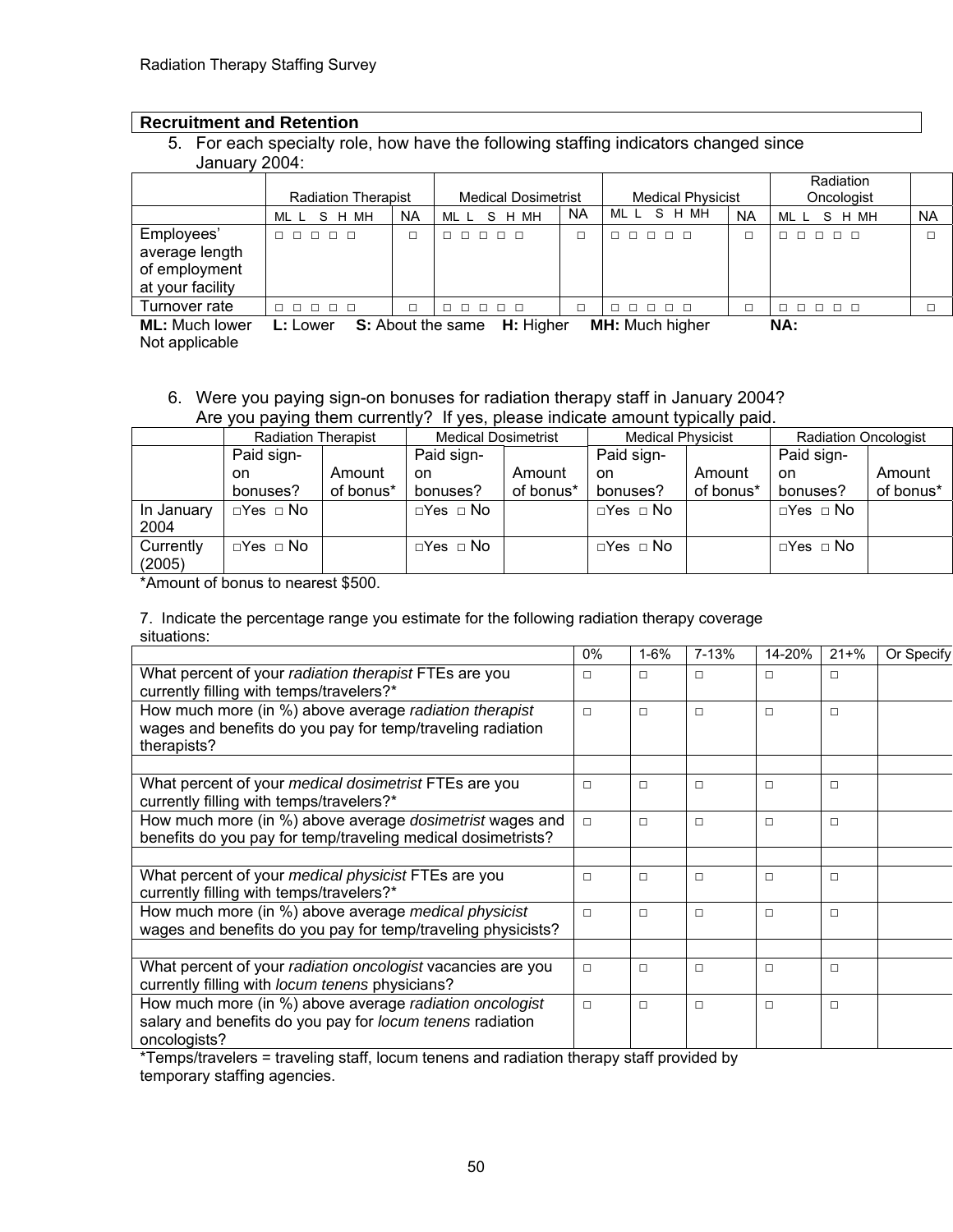## Recruitment and Retention

5. For each specialty role, how have the following staffing indicators changed since January 2004:

| | Radiation Therapist | | Medical Dosimetrist | | Medical Physicist | | Radiation Oncologist | |
|---|---|---|---|---|---|---|---|---|
| | ML L S H MH | NA | ML L S H MH | NA | ML L S H MH | NA | ML L S H MH | NA |
| Employees' average length of employment at your facility | □ □ □ □ □ | □ | □ □ □ □ □ | □ | □ □ □ □ □ | □ | □ □ □ □ □ | □ |
| Turnover rate | □ □ □ □ □ | □ | □ □ □ □ □ | □ | □ □ □ □ □ | □ | □ □ □ □ □ | □ |

**ML:** Much lower **L:** Lower **S:** About the same **H:** Higher **MH:** Much higher **NA:** Not applicable

6. Were you paying sign-on bonuses for radiation therapy staff in January 2004? Are you paying them currently? If yes, please indicate amount typically paid.

| | Radiation Therapist | | Medical Dosimetrist | | Medical Physicist | | Radiation Oncologist | |
|---|---|---|---|---|---|---|---|---|
| | Paid sign-on bonuses? | Amount of bonus* | Paid sign-on bonuses? | Amount of bonus* | Paid sign-on bonuses? | Amount of bonus* | Paid sign-on bonuses? | Amount of bonus* |
| In January 2004 | □Yes □ No | | □Yes □ No | | □Yes □ No | | □Yes □ No | |
| Currently (2005) | □Yes □ No | | □Yes □ No | | □Yes □ No | | □Yes □ No | |

*Amount of bonus to nearest $500.

7. Indicate the percentage range you estimate for the following radiation therapy coverage situations:

| | 0% | 1-6% | 7-13% | 14-20% | 21+% | Or Specify |
|---|---|---|---|---|---|---|
| What percent of your *radiation therapist* FTEs are you currently filling with temps/travelers?* | □ | □ | □ | □ | □ | |
| How much more (in %) above average *radiation therapist* wages and benefits do you pay for temp/traveling radiation therapists? | □ | □ | □ | □ | □ | |
| | | | | | | |
| What percent of your *medical dosimetrist* FTEs are you currently filling with temps/travelers?* | □ | □ | □ | □ | □ | |
| How much more (in %) above average *dosimetrist* wages and benefits do you pay for temp/traveling medical dosimetrists? | □ | □ | □ | □ | □ | |
| | | | | | | |
| What percent of your *medical physicist* FTEs are you currently filling with temps/travelers?* | □ | □ | □ | □ | □ | |
| How much more (in %) above average *medical physicist* wages and benefits do you pay for temp/traveling physicists? | □ | □ | □ | □ | □ | |
| | | | | | | |
| What percent of your *radiation oncologist* vacancies are you currently filling with *locum tenens* physicians? | □ | □ | □ | □ | □ | |
| How much more (in %) above average *radiation oncologist* salary and benefits do you pay for *locum tenens* radiation oncologists? | □ | □ | □ | □ | □ | |

*Temps/travelers = traveling staff, locum tenens and radiation therapy staff provided by temporary staffing agencies.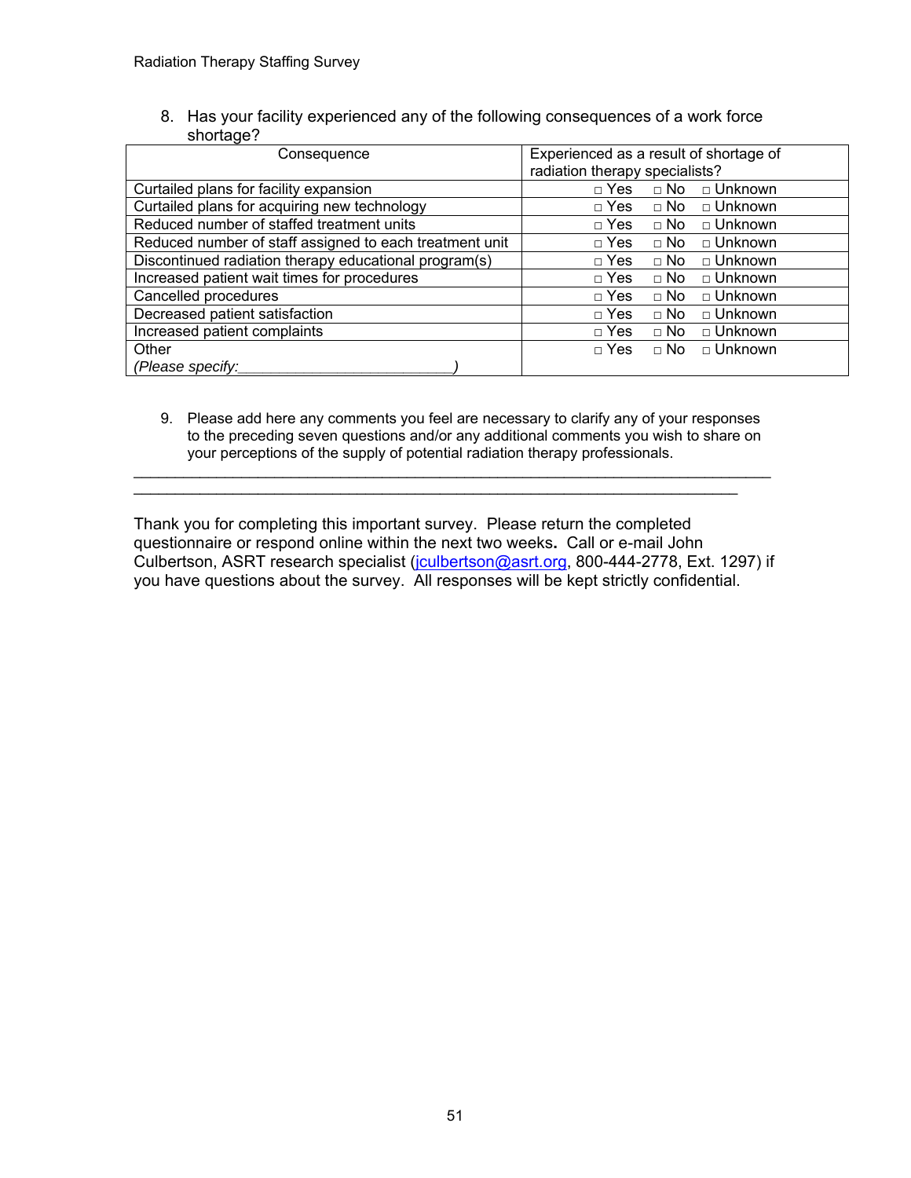8. Has your facility experienced any of the following consequences of a work force shortage?

| Consequence | Experienced as a result of shortage of radiation therapy specialists? |
|---|---|
| Curtailed plans for facility expansion | □ Yes □ No □ Unknown |
| Curtailed plans for acquiring new technology | □ Yes □ No □ Unknown |
| Reduced number of staffed treatment units | □ Yes □ No □ Unknown |
| Reduced number of staff assigned to each treatment unit | □ Yes □ No □ Unknown |
| Discontinued radiation therapy educational program(s) | □ Yes □ No □ Unknown |
| Increased patient wait times for procedures | □ Yes □ No □ Unknown |
| Cancelled procedures | □ Yes □ No □ Unknown |
| Decreased patient satisfaction | □ Yes □ No □ Unknown |
| Increased patient complaints | □ Yes □ No □ Unknown |
| Other *(Please specify:________________________)* | □ Yes □ No □ Unknown |

9. Please add here any comments you feel are necessary to clarify any of your responses to the preceding seven questions and/or any additional comments you wish to share on your perceptions of the supply of potential radiation therapy professionals.

_________________________________________________________________________

_________________________________________________________________________

Thank you for completing this important survey. Please return the completed questionnaire or respond online within the next two weeks**.** Call or e-mail John Culbertson, ASRT research specialist (jculbertson@asrt.org, 800-444-2778, Ext. 1297) if you have questions about the survey. All responses will be kept strictly confidential.